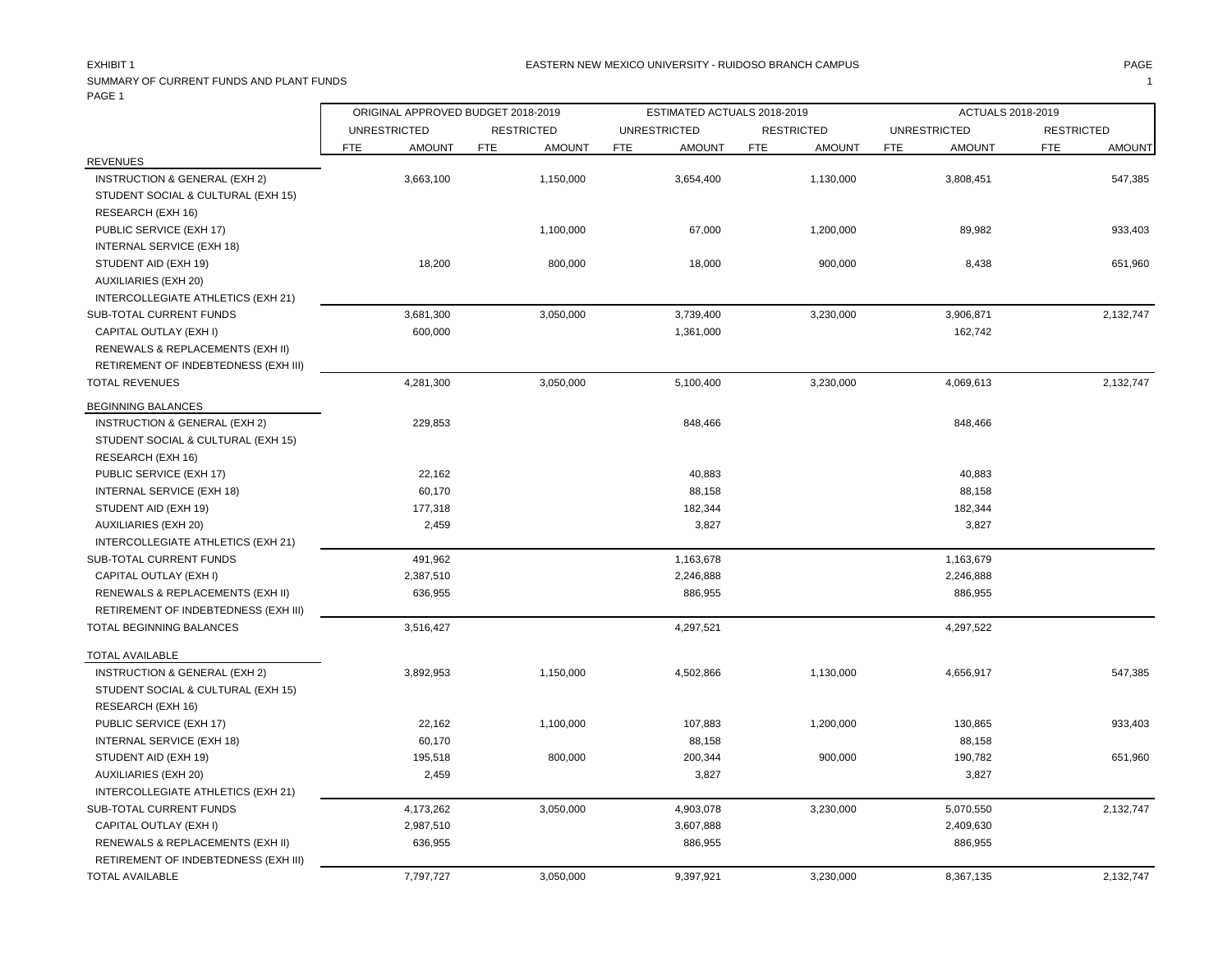EXHIBIT 1

EASTERN NEW MEXICO UNIVERSITY - RUIDOSO BRANCH CAMPUS

SUMMARY OF CURRENT FUNDS AND PLANT FUNDS

PAGE 1

| | ORIGINAL APPROVED BUDGET 2018-2019 | | | | ESTIMATED ACTUALS 2018-2019 | | | | ACTUALS 2018-2019 | | | |
|---|---|---|---|---|---|---|---|---|---|---|---|---|
| | UNRESTRICTED | | RESTRICTED | | UNRESTRICTED | | RESTRICTED | | UNRESTRICTED | | RESTRICTED | |
| | FTE | AMOUNT | FTE | AMOUNT | FTE | AMOUNT | FTE | AMOUNT | FTE | AMOUNT | FTE | AMOUNT |
| REVENUES | | | | | | | | | | | | |
| INSTRUCTION & GENERAL (EXH 2) | | 3,663,100 | | 1,150,000 | | 3,654,400 | | 1,130,000 | | 3,808,451 | | 547,385 |
| STUDENT SOCIAL & CULTURAL (EXH 15) | | | | | | | | | | | | |
| RESEARCH (EXH 16) | | | | | | | | | | | | |
| PUBLIC SERVICE (EXH 17) | | | | 1,100,000 | | 67,000 | | 1,200,000 | | 89,982 | | 933,403 |
| INTERNAL SERVICE (EXH 18) | | | | | | | | | | | | |
| STUDENT AID (EXH 19) | | 18,200 | | 800,000 | | 18,000 | | 900,000 | | 8,438 | | 651,960 |
| AUXILIARIES (EXH 20) | | | | | | | | | | | | |
| INTERCOLLEGIATE ATHLETICS (EXH 21) | | | | | | | | | | | | |
| SUB-TOTAL CURRENT FUNDS | | 3,681,300 | | 3,050,000 | | 3,739,400 | | 3,230,000 | | 3,906,871 | | 2,132,747 |
| CAPITAL OUTLAY (EXH I) | | 600,000 | | | | 1,361,000 | | | | 162,742 | | |
| RENEWALS & REPLACEMENTS (EXH II) | | | | | | | | | | | | |
| RETIREMENT OF INDEBTEDNESS (EXH III) | | | | | | | | | | | | |
| TOTAL REVENUES | | 4,281,300 | | 3,050,000 | | 5,100,400 | | 3,230,000 | | 4,069,613 | | 2,132,747 |
| BEGINNING BALANCES | | | | | | | | | | | | |
| INSTRUCTION & GENERAL (EXH 2) | | 229,853 | | | | 848,466 | | | | 848,466 | | |
| STUDENT SOCIAL & CULTURAL (EXH 15) | | | | | | | | | | | | |
| RESEARCH (EXH 16) | | | | | | | | | | | | |
| PUBLIC SERVICE (EXH 17) | | 22,162 | | | | 40,883 | | | | 40,883 | | |
| INTERNAL SERVICE (EXH 18) | | 60,170 | | | | 88,158 | | | | 88,158 | | |
| STUDENT AID (EXH 19) | | 177,318 | | | | 182,344 | | | | 182,344 | | |
| AUXILIARIES (EXH 20) | | 2,459 | | | | 3,827 | | | | 3,827 | | |
| INTERCOLLEGIATE ATHLETICS (EXH 21) | | | | | | | | | | | | |
| SUB-TOTAL CURRENT FUNDS | | 491,962 | | | | 1,163,678 | | | | 1,163,679 | | |
| CAPITAL OUTLAY (EXH I) | | 2,387,510 | | | | 2,246,888 | | | | 2,246,888 | | |
| RENEWALS & REPLACEMENTS (EXH II) | | 636,955 | | | | 886,955 | | | | 886,955 | | |
| RETIREMENT OF INDEBTEDNESS (EXH III) | | | | | | | | | | | | |
| TOTAL BEGINNING BALANCES | | 3,516,427 | | | | 4,297,521 | | | | 4,297,522 | | |
| TOTAL AVAILABLE | | | | | | | | | | | | |
| INSTRUCTION & GENERAL (EXH 2) | | 3,892,953 | | 1,150,000 | | 4,502,866 | | 1,130,000 | | 4,656,917 | | 547,385 |
| STUDENT SOCIAL & CULTURAL (EXH 15) | | | | | | | | | | | | |
| RESEARCH (EXH 16) | | | | | | | | | | | | |
| PUBLIC SERVICE (EXH 17) | | 22,162 | | 1,100,000 | | 107,883 | | 1,200,000 | | 130,865 | | 933,403 |
| INTERNAL SERVICE (EXH 18) | | 60,170 | | | | 88,158 | | | | 88,158 | | |
| STUDENT AID (EXH 19) | | 195,518 | | 800,000 | | 200,344 | | 900,000 | | 190,782 | | 651,960 |
| AUXILIARIES (EXH 20) | | 2,459 | | | | 3,827 | | | | 3,827 | | |
| INTERCOLLEGIATE ATHLETICS (EXH 21) | | | | | | | | | | | | |
| SUB-TOTAL CURRENT FUNDS | | 4,173,262 | | 3,050,000 | | 4,903,078 | | 3,230,000 | | 5,070,550 | | 2,132,747 |
| CAPITAL OUTLAY (EXH I) | | 2,987,510 | | | | 3,607,888 | | | | 2,409,630 | | |
| RENEWALS & REPLACEMENTS (EXH II) | | 636,955 | | | | 886,955 | | | | 886,955 | | |
| RETIREMENT OF INDEBTEDNESS (EXH III) | | | | | | | | | | | | |
| TOTAL AVAILABLE | | 7,797,727 | | 3,050,000 | | 9,397,921 | | 3,230,000 | | 8,367,135 | | 2,132,747 |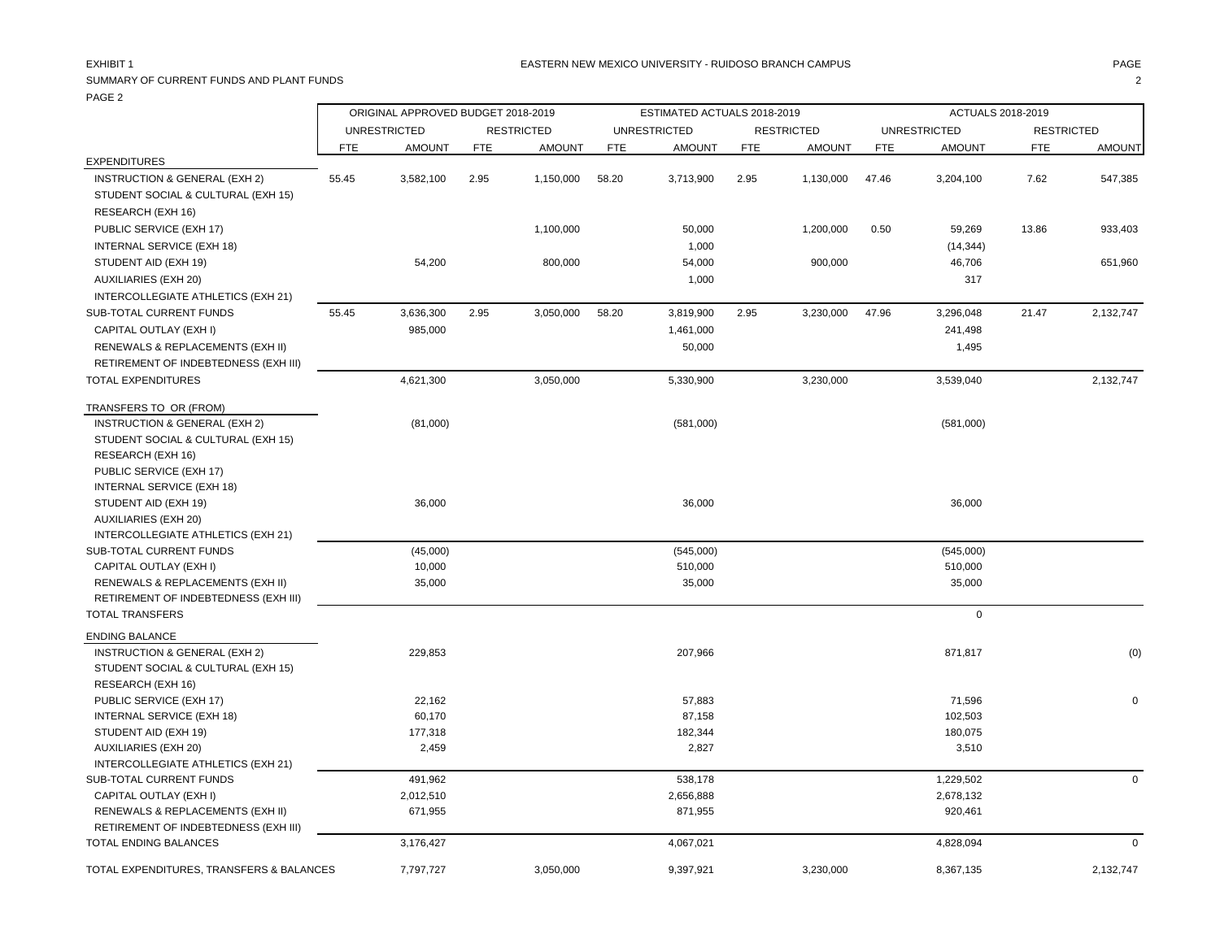EXHIBIT 1

EASTERN NEW MEXICO UNIVERSITY - RUIDOSO BRANCH CAMPUS

SUMMARY OF CURRENT FUNDS AND PLANT FUNDS

PAGE 2

| | ORIGINAL APPROVED BUDGET 2018-2019 | | | | ESTIMATED ACTUALS 2018-2019 | | | | ACTUALS 2018-2019 | | | |
|---|---|---|---|---|---|---|---|---|---|---|---|---|
| | UNRESTRICTED | | RESTRICTED | | UNRESTRICTED | | RESTRICTED | | UNRESTRICTED | | RESTRICTED | |
| | FTE | AMOUNT | FTE | AMOUNT | FTE | AMOUNT | FTE | AMOUNT | FTE | AMOUNT | FTE | AMOUNT |
| **EXPENDITURES** | | | | | | | | | | | | |
| INSTRUCTION & GENERAL (EXH 2) | 55.45 | 3,582,100 | 2.95 | 1,150,000 | 58.20 | 3,713,900 | 2.95 | 1,130,000 | 47.46 | 3,204,100 | 7.62 | 547,385 |
| STUDENT SOCIAL & CULTURAL (EXH 15) | | | | | | | | | | | | |
| RESEARCH (EXH 16) | | | | | | | | | | | | |
| PUBLIC SERVICE (EXH 17) | | | | 1,100,000 | | 50,000 | | 1,200,000 | 0.50 | 59,269 | 13.86 | 933,403 |
| INTERNAL SERVICE (EXH 18) | | | | | | 1,000 | | | | (14,344) | | |
| STUDENT AID (EXH 19) | | 54,200 | | 800,000 | | 54,000 | | 900,000 | | 46,706 | | 651,960 |
| AUXILIARIES (EXH 20) | | | | | | 1,000 | | | | 317 | | |
| INTERCOLLEGIATE ATHLETICS (EXH 21) | | | | | | | | | | | | |
| SUB-TOTAL CURRENT FUNDS | 55.45 | 3,636,300 | 2.95 | 3,050,000 | 58.20 | 3,819,900 | 2.95 | 3,230,000 | 47.96 | 3,296,048 | 21.47 | 2,132,747 |
| CAPITAL OUTLAY (EXH I) | | 985,000 | | | | 1,461,000 | | | | 241,498 | | |
| RENEWALS & REPLACEMENTS (EXH II) | | | | | | 50,000 | | | | 1,495 | | |
| RETIREMENT OF INDEBTEDNESS (EXH III) | | | | | | | | | | | | |
| TOTAL EXPENDITURES | | 4,621,300 | | 3,050,000 | | 5,330,900 | | 3,230,000 | | 3,539,040 | | 2,132,747 |
| **TRANSFERS TO OR (FROM)** | | | | | | | | | | | | |
| INSTRUCTION & GENERAL (EXH 2) | | (81,000) | | | | (581,000) | | | | (581,000) | | |
| STUDENT SOCIAL & CULTURAL (EXH 15) | | | | | | | | | | | | |
| RESEARCH (EXH 16) | | | | | | | | | | | | |
| PUBLIC SERVICE (EXH 17) | | | | | | | | | | | | |
| INTERNAL SERVICE (EXH 18) | | | | | | | | | | | | |
| STUDENT AID (EXH 19) | | 36,000 | | | | 36,000 | | | | 36,000 | | |
| AUXILIARIES (EXH 20) | | | | | | | | | | | | |
| INTERCOLLEGIATE ATHLETICS (EXH 21) | | | | | | | | | | | | |
| SUB-TOTAL CURRENT FUNDS | | (45,000) | | | | (545,000) | | | | (545,000) | | |
| CAPITAL OUTLAY (EXH I) | | 10,000 | | | | 510,000 | | | | 510,000 | | |
| RENEWALS & REPLACEMENTS (EXH II) | | 35,000 | | | | 35,000 | | | | 35,000 | | |
| RETIREMENT OF INDEBTEDNESS (EXH III) | | | | | | | | | | | | |
| TOTAL TRANSFERS | | | | | | | | | | 0 | | |
| **ENDING BALANCE** | | | | | | | | | | | | |
| INSTRUCTION & GENERAL (EXH 2) | | 229,853 | | | | 207,966 | | | | 871,817 | | (0) |
| STUDENT SOCIAL & CULTURAL (EXH 15) | | | | | | | | | | | | |
| RESEARCH (EXH 16) | | | | | | | | | | | | |
| PUBLIC SERVICE (EXH 17) | | 22,162 | | | | 57,883 | | | | 71,596 | | 0 |
| INTERNAL SERVICE (EXH 18) | | 60,170 | | | | 87,158 | | | | 102,503 | | |
| STUDENT AID (EXH 19) | | 177,318 | | | | 182,344 | | | | 180,075 | | |
| AUXILIARIES (EXH 20) | | 2,459 | | | | 2,827 | | | | 3,510 | | |
| INTERCOLLEGIATE ATHLETICS (EXH 21) | | | | | | | | | | | | |
| SUB-TOTAL CURRENT FUNDS | | 491,962 | | | | 538,178 | | | | 1,229,502 | | 0 |
| CAPITAL OUTLAY (EXH I) | | 2,012,510 | | | | 2,656,888 | | | | 2,678,132 | | |
| RENEWALS & REPLACEMENTS (EXH II) | | 671,955 | | | | 871,955 | | | | 920,461 | | |
| RETIREMENT OF INDEBTEDNESS (EXH III) | | | | | | | | | | | | |
| TOTAL ENDING BALANCES | | 3,176,427 | | | | 4,067,021 | | | | 4,828,094 | | 0 |
| TOTAL EXPENDITURES, TRANSFERS & BALANCES | | 7,797,727 | | 3,050,000 | | 9,397,921 | | 3,230,000 | | 8,367,135 | | 2,132,747 |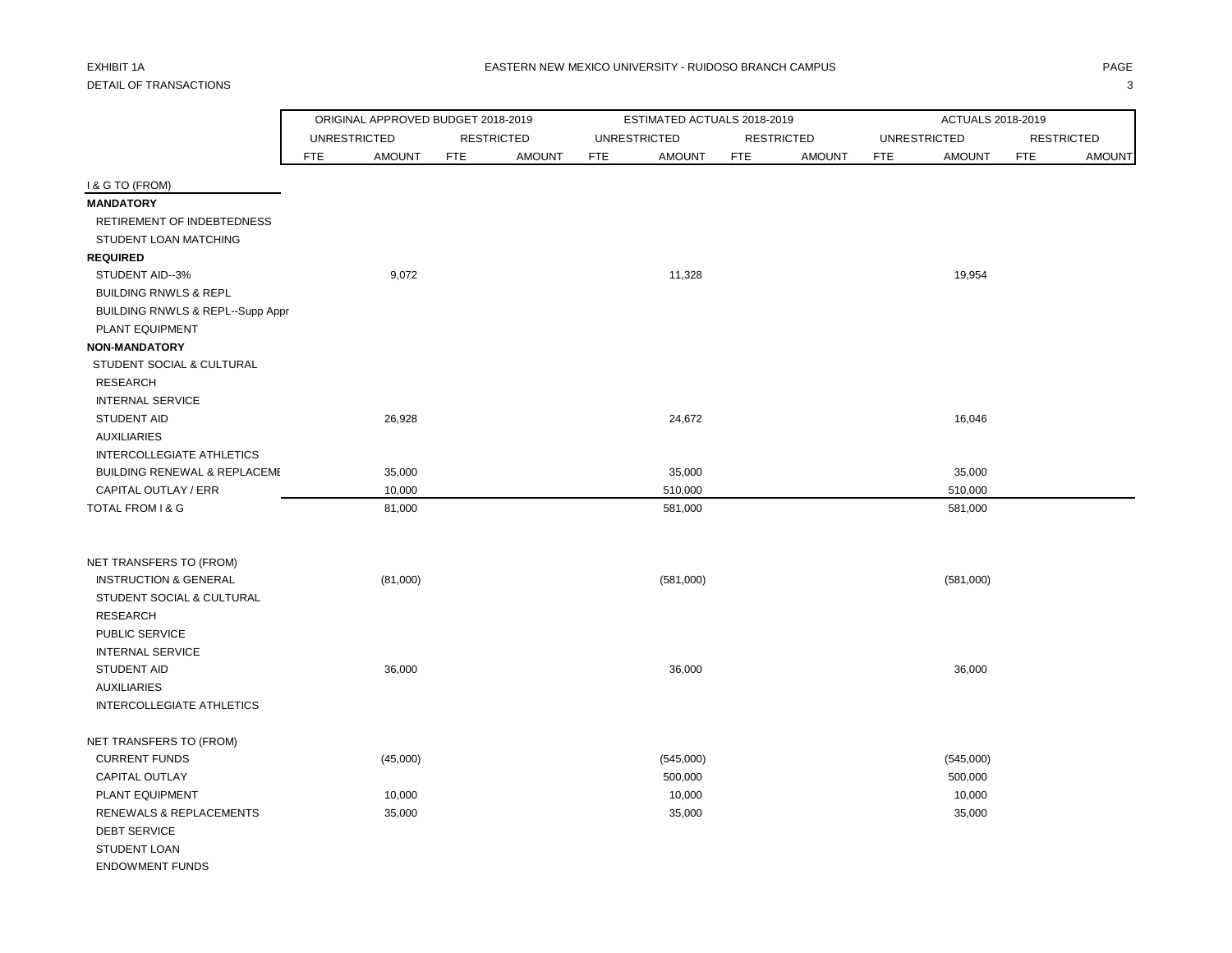EXHIBIT 1A

DETAIL OF TRANSACTIONS

EASTERN NEW MEXICO UNIVERSITY - RUIDOSO BRANCH CAMPUS

| | ORIGINAL APPROVED BUDGET 2018-2019 | | | | ESTIMATED ACTUALS 2018-2019 | | | | ACTUALS 2018-2019 | | | |
|---|---|---|---|---|---|---|---|---|---|---|---|---|
| | UNRESTRICTED | | RESTRICTED | | UNRESTRICTED | | RESTRICTED | | UNRESTRICTED | | RESTRICTED | |
| | FTE | AMOUNT | FTE | AMOUNT | FTE | AMOUNT | FTE | AMOUNT | FTE | AMOUNT | FTE | AMOUNT |
| I & G TO (FROM) | | | | | | | | | | | | |
| **MANDATORY** | | | | | | | | | | | | |
| RETIREMENT OF INDEBTEDNESS | | | | | | | | | | | | |
| STUDENT LOAN MATCHING | | | | | | | | | | | | |
| **REQUIRED** | | | | | | | | | | | | |
| STUDENT AID--3% | | 9,072 | | | | 11,328 | | | | 19,954 | | |
| BUILDING RNWLS & REPL | | | | | | | | | | | | |
| BUILDING RNWLS & REPL--Supp Appr | | | | | | | | | | | | |
| PLANT EQUIPMENT | | | | | | | | | | | | |
| **NON-MANDATORY** | | | | | | | | | | | | |
| STUDENT SOCIAL & CULTURAL | | | | | | | | | | | | |
| RESEARCH | | | | | | | | | | | | |
| INTERNAL SERVICE | | | | | | | | | | | | |
| STUDENT AID | | 26,928 | | | | 24,672 | | | | 16,046 | | |
| AUXILIARIES | | | | | | | | | | | | |
| INTERCOLLEGIATE ATHLETICS | | | | | | | | | | | | |
| BUILDING RENEWAL & REPLACEMI | | 35,000 | | | | 35,000 | | | | 35,000 | | |
| CAPITAL OUTLAY / ERR | | 10,000 | | | | 510,000 | | | | 510,000 | | |
| TOTAL FROM I & G | | 81,000 | | | | 581,000 | | | | 581,000 | | |
| | | | | | | | | | | | | |
| NET TRANSFERS TO (FROM) | | | | | | | | | | | | |
| INSTRUCTION & GENERAL | | (81,000) | | | | (581,000) | | | | (581,000) | | |
| STUDENT SOCIAL & CULTURAL | | | | | | | | | | | | |
| RESEARCH | | | | | | | | | | | | |
| PUBLIC SERVICE | | | | | | | | | | | | |
| INTERNAL SERVICE | | | | | | | | | | | | |
| STUDENT AID | | 36,000 | | | | 36,000 | | | | 36,000 | | |
| AUXILIARIES | | | | | | | | | | | | |
| INTERCOLLEGIATE ATHLETICS | | | | | | | | | | | | |
| | | | | | | | | | | | | |
| NET TRANSFERS TO (FROM) | | | | | | | | | | | | |
| CURRENT FUNDS | | (45,000) | | | | (545,000) | | | | (545,000) | | |
| CAPITAL OUTLAY | | | | | | 500,000 | | | | 500,000 | | |
| PLANT EQUIPMENT | | 10,000 | | | | 10,000 | | | | 10,000 | | |
| RENEWALS & REPLACEMENTS | | 35,000 | | | | 35,000 | | | | 35,000 | | |
| DEBT SERVICE | | | | | | | | | | | | |
| STUDENT LOAN | | | | | | | | | | | | |
| ENDOWMENT FUNDS | | | | | | | | | | | | |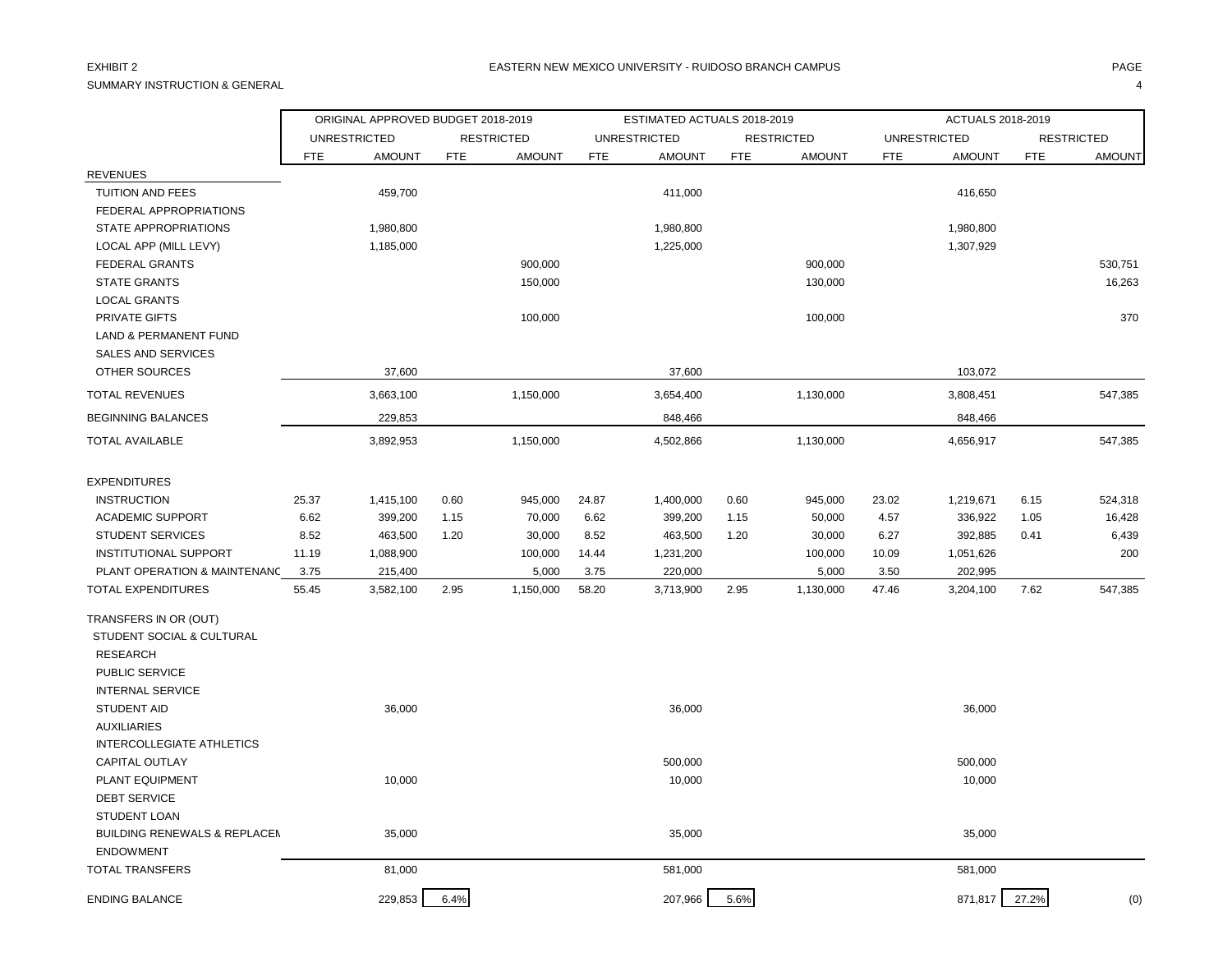EXHIBIT 2

EASTERN NEW MEXICO UNIVERSITY - RUIDOSO BRANCH CAMPUS

SUMMARY INSTRUCTION & GENERAL

| | ORIGINAL APPROVED BUDGET 2018-2019 | | | | ESTIMATED ACTUALS 2018-2019 | | | | ACTUALS 2018-2019 | | | |
|---|---|---|---|---|---|---|---|---|---|---|---|---|
| | UNRESTRICTED | | RESTRICTED | | UNRESTRICTED | | RESTRICTED | | UNRESTRICTED | | RESTRICTED | |
| | FTE | AMOUNT | FTE | AMOUNT | FTE | AMOUNT | FTE | AMOUNT | FTE | AMOUNT | FTE | AMOUNT |
| REVENUES | | | | | | | | | | | | |
| TUITION AND FEES | | 459,700 | | | | 411,000 | | | | 416,650 | | |
| FEDERAL APPROPRIATIONS | | | | | | | | | | | | |
| STATE APPROPRIATIONS | | 1,980,800 | | | | 1,980,800 | | | | 1,980,800 | | |
| LOCAL APP (MILL LEVY) | | 1,185,000 | | | | 1,225,000 | | | | 1,307,929 | | |
| FEDERAL GRANTS | | | | 900,000 | | | | 900,000 | | | | 530,751 |
| STATE GRANTS | | | | 150,000 | | | | 130,000 | | | | 16,263 |
| LOCAL GRANTS | | | | | | | | | | | | |
| PRIVATE GIFTS | | | | 100,000 | | | | 100,000 | | | | 370 |
| LAND & PERMANENT FUND | | | | | | | | | | | | |
| SALES AND SERVICES | | | | | | | | | | | | |
| OTHER SOURCES | | 37,600 | | | | 37,600 | | | | 103,072 | | |
| TOTAL REVENUES | | 3,663,100 | | 1,150,000 | | 3,654,400 | | 1,130,000 | | 3,808,451 | | 547,385 |
| BEGINNING BALANCES | | 229,853 | | | | 848,466 | | | | 848,466 | | |
| TOTAL AVAILABLE | | 3,892,953 | | 1,150,000 | | 4,502,866 | | 1,130,000 | | 4,656,917 | | 547,385 |
| EXPENDITURES | | | | | | | | | | | | |
| INSTRUCTION | 25.37 | 1,415,100 | 0.60 | 945,000 | 24.87 | 1,400,000 | 0.60 | 945,000 | 23.02 | 1,219,671 | 6.15 | 524,318 |
| ACADEMIC SUPPORT | 6.62 | 399,200 | 1.15 | 70,000 | 6.62 | 399,200 | 1.15 | 50,000 | 4.57 | 336,922 | 1.05 | 16,428 |
| STUDENT SERVICES | 8.52 | 463,500 | 1.20 | 30,000 | 8.52 | 463,500 | 1.20 | 30,000 | 6.27 | 392,885 | 0.41 | 6,439 |
| INSTITUTIONAL SUPPORT | 11.19 | 1,088,900 | | 100,000 | 14.44 | 1,231,200 | | 100,000 | 10.09 | 1,051,626 | | 200 |
| PLANT OPERATION & MAINTENANC | 3.75 | 215,400 | | 5,000 | 3.75 | 220,000 | | 5,000 | 3.50 | 202,995 | | |
| TOTAL EXPENDITURES | 55.45 | 3,582,100 | 2.95 | 1,150,000 | 58.20 | 3,713,900 | 2.95 | 1,130,000 | 47.46 | 3,204,100 | 7.62 | 547,385 |
| TRANSFERS IN OR (OUT) | | | | | | | | | | | | |
| STUDENT SOCIAL & CULTURAL | | | | | | | | | | | | |
| RESEARCH | | | | | | | | | | | | |
| PUBLIC SERVICE | | | | | | | | | | | | |
| INTERNAL SERVICE | | | | | | | | | | | | |
| STUDENT AID | | 36,000 | | | | 36,000 | | | | 36,000 | | |
| AUXILIARIES | | | | | | | | | | | | |
| INTERCOLLEGIATE ATHLETICS | | | | | | | | | | | | |
| CAPITAL OUTLAY | | | | | | 500,000 | | | | 500,000 | | |
| PLANT EQUIPMENT | | 10,000 | | | | 10,000 | | | | 10,000 | | |
| DEBT SERVICE | | | | | | | | | | | | |
| STUDENT LOAN | | | | | | | | | | | | |
| BUILDING RENEWALS & REPLACEN | | 35,000 | | | | 35,000 | | | | 35,000 | | |
| ENDOWMENT | | | | | | | | | | | | |
| TOTAL TRANSFERS | | 81,000 | | | | 581,000 | | | | 581,000 | | |
| ENDING BALANCE | | 229,853 | 6.4% | | | 207,966 | 5.6% | | | 871,817 | 27.2% | (0) |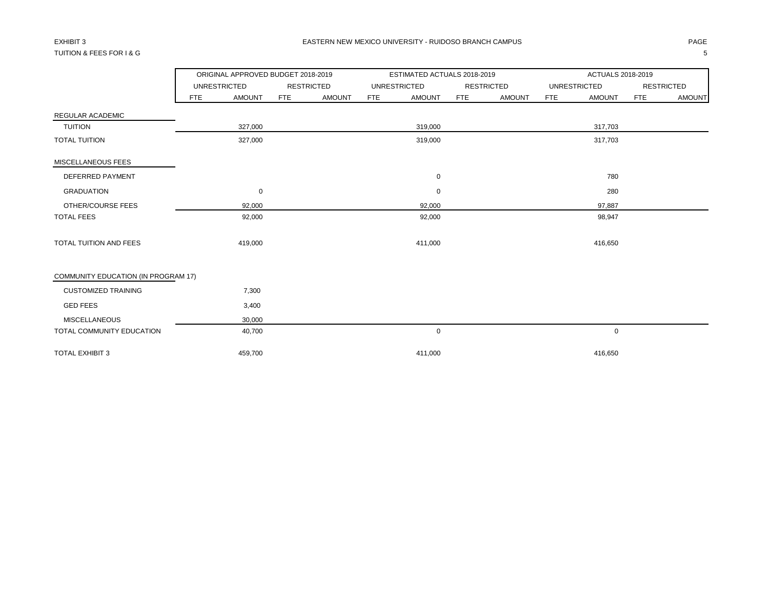EXHIBIT 3

TUITION & FEES FOR I & G

# EASTERN NEW MEXICO UNIVERSITY - RUIDOSO BRANCH CAMPUS

| | ORIGINAL APPROVED BUDGET 2018-2019 | | | | ESTIMATED ACTUALS 2018-2019 | | | | ACTUALS 2018-2019 | | | |
|---|---|---|---|---|---|---|---|---|---|---|---|---|
| | UNRESTRICTED | | RESTRICTED | | UNRESTRICTED | | RESTRICTED | | UNRESTRICTED | | RESTRICTED | |
| | FTE | AMOUNT | FTE | AMOUNT | FTE | AMOUNT | FTE | AMOUNT | FTE | AMOUNT | FTE | AMOUNT |
| REGULAR ACADEMIC | | | | | | | | | | | | |
| TUITION | | 327,000 | | | | 319,000 | | | | 317,703 | | |
| TOTAL TUITION | | 327,000 | | | | 319,000 | | | | 317,703 | | |
| MISCELLANEOUS FEES | | | | | | | | | | | | |
| DEFERRED PAYMENT | | | | | | 0 | | | | 780 | | |
| GRADUATION | | 0 | | | | 0 | | | | 280 | | |
| OTHER/COURSE FEES | | 92,000 | | | | 92,000 | | | | 97,887 | | |
| TOTAL FEES | | 92,000 | | | | 92,000 | | | | 98,947 | | |
| TOTAL TUITION AND FEES | | 419,000 | | | | 411,000 | | | | 416,650 | | |
| COMMUNITY EDUCATION (IN PROGRAM 17) | | | | | | | | | | | | |
| CUSTOMIZED TRAINING | | 7,300 | | | | | | | | | | |
| GED FEES | | 3,400 | | | | | | | | | | |
| MISCELLANEOUS | | 30,000 | | | | | | | | | | |
| TOTAL COMMUNITY EDUCATION | | 40,700 | | | | 0 | | | | 0 | | |
| TOTAL EXHIBIT 3 | | 459,700 | | | | 411,000 | | | | 416,650 | | |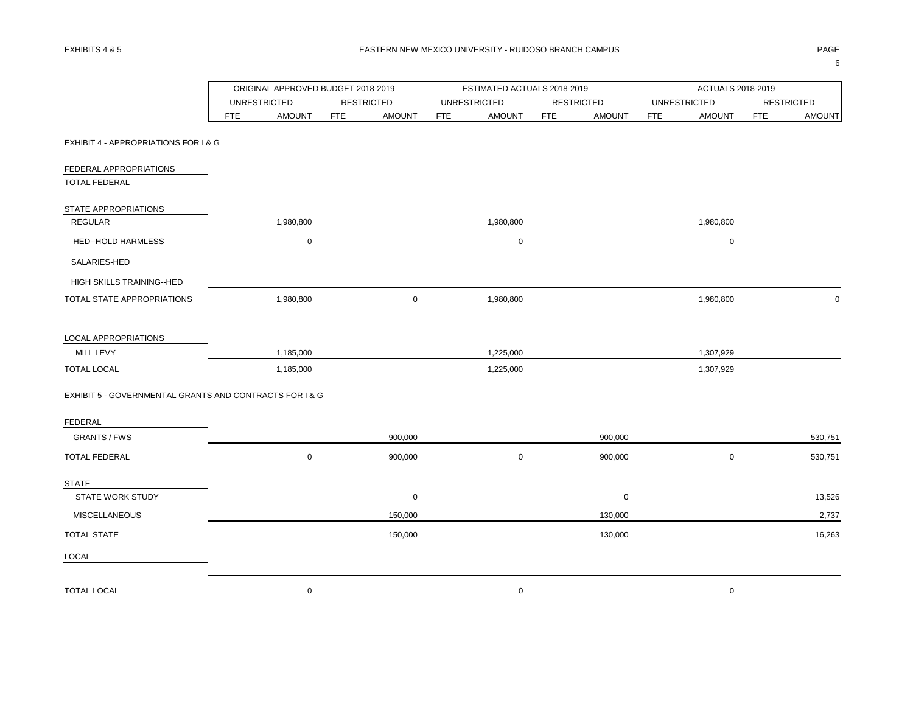EXHIBITS 4 & 5

EASTERN NEW MEXICO UNIVERSITY - RUIDOSO BRANCH CAMPUS

| | ORIGINAL APPROVED BUDGET 2018-2019 | | | | ESTIMATED ACTUALS 2018-2019 | | | | ACTUALS 2018-2019 | | | |
|---|---|---|---|---|---|---|---|---|---|---|---|---|
| | UNRESTRICTED | | RESTRICTED | | UNRESTRICTED | | RESTRICTED | | UNRESTRICTED | | RESTRICTED | |
| | FTE | AMOUNT | FTE | AMOUNT | FTE | AMOUNT | FTE | AMOUNT | FTE | AMOUNT | FTE | AMOUNT |
| **EXHIBIT 4 - APPROPRIATIONS FOR I & G** | | | | | | | | | | | | |
| FEDERAL APPROPRIATIONS | | | | | | | | | | | | |
| TOTAL FEDERAL | | | | | | | | | | | | |
| STATE APPROPRIATIONS | | | | | | | | | | | | |
| REGULAR | | 1,980,800 | | | | 1,980,800 | | | | 1,980,800 | | |
| HED--HOLD HARMLESS | | 0 | | | | 0 | | | | 0 | | |
| SALARIES-HED | | | | | | | | | | | | |
| HIGH SKILLS TRAINING--HED | | | | | | | | | | | | |
| TOTAL STATE APPROPRIATIONS | | 1,980,800 | | 0 | | 1,980,800 | | | | 1,980,800 | | 0 |
| LOCAL APPROPRIATIONS | | | | | | | | | | | | |
| MILL LEVY | | 1,185,000 | | | | 1,225,000 | | | | 1,307,929 | | |
| TOTAL LOCAL | | 1,185,000 | | | | 1,225,000 | | | | 1,307,929 | | |
| **EXHIBIT 5 - GOVERNMENTAL GRANTS AND CONTRACTS FOR I & G** | | | | | | | | | | | | |
| FEDERAL | | | | | | | | | | | | |
| GRANTS / FWS | | | | 900,000 | | | | 900,000 | | | | 530,751 |
| TOTAL FEDERAL | | 0 | | 900,000 | | 0 | | 900,000 | | 0 | | 530,751 |
| STATE | | | | | | | | | | | | |
| STATE WORK STUDY | | | | 0 | | | | 0 | | | | 13,526 |
| MISCELLANEOUS | | | | 150,000 | | | | 130,000 | | | | 2,737 |
| TOTAL STATE | | | | 150,000 | | | | 130,000 | | | | 16,263 |
| LOCAL | | | | | | | | | | | | |
| TOTAL LOCAL | | 0 | | | | 0 | | | | 0 | | |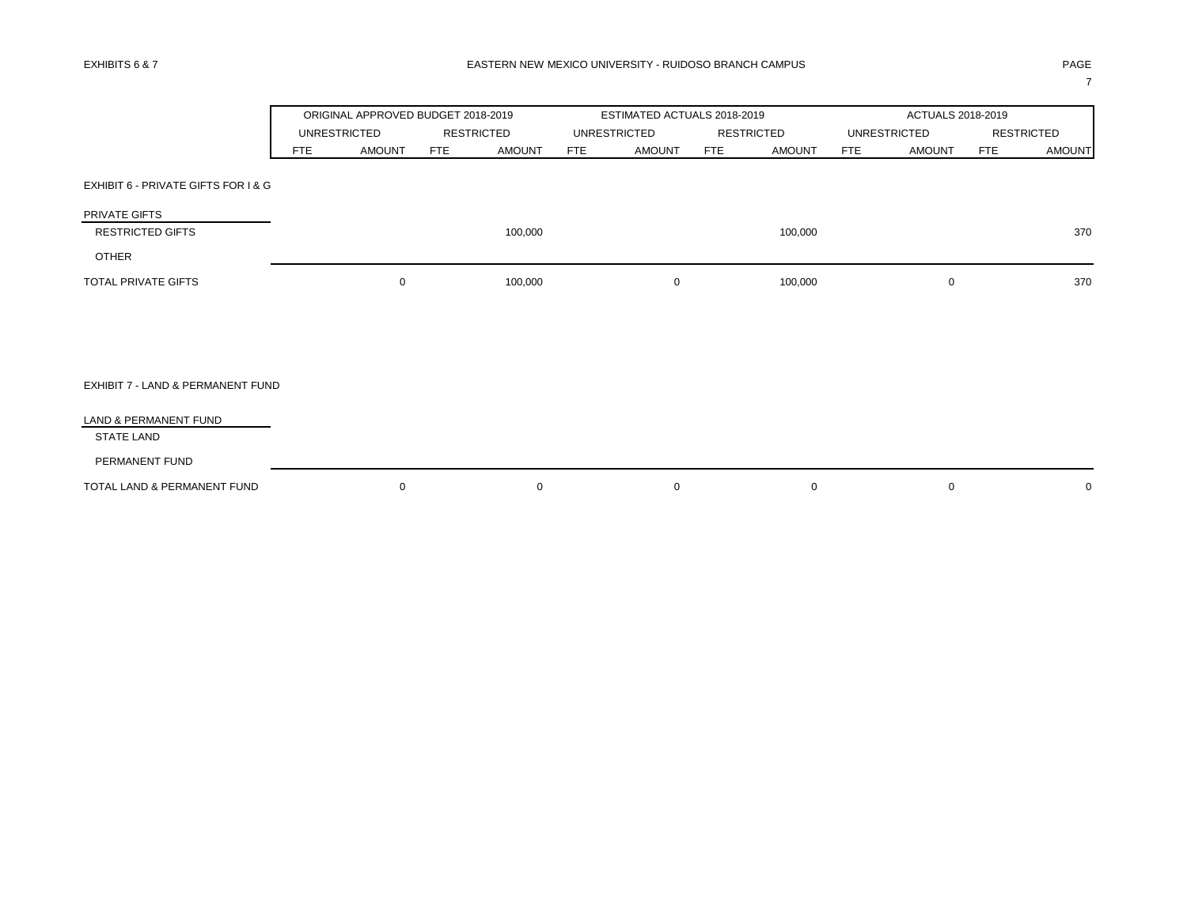EXHIBITS 6 & 7

EASTERN NEW MEXICO UNIVERSITY - RUIDOSO BRANCH CAMPUS

| | ORIGINAL APPROVED BUDGET 2018-2019 | | | | ESTIMATED ACTUALS 2018-2019 | | | | ACTUALS 2018-2019 | | | |
|---|---|---|---|---|---|---|---|---|---|---|---|---|
| | UNRESTRICTED | | RESTRICTED | | UNRESTRICTED | | RESTRICTED | | UNRESTRICTED | | RESTRICTED | |
| | FTE | AMOUNT | FTE | AMOUNT | FTE | AMOUNT | FTE | AMOUNT | FTE | AMOUNT | FTE | AMOUNT |
| EXHIBIT 6 - PRIVATE GIFTS FOR I & G | | | | | | | | | | | | |
| PRIVATE GIFTS | | | | | | | | | | | | |
| RESTRICTED GIFTS | | | | 100,000 | | | | 100,000 | | | | 370 |
| OTHER | | | | | | | | | | | | |
| TOTAL PRIVATE GIFTS | | 0 | | 100,000 | | 0 | | 100,000 | | 0 | | 370 |
| EXHIBIT 7 - LAND & PERMANENT FUND | | | | | | | | | | | | |
| LAND & PERMANENT FUND | | | | | | | | | | | | |
| STATE LAND | | | | | | | | | | | | |
| PERMANENT FUND | | | | | | | | | | | | |
| TOTAL LAND & PERMANENT FUND | | 0 | | 0 | | 0 | | 0 | | 0 | | 0 |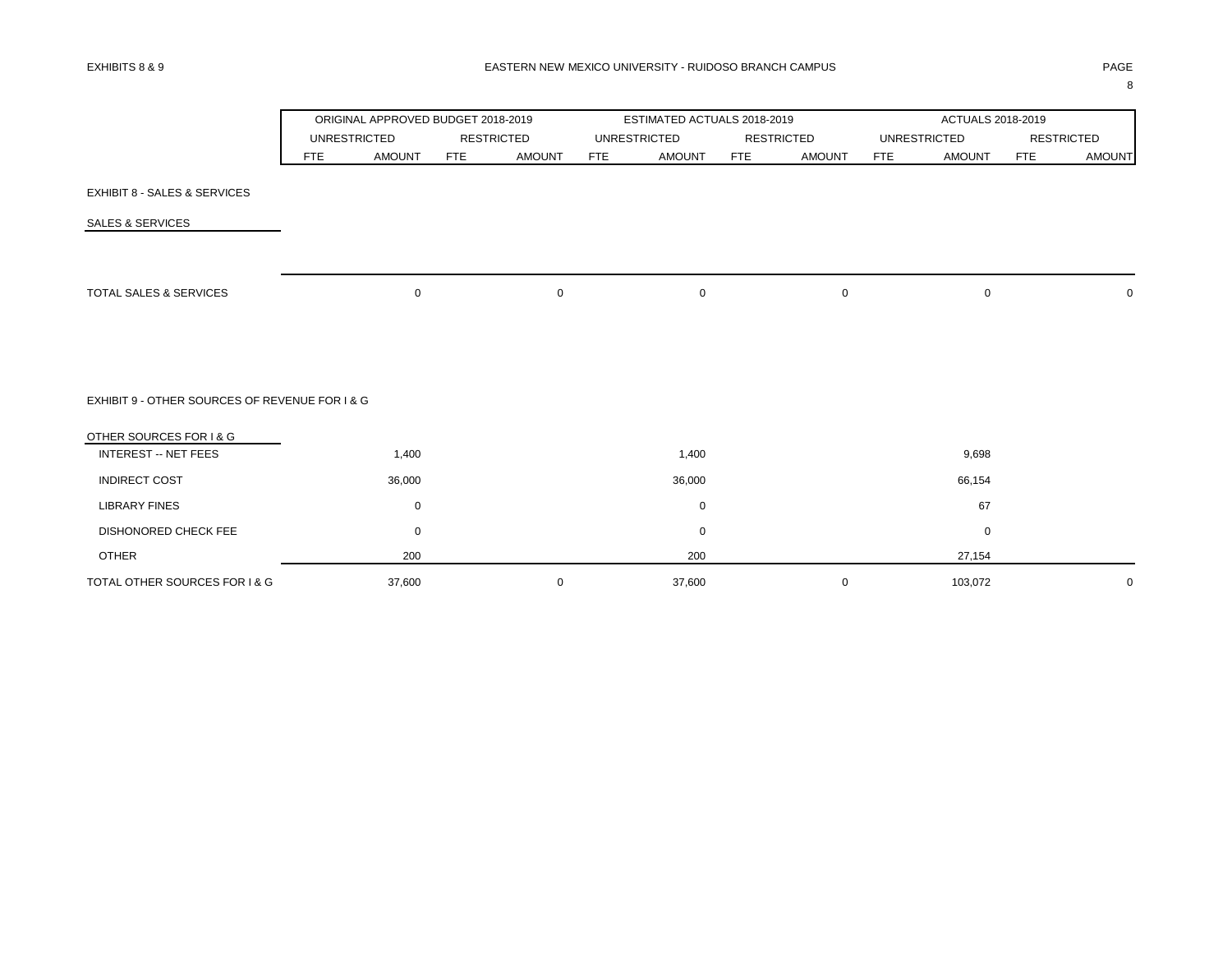EXHIBITS 8 & 9

EASTERN NEW MEXICO UNIVERSITY - RUIDOSO BRANCH CAMPUS

| | ORIGINAL APPROVED BUDGET 2018-2019 | | | | ESTIMATED ACTUALS 2018-2019 | | | | ACTUALS 2018-2019 | | | |
|---|---|---|---|---|---|---|---|---|---|---|---|---|
| | UNRESTRICTED | | RESTRICTED | | UNRESTRICTED | | RESTRICTED | | UNRESTRICTED | | RESTRICTED | |
| | FTE | AMOUNT | FTE | AMOUNT | FTE | AMOUNT | FTE | AMOUNT | FTE | AMOUNT | FTE | AMOUNT |
| **EXHIBIT 8 - SALES & SERVICES** | | | | | | | | | | | | |
| SALES & SERVICES | | | | | | | | | | | | |
| TOTAL SALES & SERVICES | | 0 | | 0 | | 0 | | 0 | | 0 | | 0 |
| **EXHIBIT 9 - OTHER SOURCES OF REVENUE FOR I & G** | | | | | | | | | | | | |
| OTHER SOURCES FOR I & G | | | | | | | | | | | | |
| INTEREST -- NET FEES | | 1,400 | | | | 1,400 | | | | 9,698 | | |
| INDIRECT COST | | 36,000 | | | | 36,000 | | | | 66,154 | | |
| LIBRARY FINES | | 0 | | | | 0 | | | | 67 | | |
| DISHONORED CHECK FEE | | 0 | | | | 0 | | | | 0 | | |
| OTHER | | 200 | | | | 200 | | | | 27,154 | | |
| TOTAL OTHER SOURCES FOR I & G | | 37,600 | | 0 | | 37,600 | | 0 | | 103,072 | | 0 |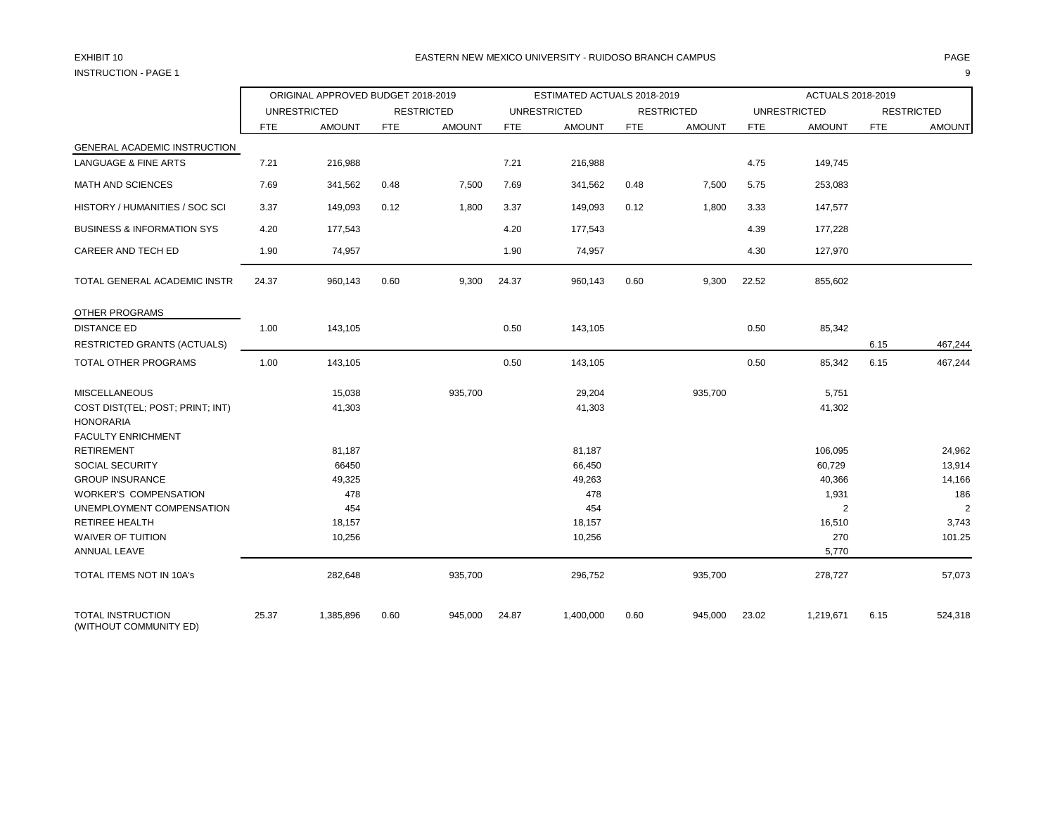EXHIBIT 10

INSTRUCTION - PAGE 1

# EASTERN NEW MEXICO UNIVERSITY - RUIDOSO BRANCH CAMPUS

| | ORIGINAL APPROVED BUDGET 2018-2019 | | | | ESTIMATED ACTUALS 2018-2019 | | | | ACTUALS 2018-2019 | | | |
|---|---|---|---|---|---|---|---|---|---|---|---|---|
| | UNRESTRICTED | | RESTRICTED | | UNRESTRICTED | | RESTRICTED | | UNRESTRICTED | | RESTRICTED | |
| | FTE | AMOUNT | FTE | AMOUNT | FTE | AMOUNT | FTE | AMOUNT | FTE | AMOUNT | FTE | AMOUNT |
| GENERAL ACADEMIC INSTRUCTION | | | | | | | | | | | | |
| LANGUAGE & FINE ARTS | 7.21 | 216,988 | | | 7.21 | 216,988 | | | 4.75 | 149,745 | | |
| MATH AND SCIENCES | 7.69 | 341,562 | 0.48 | 7,500 | 7.69 | 341,562 | 0.48 | 7,500 | 5.75 | 253,083 | | |
| HISTORY / HUMANITIES / SOC SCI | 3.37 | 149,093 | 0.12 | 1,800 | 3.37 | 149,093 | 0.12 | 1,800 | 3.33 | 147,577 | | |
| BUSINESS & INFORMATION SYS | 4.20 | 177,543 | | | 4.20 | 177,543 | | | 4.39 | 177,228 | | |
| CAREER AND TECH ED | 1.90 | 74,957 | | | 1.90 | 74,957 | | | 4.30 | 127,970 | | |
| TOTAL GENERAL ACADEMIC INSTR | 24.37 | 960,143 | 0.60 | 9,300 | 24.37 | 960,143 | 0.60 | 9,300 | 22.52 | 855,602 | | |
| OTHER PROGRAMS | | | | | | | | | | | | |
| DISTANCE ED | 1.00 | 143,105 | | | 0.50 | 143,105 | | | 0.50 | 85,342 | | |
| RESTRICTED GRANTS (ACTUALS) | | | | | | | | | | | 6.15 | 467,244 |
| TOTAL OTHER PROGRAMS | 1.00 | 143,105 | | | 0.50 | 143,105 | | | 0.50 | 85,342 | 6.15 | 467,244 |
| MISCELLANEOUS | | 15,038 | | 935,700 | | 29,204 | | 935,700 | | 5,751 | | |
| COST DIST(TEL; POST; PRINT; INT) | | 41,303 | | | | 41,303 | | | | 41,302 | | |
| HONORARIA | | | | | | | | | | | | |
| FACULTY ENRICHMENT | | | | | | | | | | | | |
| RETIREMENT | | 81,187 | | | | 81,187 | | | | 106,095 | | 24,962 |
| SOCIAL SECURITY | | 66450 | | | | 66,450 | | | | 60,729 | | 13,914 |
| GROUP INSURANCE | | 49,325 | | | | 49,263 | | | | 40,366 | | 14,166 |
| WORKER'S COMPENSATION | | 478 | | | | 478 | | | | 1,931 | | 186 |
| UNEMPLOYMENT COMPENSATION | | 454 | | | | 454 | | | | 2 | | 2 |
| RETIREE HEALTH | | 18,157 | | | | 18,157 | | | | 16,510 | | 3,743 |
| WAIVER OF TUITION | | 10,256 | | | | 10,256 | | | | 270 | | 101.25 |
| ANNUAL LEAVE | | | | | | | | | | 5,770 | | |
| TOTAL ITEMS NOT IN 10A's | | 282,648 | | 935,700 | | 296,752 | | 935,700 | | 278,727 | | 57,073 |
| TOTAL INSTRUCTION (WITHOUT COMMUNITY ED) | 25.37 | 1,385,896 | 0.60 | 945,000 | 24.87 | 1,400,000 | 0.60 | 945,000 | 23.02 | 1,219,671 | 6.15 | 524,318 |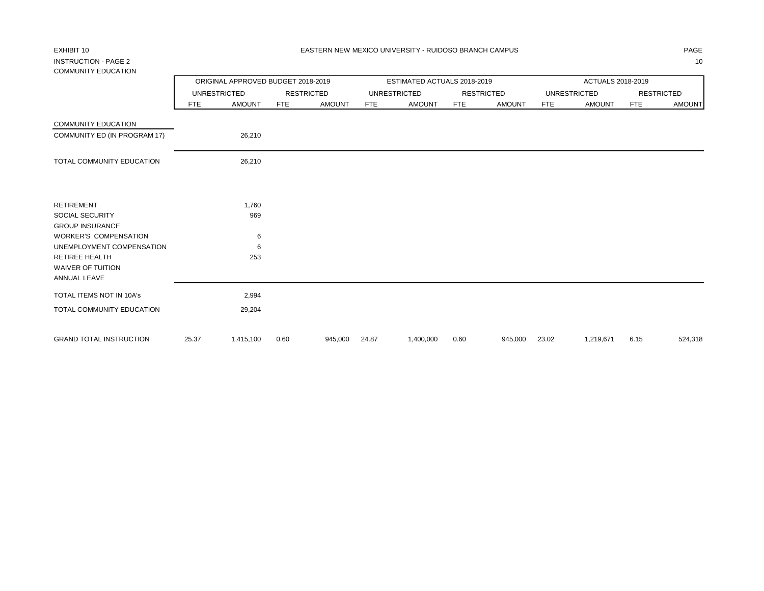EXHIBIT 10

EASTERN NEW MEXICO UNIVERSITY - RUIDOSO BRANCH CAMPUS

INSTRUCTION - PAGE 2

COMMUNITY EDUCATION

| | ORIGINAL APPROVED BUDGET 2018-2019 | | | | ESTIMATED ACTUALS 2018-2019 | | | | ACTUALS 2018-2019 | | | |
|---|---|---|---|---|---|---|---|---|---|---|---|---|
| | UNRESTRICTED | | RESTRICTED | | UNRESTRICTED | | RESTRICTED | | UNRESTRICTED | | RESTRICTED | |
| | FTE | AMOUNT | FTE | AMOUNT | FTE | AMOUNT | FTE | AMOUNT | FTE | AMOUNT | FTE | AMOUNT |
| COMMUNITY EDUCATION | | | | | | | | | | | | |
| COMMUNITY ED (IN PROGRAM 17) | | 26,210 | | | | | | | | | | |
| TOTAL COMMUNITY EDUCATION | | 26,210 | | | | | | | | | | |
| RETIREMENT | | 1,760 | | | | | | | | | | |
| SOCIAL SECURITY | | 969 | | | | | | | | | | |
| GROUP INSURANCE | | | | | | | | | | | | |
| WORKER'S COMPENSATION | | 6 | | | | | | | | | | |
| UNEMPLOYMENT COMPENSATION | | 6 | | | | | | | | | | |
| RETIREE HEALTH | | 253 | | | | | | | | | | |
| WAIVER OF TUITION | | | | | | | | | | | | |
| ANNUAL LEAVE | | | | | | | | | | | | |
| TOTAL ITEMS NOT IN 10A's | | 2,994 | | | | | | | | | | |
| TOTAL COMMUNITY EDUCATION | | 29,204 | | | | | | | | | | |
| GRAND TOTAL INSTRUCTION | 25.37 | 1,415,100 | 0.60 | 945,000 | 24.87 | 1,400,000 | 0.60 | 945,000 | 23.02 | 1,219,671 | 6.15 | 524,318 |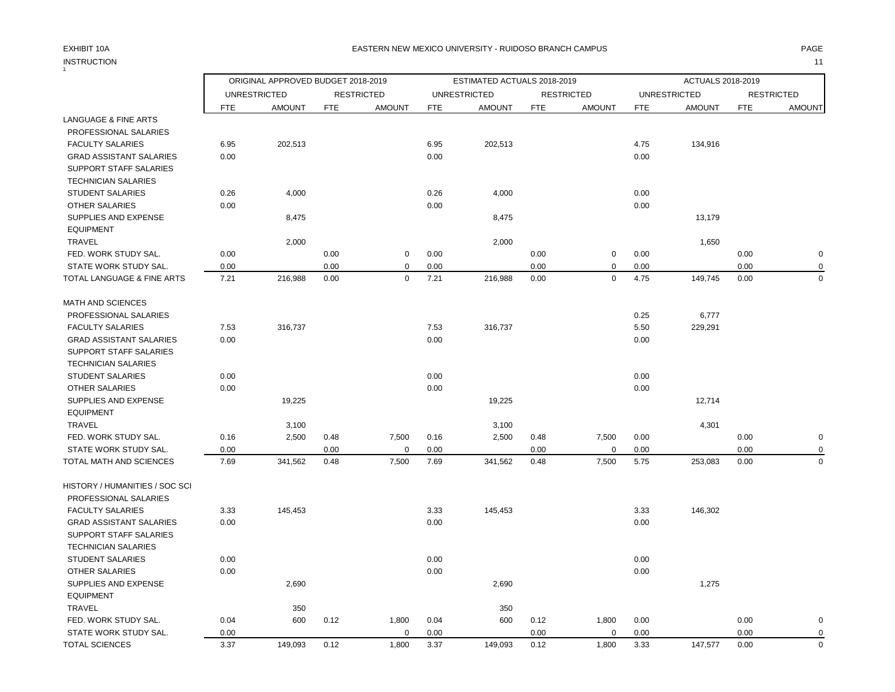EXHIBIT 10A

INSTRUCTION

EASTERN NEW MEXICO UNIVERSITY - RUIDOSO BRANCH CAMPUS

| | ORIGINAL APPROVED BUDGET 2018-2019 | | | | ESTIMATED ACTUALS 2018-2019 | | | | ACTUALS 2018-2019 | | | |
|---|---|---|---|---|---|---|---|---|---|---|---|---|
| | UNRESTRICTED | | RESTRICTED | | UNRESTRICTED | | RESTRICTED | | UNRESTRICTED | | RESTRICTED | |
| | FTE | AMOUNT | FTE | AMOUNT | FTE | AMOUNT | FTE | AMOUNT | FTE | AMOUNT | FTE | AMOUNT |
| LANGUAGE & FINE ARTS | | | | | | | | | | | | |
| PROFESSIONAL SALARIES | | | | | | | | | | | | |
| FACULTY SALARIES | 6.95 | 202,513 | | | 6.95 | 202,513 | | | 4.75 | 134,916 | | |
| GRAD ASSISTANT SALARIES | 0.00 | | | | 0.00 | | | | 0.00 | | | |
| SUPPORT STAFF SALARIES | | | | | | | | | | | | |
| TECHNICIAN SALARIES | | | | | | | | | | | | |
| STUDENT SALARIES | 0.26 | 4,000 | | | 0.26 | 4,000 | | | 0.00 | | | |
| OTHER SALARIES | 0.00 | | | | 0.00 | | | | 0.00 | | | |
| SUPPLIES AND EXPENSE | | 8,475 | | | | 8,475 | | | | 13,179 | | |
| EQUIPMENT | | | | | | | | | | | | |
| TRAVEL | | 2,000 | | | | 2,000 | | | | 1,650 | | |
| FED. WORK STUDY SAL. | 0.00 | | 0.00 | 0 | 0.00 | | 0.00 | 0 | 0.00 | | 0.00 | 0 |
| STATE WORK STUDY SAL. | 0.00 | | 0.00 | 0 | 0.00 | | 0.00 | 0 | 0.00 | | 0.00 | 0 |
| TOTAL LANGUAGE & FINE ARTS | 7.21 | 216,988 | 0.00 | 0 | 7.21 | 216,988 | 0.00 | 0 | 4.75 | 149,745 | 0.00 | 0 |
| | | | | | | | | | | | | |
| MATH AND SCIENCES | | | | | | | | | | | | |
| PROFESSIONAL SALARIES | | | | | | | | | 0.25 | 6,777 | | |
| FACULTY SALARIES | 7.53 | 316,737 | | | 7.53 | 316,737 | | | 5.50 | 229,291 | | |
| GRAD ASSISTANT SALARIES | 0.00 | | | | 0.00 | | | | 0.00 | | | |
| SUPPORT STAFF SALARIES | | | | | | | | | | | | |
| TECHNICIAN SALARIES | | | | | | | | | | | | |
| STUDENT SALARIES | 0.00 | | | | 0.00 | | | | 0.00 | | | |
| OTHER SALARIES | 0.00 | | | | 0.00 | | | | 0.00 | | | |
| SUPPLIES AND EXPENSE | | 19,225 | | | | 19,225 | | | | 12,714 | | |
| EQUIPMENT | | | | | | | | | | | | |
| TRAVEL | | 3,100 | | | | 3,100 | | | | 4,301 | | |
| FED. WORK STUDY SAL. | 0.16 | 2,500 | 0.48 | 7,500 | 0.16 | 2,500 | 0.48 | 7,500 | 0.00 | | 0.00 | 0 |
| STATE WORK STUDY SAL. | 0.00 | | 0.00 | 0 | 0.00 | | 0.00 | 0 | 0.00 | | 0.00 | 0 |
| TOTAL MATH AND SCIENCES | 7.69 | 341,562 | 0.48 | 7,500 | 7.69 | 341,562 | 0.48 | 7,500 | 5.75 | 253,083 | 0.00 | 0 |
| | | | | | | | | | | | | |
| HISTORY / HUMANITIES / SOC SCI | | | | | | | | | | | | |
| PROFESSIONAL SALARIES | | | | | | | | | | | | |
| FACULTY SALARIES | 3.33 | 145,453 | | | 3.33 | 145,453 | | | 3.33 | 146,302 | | |
| GRAD ASSISTANT SALARIES | 0.00 | | | | 0.00 | | | | 0.00 | | | |
| SUPPORT STAFF SALARIES | | | | | | | | | | | | |
| TECHNICIAN SALARIES | | | | | | | | | | | | |
| STUDENT SALARIES | 0.00 | | | | 0.00 | | | | 0.00 | | | |
| OTHER SALARIES | 0.00 | | | | 0.00 | | | | 0.00 | | | |
| SUPPLIES AND EXPENSE | | 2,690 | | | | 2,690 | | | | 1,275 | | |
| EQUIPMENT | | | | | | | | | | | | |
| TRAVEL | | 350 | | | | 350 | | | | | | |
| FED. WORK STUDY SAL. | 0.04 | 600 | 0.12 | 1,800 | 0.04 | 600 | 0.12 | 1,800 | 0.00 | | 0.00 | 0 |
| STATE WORK STUDY SAL. | 0.00 | | | 0 | 0.00 | | 0.00 | 0 | 0.00 | | 0.00 | 0 |
| TOTAL SCIENCES | 3.37 | 149,093 | 0.12 | 1,800 | 3.37 | 149,093 | 0.12 | 1,800 | 3.33 | 147,577 | 0.00 | 0 |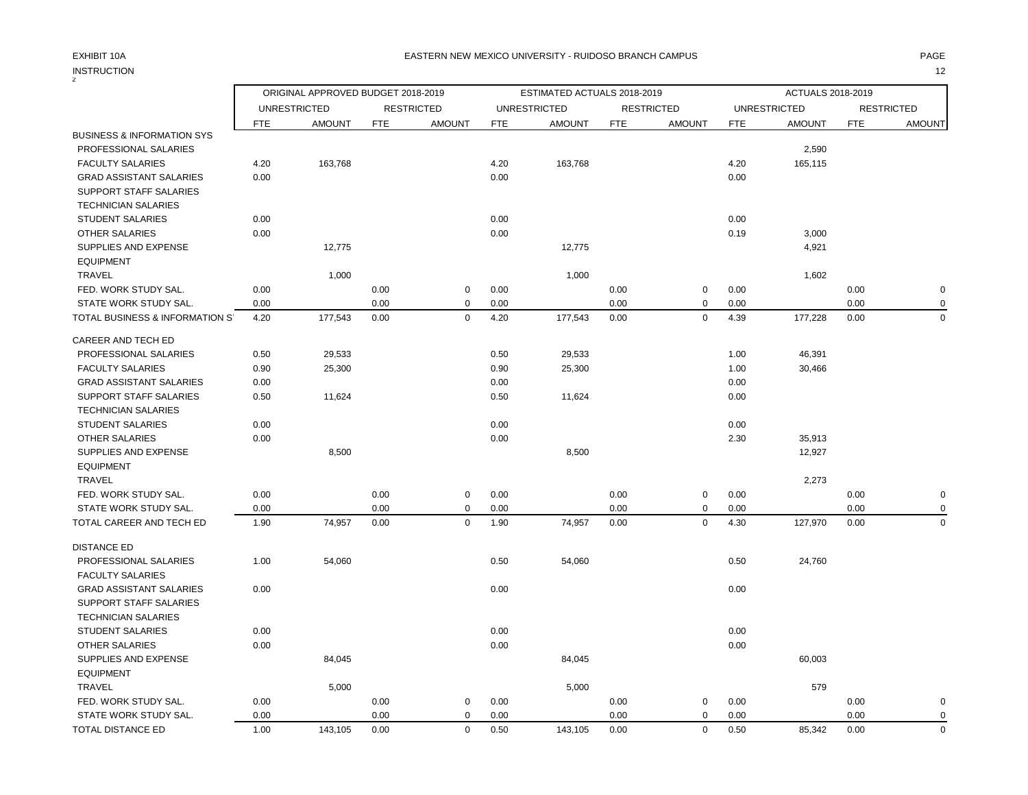EXHIBIT 10A

EASTERN NEW MEXICO UNIVERSITY - RUIDOSO BRANCH CAMPUS

INSTRUCTION

| | ORIGINAL APPROVED BUDGET 2018-2019 | | | | ESTIMATED ACTUALS 2018-2019 | | | | ACTUALS 2018-2019 | | | |
|---|---|---|---|---|---|---|---|---|---|---|---|---|
| | UNRESTRICTED | | RESTRICTED | | UNRESTRICTED | | RESTRICTED | | UNRESTRICTED | | RESTRICTED | |
| | FTE | AMOUNT | FTE | AMOUNT | FTE | AMOUNT | FTE | AMOUNT | FTE | AMOUNT | FTE | AMOUNT |
| BUSINESS & INFORMATION SYS | | | | | | | | | | | | |
| PROFESSIONAL SALARIES | | | | | | | | | | 2,590 | | |
| FACULTY SALARIES | 4.20 | 163,768 | | | 4.20 | 163,768 | | | 4.20 | 165,115 | | |
| GRAD ASSISTANT SALARIES | 0.00 | | | | 0.00 | | | | 0.00 | | | |
| SUPPORT STAFF SALARIES | | | | | | | | | | | | |
| TECHNICIAN SALARIES | | | | | | | | | | | | |
| STUDENT SALARIES | 0.00 | | | | 0.00 | | | | 0.00 | | | |
| OTHER SALARIES | 0.00 | | | | 0.00 | | | | 0.19 | 3,000 | | |
| SUPPLIES AND EXPENSE | | 12,775 | | | | 12,775 | | | | 4,921 | | |
| EQUIPMENT | | | | | | | | | | | | |
| TRAVEL | | 1,000 | | | | 1,000 | | | | 1,602 | | |
| FED. WORK STUDY SAL. | 0.00 | | 0.00 | 0 | 0.00 | | 0.00 | 0 | 0.00 | | 0.00 | 0 |
| STATE WORK STUDY SAL. | 0.00 | | 0.00 | 0 | 0.00 | | 0.00 | 0 | 0.00 | | 0.00 | 0 |
| TOTAL BUSINESS & INFORMATION S | 4.20 | 177,543 | 0.00 | 0 | 4.20 | 177,543 | 0.00 | 0 | 4.39 | 177,228 | 0.00 | 0 |
| CAREER AND TECH ED | | | | | | | | | | | | |
| PROFESSIONAL SALARIES | 0.50 | 29,533 | | | 0.50 | 29,533 | | | 1.00 | 46,391 | | |
| FACULTY SALARIES | 0.90 | 25,300 | | | 0.90 | 25,300 | | | 1.00 | 30,466 | | |
| GRAD ASSISTANT SALARIES | 0.00 | | | | 0.00 | | | | 0.00 | | | |
| SUPPORT STAFF SALARIES | 0.50 | 11,624 | | | 0.50 | 11,624 | | | 0.00 | | | |
| TECHNICIAN SALARIES | | | | | | | | | | | | |
| STUDENT SALARIES | 0.00 | | | | 0.00 | | | | 0.00 | | | |
| OTHER SALARIES | 0.00 | | | | 0.00 | | | | 2.30 | 35,913 | | |
| SUPPLIES AND EXPENSE | | 8,500 | | | | 8,500 | | | | 12,927 | | |
| EQUIPMENT | | | | | | | | | | | | |
| TRAVEL | | | | | | | | | | 2,273 | | |
| FED. WORK STUDY SAL. | 0.00 | | 0.00 | 0 | 0.00 | | 0.00 | 0 | 0.00 | | 0.00 | 0 |
| STATE WORK STUDY SAL. | 0.00 | | 0.00 | 0 | 0.00 | | 0.00 | 0 | 0.00 | | 0.00 | 0 |
| TOTAL CAREER AND TECH ED | 1.90 | 74,957 | 0.00 | 0 | 1.90 | 74,957 | 0.00 | 0 | 4.30 | 127,970 | 0.00 | 0 |
| DISTANCE ED | | | | | | | | | | | | |
| PROFESSIONAL SALARIES | 1.00 | 54,060 | | | 0.50 | 54,060 | | | 0.50 | 24,760 | | |
| FACULTY SALARIES | | | | | | | | | | | | |
| GRAD ASSISTANT SALARIES | 0.00 | | | | 0.00 | | | | 0.00 | | | |
| SUPPORT STAFF SALARIES | | | | | | | | | | | | |
| TECHNICIAN SALARIES | | | | | | | | | | | | |
| STUDENT SALARIES | 0.00 | | | | 0.00 | | | | 0.00 | | | |
| OTHER SALARIES | 0.00 | | | | 0.00 | | | | 0.00 | | | |
| SUPPLIES AND EXPENSE | | 84,045 | | | | 84,045 | | | | 60,003 | | |
| EQUIPMENT | | | | | | | | | | | | |
| TRAVEL | | 5,000 | | | | 5,000 | | | | 579 | | |
| FED. WORK STUDY SAL. | 0.00 | | 0.00 | 0 | 0.00 | | 0.00 | 0 | 0.00 | | 0.00 | 0 |
| STATE WORK STUDY SAL. | 0.00 | | 0.00 | 0 | 0.00 | | 0.00 | 0 | 0.00 | | 0.00 | 0 |
| TOTAL DISTANCE ED | 1.00 | 143,105 | 0.00 | 0 | 0.50 | 143,105 | 0.00 | 0 | 0.50 | 85,342 | 0.00 | 0 |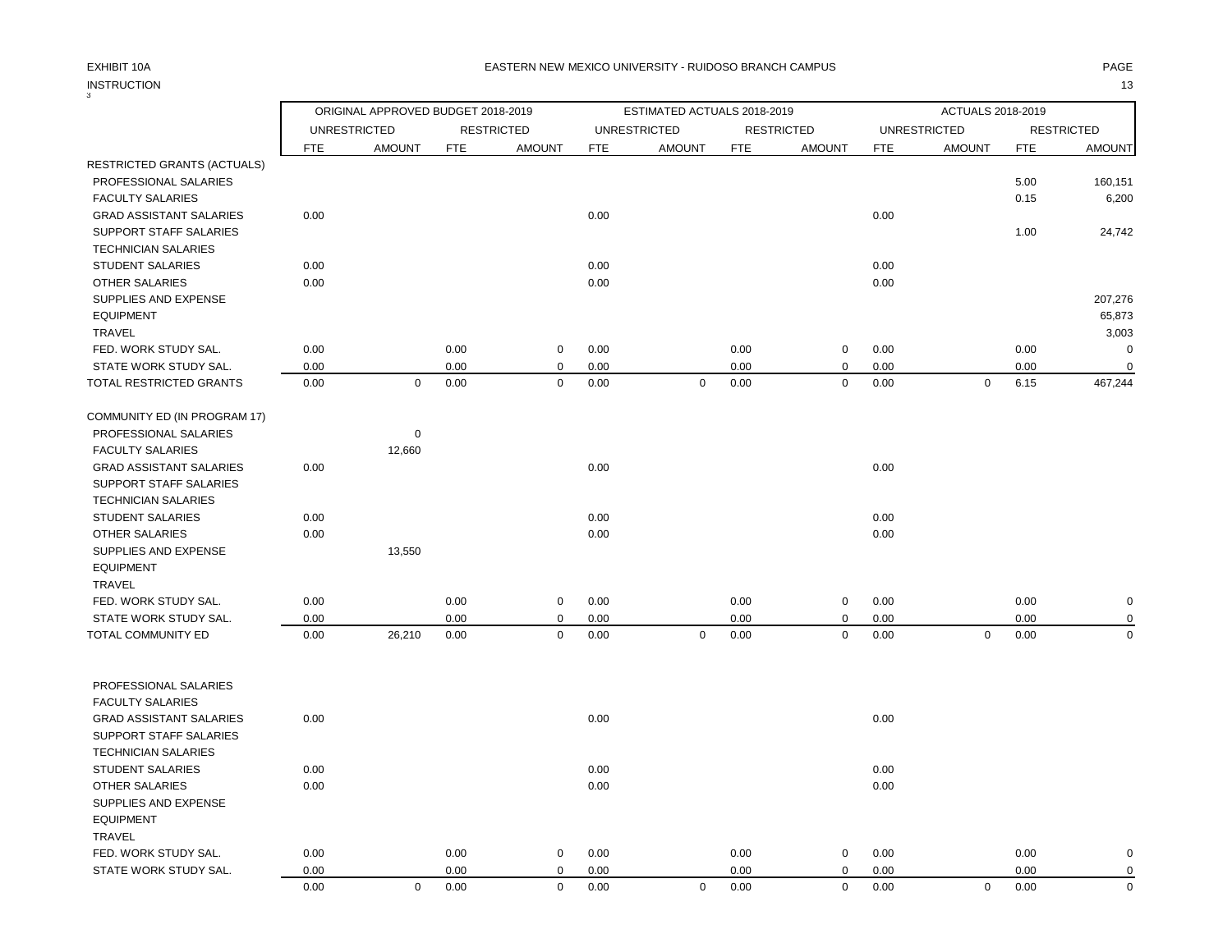EXHIBIT 10A

EASTERN NEW MEXICO UNIVERSITY - RUIDOSO BRANCH CAMPUS

INSTRUCTION

| | ORIGINAL APPROVED BUDGET 2018-2019 | | | | ESTIMATED ACTUALS 2018-2019 | | | | ACTUALS 2018-2019 | | | |
|---|---|---|---|---|---|---|---|---|---|---|---|---|
| | UNRESTRICTED | | RESTRICTED | | UNRESTRICTED | | RESTRICTED | | UNRESTRICTED | | RESTRICTED | |
| | FTE | AMOUNT | FTE | AMOUNT | FTE | AMOUNT | FTE | AMOUNT | FTE | AMOUNT | FTE | AMOUNT |
| RESTRICTED GRANTS (ACTUALS) | | | | | | | | | | | | |
| PROFESSIONAL SALARIES | | | | | | | | | | | 5.00 | 160,151 |
| FACULTY SALARIES | | | | | | | | | | | 0.15 | 6,200 |
| GRAD ASSISTANT SALARIES | 0.00 | | | | 0.00 | | | | 0.00 | | | |
| SUPPORT STAFF SALARIES | | | | | | | | | | | 1.00 | 24,742 |
| TECHNICIAN SALARIES | | | | | | | | | | | | |
| STUDENT SALARIES | 0.00 | | | | 0.00 | | | | 0.00 | | | |
| OTHER SALARIES | 0.00 | | | | 0.00 | | | | 0.00 | | | |
| SUPPLIES AND EXPENSE | | | | | | | | | | | | 207,276 |
| EQUIPMENT | | | | | | | | | | | | 65,873 |
| TRAVEL | | | | | | | | | | | | 3,003 |
| FED. WORK STUDY SAL. | 0.00 | | 0.00 | 0 | 0.00 | | 0.00 | 0 | 0.00 | | 0.00 | 0 |
| STATE WORK STUDY SAL. | 0.00 | | 0.00 | 0 | 0.00 | | 0.00 | 0 | 0.00 | | 0.00 | 0 |
| TOTAL RESTRICTED GRANTS | 0.00 | 0 | 0.00 | 0 | 0.00 | 0 | 0.00 | 0 | 0.00 | 0 | 6.15 | 467,244 |
| COMMUNITY ED (IN PROGRAM 17) | | | | | | | | | | | | |
| PROFESSIONAL SALARIES | | 0 | | | | | | | | | | |
| FACULTY SALARIES | | 12,660 | | | | | | | | | | |
| GRAD ASSISTANT SALARIES | 0.00 | | | | 0.00 | | | | 0.00 | | | |
| SUPPORT STAFF SALARIES | | | | | | | | | | | | |
| TECHNICIAN SALARIES | | | | | | | | | | | | |
| STUDENT SALARIES | 0.00 | | | | 0.00 | | | | 0.00 | | | |
| OTHER SALARIES | 0.00 | | | | 0.00 | | | | 0.00 | | | |
| SUPPLIES AND EXPENSE | | 13,550 | | | | | | | | | | |
| EQUIPMENT | | | | | | | | | | | | |
| TRAVEL | | | | | | | | | | | | |
| FED. WORK STUDY SAL. | 0.00 | | 0.00 | 0 | 0.00 | | 0.00 | 0 | 0.00 | | 0.00 | 0 |
| STATE WORK STUDY SAL. | 0.00 | | 0.00 | 0 | 0.00 | | 0.00 | 0 | 0.00 | | 0.00 | 0 |
| TOTAL COMMUNITY ED | 0.00 | 26,210 | 0.00 | 0 | 0.00 | 0 | 0.00 | 0 | 0.00 | 0 | 0.00 | 0 |
| PROFESSIONAL SALARIES | | | | | | | | | | | | |
| FACULTY SALARIES | | | | | | | | | | | | |
| GRAD ASSISTANT SALARIES | 0.00 | | | | 0.00 | | | | 0.00 | | | |
| SUPPORT STAFF SALARIES | | | | | | | | | | | | |
| TECHNICIAN SALARIES | | | | | | | | | | | | |
| STUDENT SALARIES | 0.00 | | | | 0.00 | | | | 0.00 | | | |
| OTHER SALARIES | 0.00 | | | | 0.00 | | | | 0.00 | | | |
| SUPPLIES AND EXPENSE | | | | | | | | | | | | |
| EQUIPMENT | | | | | | | | | | | | |
| TRAVEL | | | | | | | | | | | | |
| FED. WORK STUDY SAL. | 0.00 | | 0.00 | 0 | 0.00 | | 0.00 | 0 | 0.00 | | 0.00 | 0 |
| STATE WORK STUDY SAL. | 0.00 | | 0.00 | 0 | 0.00 | | 0.00 | 0 | 0.00 | | 0.00 | 0 |
| | 0.00 | 0 | 0.00 | 0 | 0.00 | 0 | 0.00 | 0 | 0.00 | 0 | 0.00 | 0 |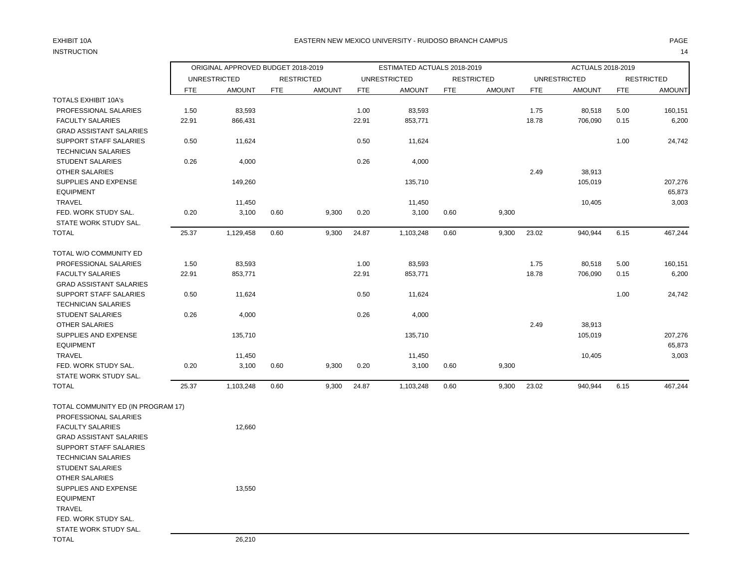EXHIBIT 10A

INSTRUCTION

EASTERN NEW MEXICO UNIVERSITY - RUIDOSO BRANCH CAMPUS

| | ORIGINAL APPROVED BUDGET 2018-2019 | | | | ESTIMATED ACTUALS 2018-2019 | | | | ACTUALS 2018-2019 | | | |
|---|---|---|---|---|---|---|---|---|---|---|---|---|
| | UNRESTRICTED | | RESTRICTED | | UNRESTRICTED | | RESTRICTED | | UNRESTRICTED | | RESTRICTED | |
| | FTE | AMOUNT | FTE | AMOUNT | FTE | AMOUNT | FTE | AMOUNT | FTE | AMOUNT | FTE | AMOUNT |
| TOTALS EXHIBIT 10A's | | | | | | | | | | | | |
| PROFESSIONAL SALARIES | 1.50 | 83,593 | | | 1.00 | 83,593 | | | 1.75 | 80,518 | 5.00 | 160,151 |
| FACULTY SALARIES | 22.91 | 866,431 | | | 22.91 | 853,771 | | | 18.78 | 706,090 | 0.15 | 6,200 |
| GRAD ASSISTANT SALARIES | | | | | | | | | | | | |
| SUPPORT STAFF SALARIES | 0.50 | 11,624 | | | 0.50 | 11,624 | | | | | 1.00 | 24,742 |
| TECHNICIAN SALARIES | | | | | | | | | | | | |
| STUDENT SALARIES | 0.26 | 4,000 | | | 0.26 | 4,000 | | | | | | |
| OTHER SALARIES | | | | | | | | | 2.49 | 38,913 | | |
| SUPPLIES AND EXPENSE | | 149,260 | | | | 135,710 | | | | 105,019 | | 207,276 |
| EQUIPMENT | | | | | | | | | | | | 65,873 |
| TRAVEL | | 11,450 | | | | 11,450 | | | | 10,405 | | 3,003 |
| FED. WORK STUDY SAL. | 0.20 | 3,100 | 0.60 | 9,300 | 0.20 | 3,100 | 0.60 | 9,300 | | | | |
| STATE WORK STUDY SAL. | | | | | | | | | | | | |
| TOTAL | 25.37 | 1,129,458 | 0.60 | 9,300 | 24.87 | 1,103,248 | 0.60 | 9,300 | 23.02 | 940,944 | 6.15 | 467,244 |
| TOTAL W/O COMMUNITY ED | | | | | | | | | | | | |
| PROFESSIONAL SALARIES | 1.50 | 83,593 | | | 1.00 | 83,593 | | | 1.75 | 80,518 | 5.00 | 160,151 |
| FACULTY SALARIES | 22.91 | 853,771 | | | 22.91 | 853,771 | | | 18.78 | 706,090 | 0.15 | 6,200 |
| GRAD ASSISTANT SALARIES | | | | | | | | | | | | |
| SUPPORT STAFF SALARIES | 0.50 | 11,624 | | | 0.50 | 11,624 | | | | | 1.00 | 24,742 |
| TECHNICIAN SALARIES | | | | | | | | | | | | |
| STUDENT SALARIES | 0.26 | 4,000 | | | 0.26 | 4,000 | | | | | | |
| OTHER SALARIES | | | | | | | | | 2.49 | 38,913 | | |
| SUPPLIES AND EXPENSE | | 135,710 | | | | 135,710 | | | | 105,019 | | 207,276 |
| EQUIPMENT | | | | | | | | | | | | 65,873 |
| TRAVEL | | 11,450 | | | | 11,450 | | | | 10,405 | | 3,003 |
| FED. WORK STUDY SAL. | 0.20 | 3,100 | 0.60 | 9,300 | 0.20 | 3,100 | 0.60 | 9,300 | | | | |
| STATE WORK STUDY SAL. | | | | | | | | | | | | |
| TOTAL | 25.37 | 1,103,248 | 0.60 | 9,300 | 24.87 | 1,103,248 | 0.60 | 9,300 | 23.02 | 940,944 | 6.15 | 467,244 |
| TOTAL COMMUNITY ED (IN PROGRAM 17) | | | | | | | | | | | | |
| PROFESSIONAL SALARIES | | | | | | | | | | | | |
| FACULTY SALARIES | | 12,660 | | | | | | | | | | |
| GRAD ASSISTANT SALARIES | | | | | | | | | | | | |
| SUPPORT STAFF SALARIES | | | | | | | | | | | | |
| TECHNICIAN SALARIES | | | | | | | | | | | | |
| STUDENT SALARIES | | | | | | | | | | | | |
| OTHER SALARIES | | | | | | | | | | | | |
| SUPPLIES AND EXPENSE | | 13,550 | | | | | | | | | | |
| EQUIPMENT | | | | | | | | | | | | |
| TRAVEL | | | | | | | | | | | | |
| FED. WORK STUDY SAL. | | | | | | | | | | | | |
| STATE WORK STUDY SAL. | | | | | | | | | | | | |
| TOTAL | | 26,210 | | | | | | | | | | |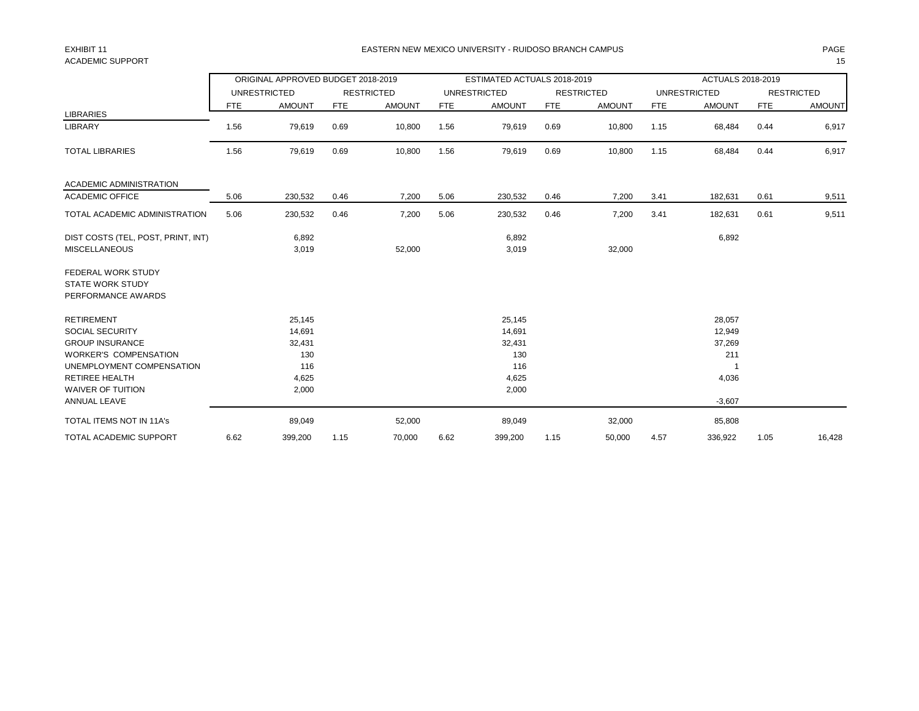EXHIBIT 11

ACADEMIC SUPPORT

EASTERN NEW MEXICO UNIVERSITY - RUIDOSO BRANCH CAMPUS

| | ORIGINAL APPROVED BUDGET 2018-2019 | | | | ESTIMATED ACTUALS 2018-2019 | | | | ACTUALS 2018-2019 | | | |
|---|---|---|---|---|---|---|---|---|---|---|---|---|
| | UNRESTRICTED | | RESTRICTED | | UNRESTRICTED | | RESTRICTED | | UNRESTRICTED | | RESTRICTED | |
| | FTE | AMOUNT | FTE | AMOUNT | FTE | AMOUNT | FTE | AMOUNT | FTE | AMOUNT | FTE | AMOUNT |
| LIBRARIES | | | | | | | | | | | | |
| LIBRARY | 1.56 | 79,619 | 0.69 | 10,800 | 1.56 | 79,619 | 0.69 | 10,800 | 1.15 | 68,484 | 0.44 | 6,917 |
| TOTAL LIBRARIES | 1.56 | 79,619 | 0.69 | 10,800 | 1.56 | 79,619 | 0.69 | 10,800 | 1.15 | 68,484 | 0.44 | 6,917 |
| ACADEMIC ADMINISTRATION | | | | | | | | | | | | |
| ACADEMIC OFFICE | 5.06 | 230,532 | 0.46 | 7,200 | 5.06 | 230,532 | 0.46 | 7,200 | 3.41 | 182,631 | 0.61 | 9,511 |
| TOTAL ACADEMIC ADMINISTRATION | 5.06 | 230,532 | 0.46 | 7,200 | 5.06 | 230,532 | 0.46 | 7,200 | 3.41 | 182,631 | 0.61 | 9,511 |
| DIST COSTS (TEL, POST, PRINT, INT) | | 6,892 | | | | 6,892 | | | | 6,892 | | |
| MISCELLANEOUS | | 3,019 | | 52,000 | | 3,019 | | 32,000 | | | | |
| FEDERAL WORK STUDY | | | | | | | | | | | | |
| STATE WORK STUDY | | | | | | | | | | | | |
| PERFORMANCE AWARDS | | | | | | | | | | | | |
| RETIREMENT | | 25,145 | | | | 25,145 | | | | 28,057 | | |
| SOCIAL SECURITY | | 14,691 | | | | 14,691 | | | | 12,949 | | |
| GROUP INSURANCE | | 32,431 | | | | 32,431 | | | | 37,269 | | |
| WORKER'S COMPENSATION | | 130 | | | | 130 | | | | 211 | | |
| UNEMPLOYMENT COMPENSATION | | 116 | | | | 116 | | | | 1 | | |
| RETIREE HEALTH | | 4,625 | | | | 4,625 | | | | 4,036 | | |
| WAIVER OF TUITION | | 2,000 | | | | 2,000 | | | | | | |
| ANNUAL LEAVE | | | | | | | | | | -3,607 | | |
| TOTAL ITEMS NOT IN 11A's | | 89,049 | | 52,000 | | 89,049 | | 32,000 | | 85,808 | | |
| TOTAL ACADEMIC SUPPORT | 6.62 | 399,200 | 1.15 | 70,000 | 6.62 | 399,200 | 1.15 | 50,000 | 4.57 | 336,922 | 1.05 | 16,428 |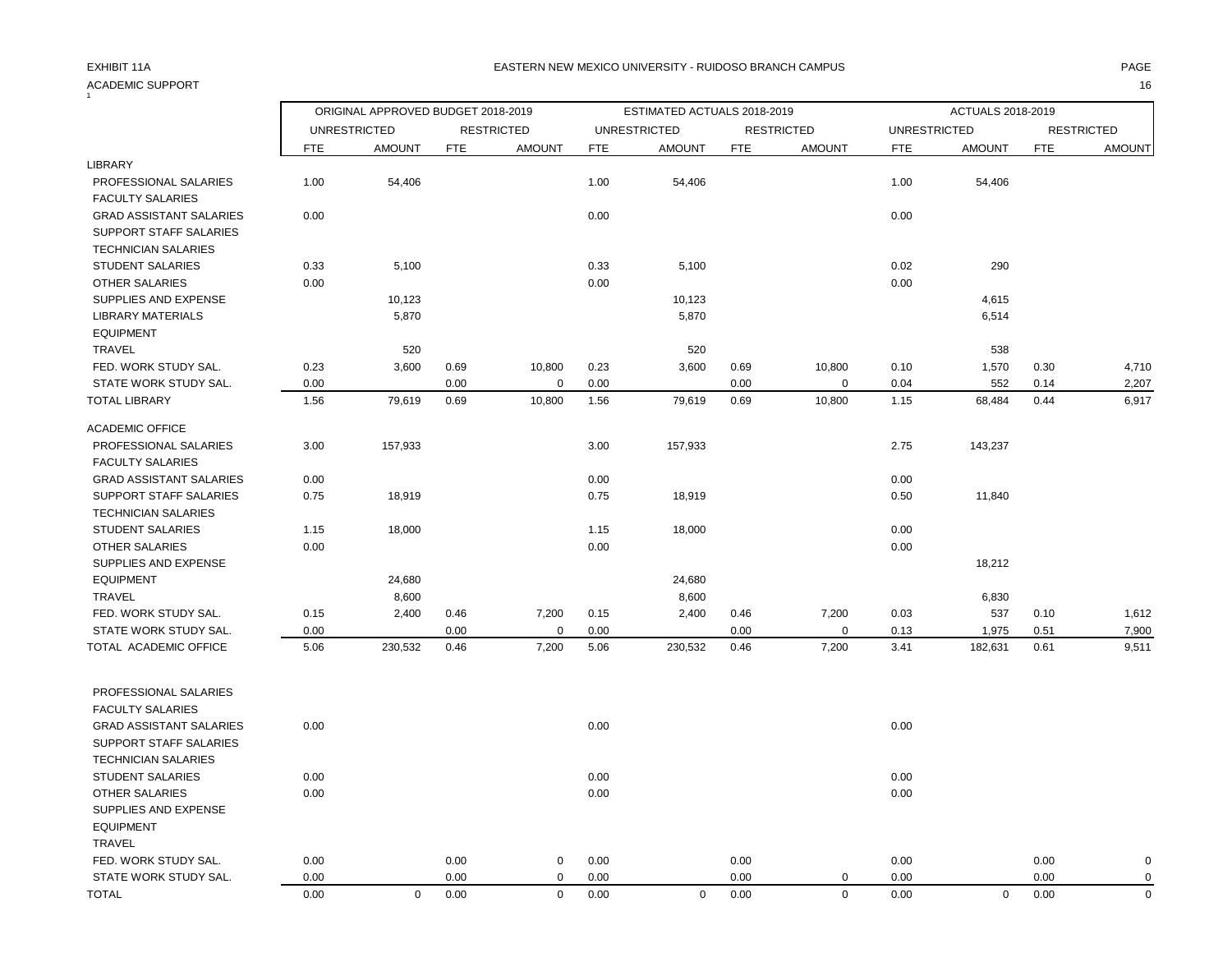EXHIBIT 11A

ACADEMIC SUPPORT

# EASTERN NEW MEXICO UNIVERSITY - RUIDOSO BRANCH CAMPUS

| | ORIGINAL APPROVED BUDGET 2018-2019 | | | | ESTIMATED ACTUALS 2018-2019 | | | | ACTUALS 2018-2019 | | | |
|---|---|---|---|---|---|---|---|---|---|---|---|---|
| | UNRESTRICTED | | RESTRICTED | | UNRESTRICTED | | RESTRICTED | | UNRESTRICTED | | RESTRICTED | |
| | FTE | AMOUNT | FTE | AMOUNT | FTE | AMOUNT | FTE | AMOUNT | FTE | AMOUNT | FTE | AMOUNT |
| LIBRARY | | | | | | | | | | | | |
| PROFESSIONAL SALARIES | 1.00 | 54,406 | | | 1.00 | 54,406 | | | 1.00 | 54,406 | | |
| FACULTY SALARIES | | | | | | | | | | | | |
| GRAD ASSISTANT SALARIES | 0.00 | | | | 0.00 | | | | 0.00 | | | |
| SUPPORT STAFF SALARIES | | | | | | | | | | | | |
| TECHNICIAN SALARIES | | | | | | | | | | | | |
| STUDENT SALARIES | 0.33 | 5,100 | | | 0.33 | 5,100 | | | 0.02 | 290 | | |
| OTHER SALARIES | 0.00 | | | | 0.00 | | | | 0.00 | | | |
| SUPPLIES AND EXPENSE | | 10,123 | | | | 10,123 | | | | 4,615 | | |
| LIBRARY MATERIALS | | 5,870 | | | | 5,870 | | | | 6,514 | | |
| EQUIPMENT | | | | | | | | | | | | |
| TRAVEL | | 520 | | | | 520 | | | | 538 | | |
| FED. WORK STUDY SAL. | 0.23 | 3,600 | 0.69 | 10,800 | 0.23 | 3,600 | 0.69 | 10,800 | 0.10 | 1,570 | 0.30 | 4,710 |
| STATE WORK STUDY SAL. | 0.00 | | 0.00 | 0 | 0.00 | | 0.00 | 0 | 0.04 | 552 | 0.14 | 2,207 |
| TOTAL LIBRARY | 1.56 | 79,619 | 0.69 | 10,800 | 1.56 | 79,619 | 0.69 | 10,800 | 1.15 | 68,484 | 0.44 | 6,917 |
| ACADEMIC OFFICE | | | | | | | | | | | | |
| PROFESSIONAL SALARIES | 3.00 | 157,933 | | | 3.00 | 157,933 | | | 2.75 | 143,237 | | |
| FACULTY SALARIES | | | | | | | | | | | | |
| GRAD ASSISTANT SALARIES | 0.00 | | | | 0.00 | | | | 0.00 | | | |
| SUPPORT STAFF SALARIES | 0.75 | 18,919 | | | 0.75 | 18,919 | | | 0.50 | 11,840 | | |
| TECHNICIAN SALARIES | | | | | | | | | | | | |
| STUDENT SALARIES | 1.15 | 18,000 | | | 1.15 | 18,000 | | | 0.00 | | | |
| OTHER SALARIES | 0.00 | | | | 0.00 | | | | 0.00 | | | |
| SUPPLIES AND EXPENSE | | | | | | | | | | 18,212 | | |
| EQUIPMENT | | 24,680 | | | | 24,680 | | | | | | |
| TRAVEL | | 8,600 | | | | 8,600 | | | | 6,830 | | |
| FED. WORK STUDY SAL. | 0.15 | 2,400 | 0.46 | 7,200 | 0.15 | 2,400 | 0.46 | 7,200 | 0.03 | 537 | 0.10 | 1,612 |
| STATE WORK STUDY SAL. | 0.00 | | 0.00 | 0 | 0.00 | | 0.00 | 0 | 0.13 | 1,975 | 0.51 | 7,900 |
| TOTAL ACADEMIC OFFICE | 5.06 | 230,532 | 0.46 | 7,200 | 5.06 | 230,532 | 0.46 | 7,200 | 3.41 | 182,631 | 0.61 | 9,511 |
| PROFESSIONAL SALARIES | | | | | | | | | | | | |
| FACULTY SALARIES | | | | | | | | | | | | |
| GRAD ASSISTANT SALARIES | 0.00 | | | | 0.00 | | | | 0.00 | | | |
| SUPPORT STAFF SALARIES | | | | | | | | | | | | |
| TECHNICIAN SALARIES | | | | | | | | | | | | |
| STUDENT SALARIES | 0.00 | | | | 0.00 | | | | 0.00 | | | |
| OTHER SALARIES | 0.00 | | | | 0.00 | | | | 0.00 | | | |
| SUPPLIES AND EXPENSE | | | | | | | | | | | | |
| EQUIPMENT | | | | | | | | | | | | |
| TRAVEL | | | | | | | | | | | | |
| FED. WORK STUDY SAL. | 0.00 | | 0.00 | 0 | 0.00 | | 0.00 | | 0.00 | | 0.00 | 0 |
| STATE WORK STUDY SAL. | 0.00 | | 0.00 | 0 | 0.00 | | 0.00 | 0 | 0.00 | | 0.00 | 0 |
| TOTAL | 0.00 | 0 | 0.00 | 0 | 0.00 | 0 | 0.00 | 0 | 0.00 | 0 | 0.00 | 0 |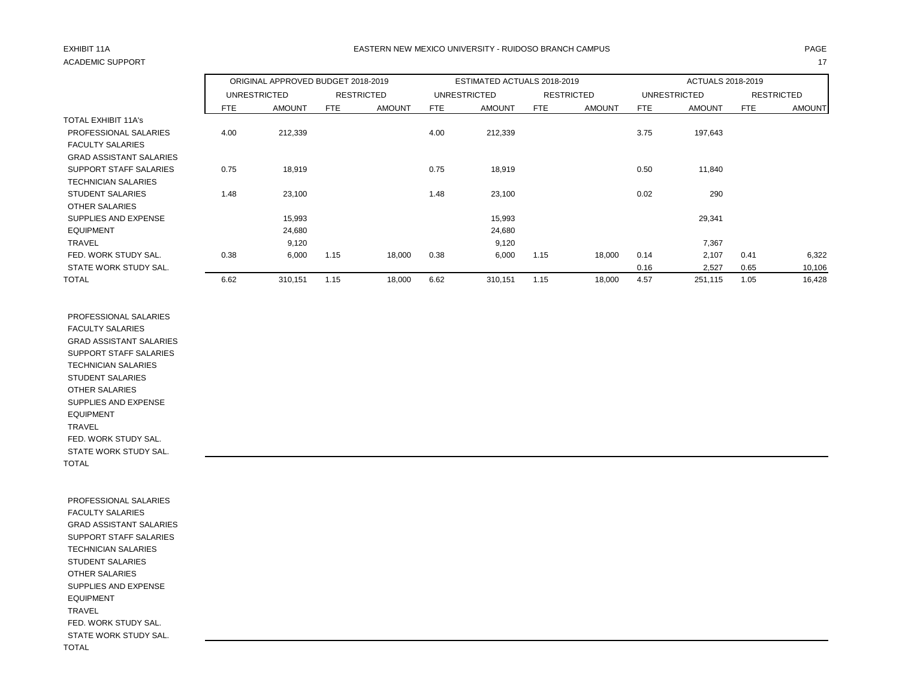EXHIBIT 11A

ACADEMIC SUPPORT

EASTERN NEW MEXICO UNIVERSITY - RUIDOSO BRANCH CAMPUS

| | ORIGINAL APPROVED BUDGET 2018-2019 | | | | ESTIMATED ACTUALS 2018-2019 | | | | ACTUALS 2018-2019 | | | |
|---|---|---|---|---|---|---|---|---|---|---|---|---|
| | UNRESTRICTED | | RESTRICTED | | UNRESTRICTED | | RESTRICTED | | UNRESTRICTED | | RESTRICTED | |
| | FTE | AMOUNT | FTE | AMOUNT | FTE | AMOUNT | FTE | AMOUNT | FTE | AMOUNT | FTE | AMOUNT |
| TOTAL EXHIBIT 11A's | | | | | | | | | | | | |
| PROFESSIONAL SALARIES | 4.00 | 212,339 | | | 4.00 | 212,339 | | | 3.75 | 197,643 | | |
| FACULTY SALARIES | | | | | | | | | | | | |
| GRAD ASSISTANT SALARIES | | | | | | | | | | | | |
| SUPPORT STAFF SALARIES | 0.75 | 18,919 | | | 0.75 | 18,919 | | | 0.50 | 11,840 | | |
| TECHNICIAN SALARIES | | | | | | | | | | | | |
| STUDENT SALARIES | 1.48 | 23,100 | | | 1.48 | 23,100 | | | 0.02 | 290 | | |
| OTHER SALARIES | | | | | | | | | | | | |
| SUPPLIES AND EXPENSE | | 15,993 | | | | 15,993 | | | | 29,341 | | |
| EQUIPMENT | | 24,680 | | | | 24,680 | | | | | | |
| TRAVEL | | 9,120 | | | | 9,120 | | | | 7,367 | | |
| FED. WORK STUDY SAL. | 0.38 | 6,000 | 1.15 | 18,000 | 0.38 | 6,000 | 1.15 | 18,000 | 0.14 | 2,107 | 0.41 | 6,322 |
| STATE WORK STUDY SAL. | | | | | | | | | 0.16 | 2,527 | 0.65 | 10,106 |
| TOTAL | 6.62 | 310,151 | 1.15 | 18,000 | 6.62 | 310,151 | 1.15 | 18,000 | 4.57 | 251,115 | 1.05 | 16,428 |

| | | | | | | | | | | | | |
|---|---|---|---|---|---|---|---|---|---|---|---|---|
| PROFESSIONAL SALARIES | | | | | | | | | | | | |
| FACULTY SALARIES | | | | | | | | | | | | |
| GRAD ASSISTANT SALARIES | | | | | | | | | | | | |
| SUPPORT STAFF SALARIES | | | | | | | | | | | | |
| TECHNICIAN SALARIES | | | | | | | | | | | | |
| STUDENT SALARIES | | | | | | | | | | | | |
| OTHER SALARIES | | | | | | | | | | | | |
| SUPPLIES AND EXPENSE | | | | | | | | | | | | |
| EQUIPMENT | | | | | | | | | | | | |
| TRAVEL | | | | | | | | | | | | |
| FED. WORK STUDY SAL. | | | | | | | | | | | | |
| STATE WORK STUDY SAL. | | | | | | | | | | | | |
| TOTAL | | | | | | | | | | | | |

| | | | | | | | | | | | | |
|---|---|---|---|---|---|---|---|---|---|---|---|---|
| PROFESSIONAL SALARIES | | | | | | | | | | | | |
| FACULTY SALARIES | | | | | | | | | | | | |
| GRAD ASSISTANT SALARIES | | | | | | | | | | | | |
| SUPPORT STAFF SALARIES | | | | | | | | | | | | |
| TECHNICIAN SALARIES | | | | | | | | | | | | |
| STUDENT SALARIES | | | | | | | | | | | | |
| OTHER SALARIES | | | | | | | | | | | | |
| SUPPLIES AND EXPENSE | | | | | | | | | | | | |
| EQUIPMENT | | | | | | | | | | | | |
| TRAVEL | | | | | | | | | | | | |
| FED. WORK STUDY SAL. | | | | | | | | | | | | |
| STATE WORK STUDY SAL. | | | | | | | | | | | | |
| TOTAL | | | | | | | | | | | | |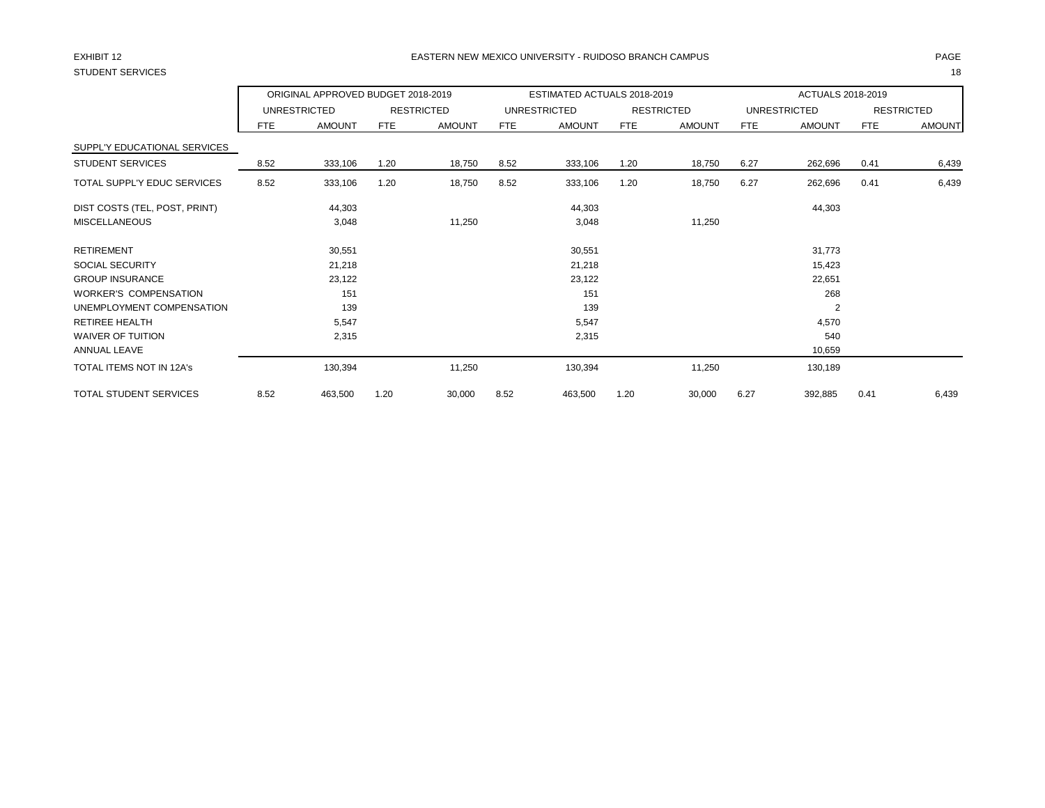EXHIBIT 12

STUDENT SERVICES

EASTERN NEW MEXICO UNIVERSITY - RUIDOSO BRANCH CAMPUS

| | ORIGINAL APPROVED BUDGET 2018-2019 | | | | ESTIMATED ACTUALS 2018-2019 | | | | ACTUALS 2018-2019 | | | |
|---|---|---|---|---|---|---|---|---|---|---|---|---|
| | UNRESTRICTED | | RESTRICTED | | UNRESTRICTED | | RESTRICTED | | UNRESTRICTED | | RESTRICTED | |
| | FTE | AMOUNT | FTE | AMOUNT | FTE | AMOUNT | FTE | AMOUNT | FTE | AMOUNT | FTE | AMOUNT |
| SUPPL'Y EDUCATIONAL SERVICES | | | | | | | | | | | | |
| STUDENT SERVICES | 8.52 | 333,106 | 1.20 | 18,750 | 8.52 | 333,106 | 1.20 | 18,750 | 6.27 | 262,696 | 0.41 | 6,439 |
| TOTAL SUPPL'Y EDUC SERVICES | 8.52 | 333,106 | 1.20 | 18,750 | 8.52 | 333,106 | 1.20 | 18,750 | 6.27 | 262,696 | 0.41 | 6,439 |
| DIST COSTS (TEL, POST, PRINT) | | 44,303 | | | | 44,303 | | | | 44,303 | | |
| MISCELLANEOUS | | 3,048 | | 11,250 | | 3,048 | | 11,250 | | | | |
| RETIREMENT | | 30,551 | | | | 30,551 | | | | 31,773 | | |
| SOCIAL SECURITY | | 21,218 | | | | 21,218 | | | | 15,423 | | |
| GROUP INSURANCE | | 23,122 | | | | 23,122 | | | | 22,651 | | |
| WORKER'S COMPENSATION | | 151 | | | | 151 | | | | 268 | | |
| UNEMPLOYMENT COMPENSATION | | 139 | | | | 139 | | | | 2 | | |
| RETIREE HEALTH | | 5,547 | | | | 5,547 | | | | 4,570 | | |
| WAIVER OF TUITION | | 2,315 | | | | 2,315 | | | | 540 | | |
| ANNUAL LEAVE | | | | | | | | | | 10,659 | | |
| TOTAL ITEMS NOT IN 12A's | | 130,394 | | 11,250 | | 130,394 | | 11,250 | | 130,189 | | |
| TOTAL STUDENT SERVICES | 8.52 | 463,500 | 1.20 | 30,000 | 8.52 | 463,500 | 1.20 | 30,000 | 6.27 | 392,885 | 0.41 | 6,439 |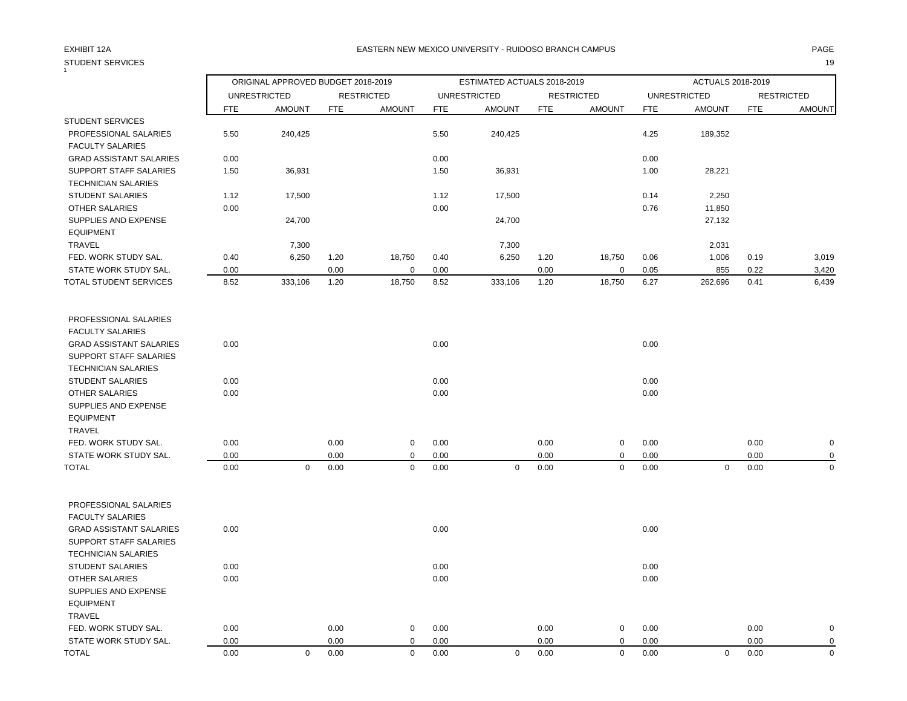EXHIBIT 12A

EASTERN NEW MEXICO UNIVERSITY - RUIDOSO BRANCH CAMPUS

STUDENT SERVICES

| | ORIGINAL APPROVED BUDGET 2018-2019 | | | | ESTIMATED ACTUALS 2018-2019 | | | | ACTUALS 2018-2019 | | | |
|---|---|---|---|---|---|---|---|---|---|---|---|---|
| | UNRESTRICTED | | RESTRICTED | | UNRESTRICTED | | RESTRICTED | | UNRESTRICTED | | RESTRICTED | |
| | FTE | AMOUNT | FTE | AMOUNT | FTE | AMOUNT | FTE | AMOUNT | FTE | AMOUNT | FTE | AMOUNT |
| STUDENT SERVICES | | | | | | | | | | | | |
| PROFESSIONAL SALARIES | 5.50 | 240,425 | | | 5.50 | 240,425 | | | 4.25 | 189,352 | | |
| FACULTY SALARIES | | | | | | | | | | | | |
| GRAD ASSISTANT SALARIES | 0.00 | | | | 0.00 | | | | 0.00 | | | |
| SUPPORT STAFF SALARIES | 1.50 | 36,931 | | | 1.50 | 36,931 | | | 1.00 | 28,221 | | |
| TECHNICIAN SALARIES | | | | | | | | | | | | |
| STUDENT SALARIES | 1.12 | 17,500 | | | 1.12 | 17,500 | | | 0.14 | 2,250 | | |
| OTHER SALARIES | 0.00 | | | | 0.00 | | | | 0.76 | 11,850 | | |
| SUPPLIES AND EXPENSE | | 24,700 | | | | 24,700 | | | | 27,132 | | |
| EQUIPMENT | | | | | | | | | | | | |
| TRAVEL | | 7,300 | | | | 7,300 | | | | 2,031 | | |
| FED. WORK STUDY SAL. | 0.40 | 6,250 | 1.20 | 18,750 | 0.40 | 6,250 | 1.20 | 18,750 | 0.06 | 1,006 | 0.19 | 3,019 |
| STATE WORK STUDY SAL. | 0.00 | | 0.00 | 0 | 0.00 | | 0.00 | 0 | 0.05 | 855 | 0.22 | 3,420 |
| TOTAL STUDENT SERVICES | 8.52 | 333,106 | 1.20 | 18,750 | 8.52 | 333,106 | 1.20 | 18,750 | 6.27 | 262,696 | 0.41 | 6,439 |
| | | | | | | | | | | | | |
| PROFESSIONAL SALARIES | | | | | | | | | | | | |
| FACULTY SALARIES | | | | | | | | | | | | |
| GRAD ASSISTANT SALARIES | 0.00 | | | | 0.00 | | | | 0.00 | | | |
| SUPPORT STAFF SALARIES | | | | | | | | | | | | |
| TECHNICIAN SALARIES | | | | | | | | | | | | |
| STUDENT SALARIES | 0.00 | | | | 0.00 | | | | 0.00 | | | |
| OTHER SALARIES | 0.00 | | | | 0.00 | | | | 0.00 | | | |
| SUPPLIES AND EXPENSE | | | | | | | | | | | | |
| EQUIPMENT | | | | | | | | | | | | |
| TRAVEL | | | | | | | | | | | | |
| FED. WORK STUDY SAL. | 0.00 | | 0.00 | 0 | 0.00 | | 0.00 | 0 | 0.00 | | 0.00 | 0 |
| STATE WORK STUDY SAL. | 0.00 | | 0.00 | 0 | 0.00 | | 0.00 | 0 | 0.00 | | 0.00 | 0 |
| TOTAL | 0.00 | 0 | 0.00 | 0 | 0.00 | 0 | 0.00 | 0 | 0.00 | 0 | 0.00 | 0 |
| | | | | | | | | | | | | |
| PROFESSIONAL SALARIES | | | | | | | | | | | | |
| FACULTY SALARIES | | | | | | | | | | | | |
| GRAD ASSISTANT SALARIES | 0.00 | | | | 0.00 | | | | 0.00 | | | |
| SUPPORT STAFF SALARIES | | | | | | | | | | | | |
| TECHNICIAN SALARIES | | | | | | | | | | | | |
| STUDENT SALARIES | 0.00 | | | | 0.00 | | | | 0.00 | | | |
| OTHER SALARIES | 0.00 | | | | 0.00 | | | | 0.00 | | | |
| SUPPLIES AND EXPENSE | | | | | | | | | | | | |
| EQUIPMENT | | | | | | | | | | | | |
| TRAVEL | | | | | | | | | | | | |
| FED. WORK STUDY SAL. | 0.00 | | 0.00 | 0 | 0.00 | | 0.00 | 0 | 0.00 | | 0.00 | 0 |
| STATE WORK STUDY SAL. | 0.00 | | 0.00 | 0 | 0.00 | | 0.00 | 0 | 0.00 | | 0.00 | 0 |
| TOTAL | 0.00 | 0 | 0.00 | 0 | 0.00 | 0 | 0.00 | 0 | 0.00 | 0 | 0.00 | 0 |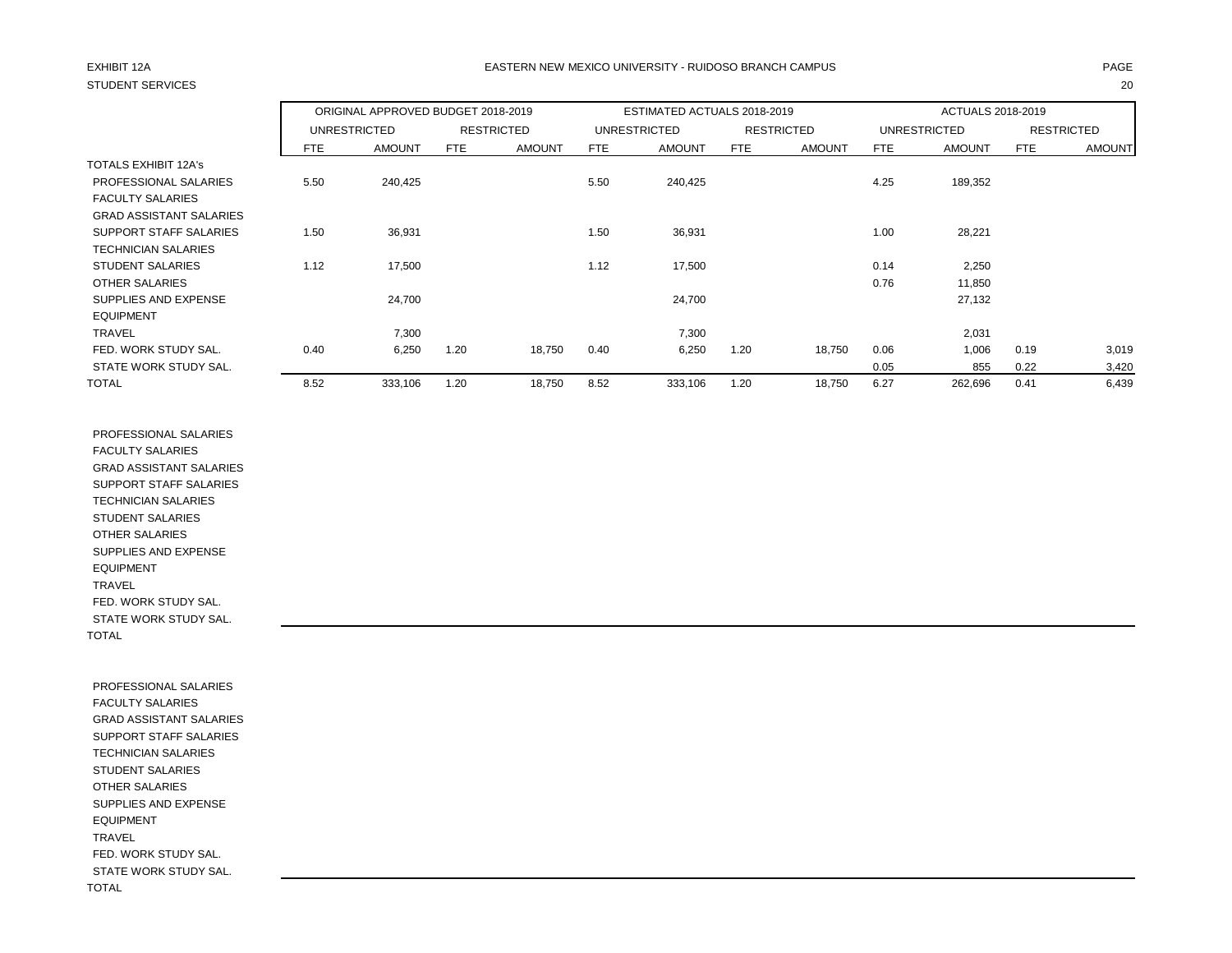EXHIBIT 12A

STUDENT SERVICES

EASTERN NEW MEXICO UNIVERSITY - RUIDOSO BRANCH CAMPUS

| | ORIGINAL APPROVED BUDGET 2018-2019 | | | | ESTIMATED ACTUALS 2018-2019 | | | | ACTUALS 2018-2019 | | | |
|---|---|---|---|---|---|---|---|---|---|---|---|---|
| | UNRESTRICTED | | RESTRICTED | | UNRESTRICTED | | RESTRICTED | | UNRESTRICTED | | RESTRICTED | |
| | FTE | AMOUNT | FTE | AMOUNT | FTE | AMOUNT | FTE | AMOUNT | FTE | AMOUNT | FTE | AMOUNT |
| TOTALS EXHIBIT 12A's | | | | | | | | | | | | |
| PROFESSIONAL SALARIES | 5.50 | 240,425 | | | 5.50 | 240,425 | | | 4.25 | 189,352 | | |
| FACULTY SALARIES | | | | | | | | | | | | |
| GRAD ASSISTANT SALARIES | | | | | | | | | | | | |
| SUPPORT STAFF SALARIES | 1.50 | 36,931 | | | 1.50 | 36,931 | | | 1.00 | 28,221 | | |
| TECHNICIAN SALARIES | | | | | | | | | | | | |
| STUDENT SALARIES | 1.12 | 17,500 | | | 1.12 | 17,500 | | | 0.14 | 2,250 | | |
| OTHER SALARIES | | | | | | | | | 0.76 | 11,850 | | |
| SUPPLIES AND EXPENSE | | 24,700 | | | | 24,700 | | | | 27,132 | | |
| EQUIPMENT | | | | | | | | | | | | |
| TRAVEL | | 7,300 | | | | 7,300 | | | | 2,031 | | |
| FED. WORK STUDY SAL. | 0.40 | 6,250 | 1.20 | 18,750 | 0.40 | 6,250 | 1.20 | 18,750 | 0.06 | 1,006 | 0.19 | 3,019 |
| STATE WORK STUDY SAL. | | | | | | | | | 0.05 | 855 | 0.22 | 3,420 |
| TOTAL | 8.52 | 333,106 | 1.20 | 18,750 | 8.52 | 333,106 | 1.20 | 18,750 | 6.27 | 262,696 | 0.41 | 6,439 |

| | | | | | | | | | | | | |
|---|---|---|---|---|---|---|---|---|---|---|---|---|
| PROFESSIONAL SALARIES | | | | | | | | | | | | |
| FACULTY SALARIES | | | | | | | | | | | | |
| GRAD ASSISTANT SALARIES | | | | | | | | | | | | |
| SUPPORT STAFF SALARIES | | | | | | | | | | | | |
| TECHNICIAN SALARIES | | | | | | | | | | | | |
| STUDENT SALARIES | | | | | | | | | | | | |
| OTHER SALARIES | | | | | | | | | | | | |
| SUPPLIES AND EXPENSE | | | | | | | | | | | | |
| EQUIPMENT | | | | | | | | | | | | |
| TRAVEL | | | | | | | | | | | | |
| FED. WORK STUDY SAL. | | | | | | | | | | | | |
| STATE WORK STUDY SAL. | | | | | | | | | | | | |
| TOTAL | | | | | | | | | | | | |

| | | | | | | | | | | | | |
|---|---|---|---|---|---|---|---|---|---|---|---|---|
| PROFESSIONAL SALARIES | | | | | | | | | | | | |
| FACULTY SALARIES | | | | | | | | | | | | |
| GRAD ASSISTANT SALARIES | | | | | | | | | | | | |
| SUPPORT STAFF SALARIES | | | | | | | | | | | | |
| TECHNICIAN SALARIES | | | | | | | | | | | | |
| STUDENT SALARIES | | | | | | | | | | | | |
| OTHER SALARIES | | | | | | | | | | | | |
| SUPPLIES AND EXPENSE | | | | | | | | | | | | |
| EQUIPMENT | | | | | | | | | | | | |
| TRAVEL | | | | | | | | | | | | |
| FED. WORK STUDY SAL. | | | | | | | | | | | | |
| STATE WORK STUDY SAL. | | | | | | | | | | | | |
| TOTAL | | | | | | | | | | | | |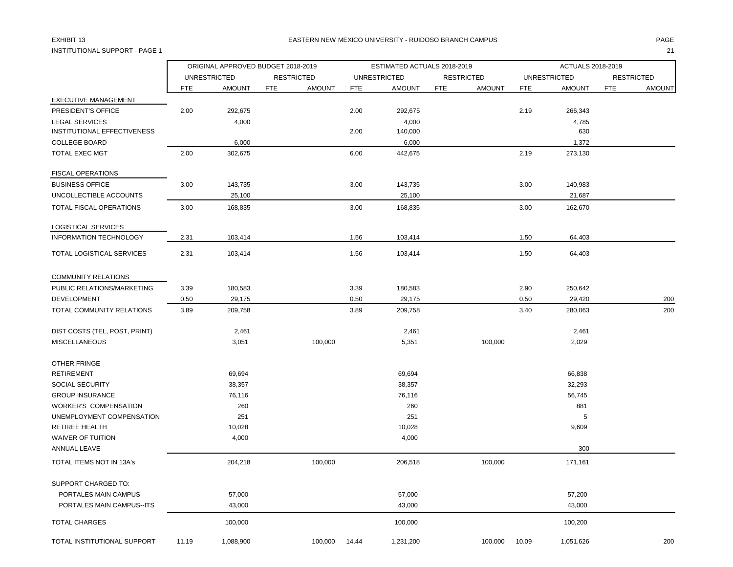EXHIBIT 13

INSTITUTIONAL SUPPORT - PAGE 1

EASTERN NEW MEXICO UNIVERSITY - RUIDOSO BRANCH CAMPUS

| | ORIGINAL APPROVED BUDGET 2018-2019 | | | | ESTIMATED ACTUALS 2018-2019 | | | | ACTUALS 2018-2019 | | | |
|---|---|---|---|---|---|---|---|---|---|---|---|---|
| | UNRESTRICTED | | RESTRICTED | | UNRESTRICTED | | RESTRICTED | | UNRESTRICTED | | RESTRICTED | |
| | FTE | AMOUNT | FTE | AMOUNT | FTE | AMOUNT | FTE | AMOUNT | FTE | AMOUNT | FTE | AMOUNT |
| EXECUTIVE MANAGEMENT | | | | | | | | | | | | |
| PRESIDENT'S OFFICE | 2.00 | 292,675 | | | 2.00 | 292,675 | | | 2.19 | 266,343 | | |
| LEGAL SERVICES | | 4,000 | | | | 4,000 | | | | 4,785 | | |
| INSTITUTIONAL EFFECTIVENESS | | | | | 2.00 | 140,000 | | | | 630 | | |
| COLLEGE BOARD | | 6,000 | | | | 6,000 | | | | 1,372 | | |
| TOTAL EXEC MGT | 2.00 | 302,675 | | | 6.00 | 442,675 | | | 2.19 | 273,130 | | |
| FISCAL OPERATIONS | | | | | | | | | | | | |
| BUSINESS OFFICE | 3.00 | 143,735 | | | 3.00 | 143,735 | | | 3.00 | 140,983 | | |
| UNCOLLECTIBLE ACCOUNTS | | 25,100 | | | | 25,100 | | | | 21,687 | | |
| TOTAL FISCAL OPERATIONS | 3.00 | 168,835 | | | 3.00 | 168,835 | | | 3.00 | 162,670 | | |
| LOGISTICAL SERVICES | | | | | | | | | | | | |
| INFORMATION TECHNOLOGY | 2.31 | 103,414 | | | 1.56 | 103,414 | | | 1.50 | 64,403 | | |
| TOTAL LOGISTICAL SERVICES | 2.31 | 103,414 | | | 1.56 | 103,414 | | | 1.50 | 64,403 | | |
| COMMUNITY RELATIONS | | | | | | | | | | | | |
| PUBLIC RELATIONS/MARKETING | 3.39 | 180,583 | | | 3.39 | 180,583 | | | 2.90 | 250,642 | | |
| DEVELOPMENT | 0.50 | 29,175 | | | 0.50 | 29,175 | | | 0.50 | 29,420 | | 200 |
| TOTAL COMMUNITY RELATIONS | 3.89 | 209,758 | | | 3.89 | 209,758 | | | 3.40 | 280,063 | | 200 |
| DIST COSTS (TEL, POST, PRINT) | | 2,461 | | | | 2,461 | | | | 2,461 | | |
| MISCELLANEOUS | | 3,051 | | 100,000 | | 5,351 | | 100,000 | | 2,029 | | |
| OTHER FRINGE | | | | | | | | | | | | |
| RETIREMENT | | 69,694 | | | | 69,694 | | | | 66,838 | | |
| SOCIAL SECURITY | | 38,357 | | | | 38,357 | | | | 32,293 | | |
| GROUP INSURANCE | | 76,116 | | | | 76,116 | | | | 56,745 | | |
| WORKER'S COMPENSATION | | 260 | | | | 260 | | | | 881 | | |
| UNEMPLOYMENT COMPENSATION | | 251 | | | | 251 | | | | 5 | | |
| RETIREE HEALTH | | 10,028 | | | | 10,028 | | | | 9,609 | | |
| WAIVER OF TUITION | | 4,000 | | | | 4,000 | | | | | | |
| ANNUAL LEAVE | | | | | | | | | | 300 | | |
| TOTAL ITEMS NOT IN 13A's | | 204,218 | | 100,000 | | 206,518 | | 100,000 | | 171,161 | | |
| SUPPORT CHARGED TO: | | | | | | | | | | | | |
| PORTALES MAIN CAMPUS | | 57,000 | | | | 57,000 | | | | 57,200 | | |
| PORTALES MAIN CAMPUS--ITS | | 43,000 | | | | 43,000 | | | | 43,000 | | |
| TOTAL CHARGES | | 100,000 | | | | 100,000 | | | | 100,200 | | |
| TOTAL INSTITUTIONAL SUPPORT | 11.19 | 1,088,900 | | 100,000 | 14.44 | 1,231,200 | | 100,000 | 10.09 | 1,051,626 | | 200 |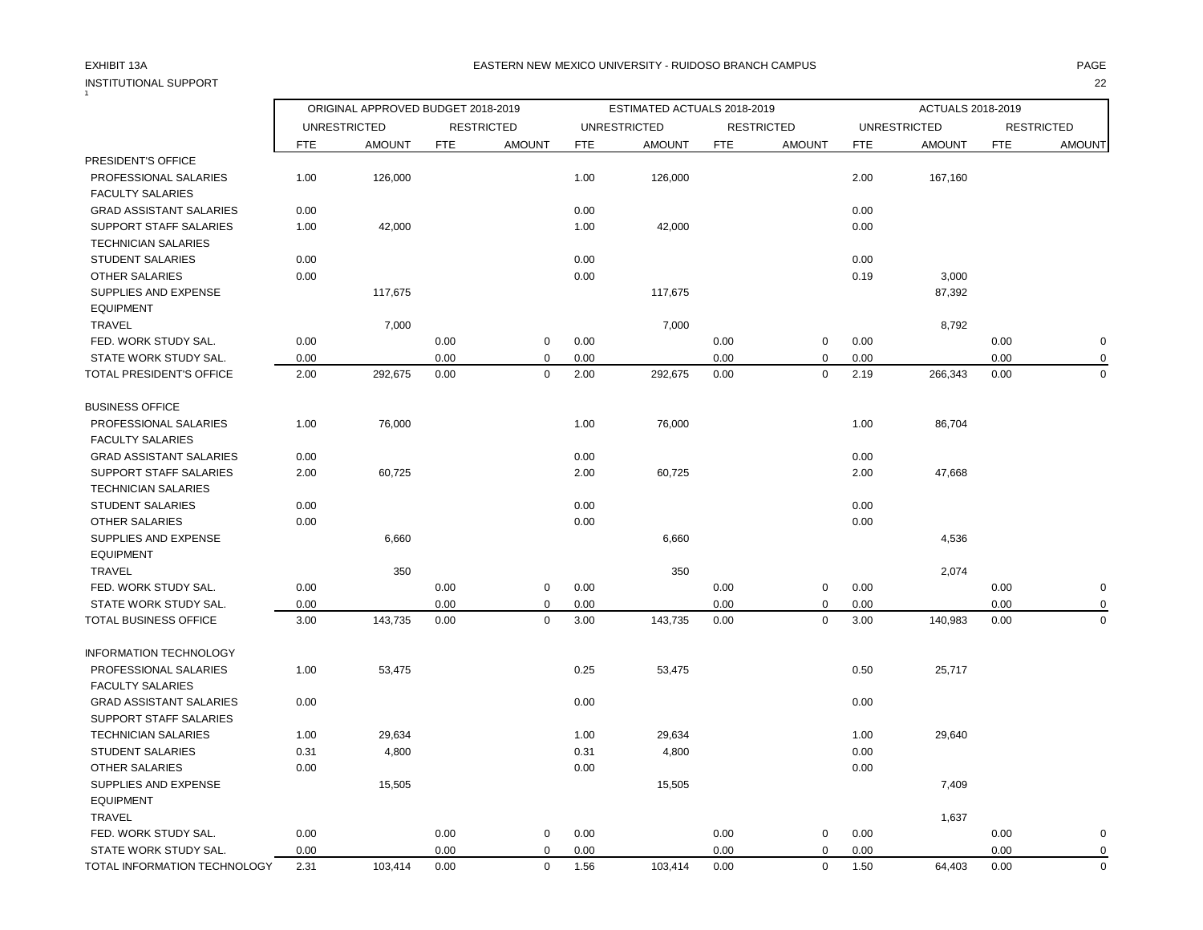EXHIBIT 13A

INSTITUTIONAL SUPPORT

EASTERN NEW MEXICO UNIVERSITY - RUIDOSO BRANCH CAMPUS

| | ORIGINAL APPROVED BUDGET 2018-2019 | | | | ESTIMATED ACTUALS 2018-2019 | | | | ACTUALS 2018-2019 | | | |
|---|---|---|---|---|---|---|---|---|---|---|---|---|
| | UNRESTRICTED | | RESTRICTED | | UNRESTRICTED | | RESTRICTED | | UNRESTRICTED | | RESTRICTED | |
| | FTE | AMOUNT | FTE | AMOUNT | FTE | AMOUNT | FTE | AMOUNT | FTE | AMOUNT | FTE | AMOUNT |
| PRESIDENT'S OFFICE | | | | | | | | | | | | |
| PROFESSIONAL SALARIES | 1.00 | 126,000 | | | 1.00 | 126,000 | | | 2.00 | 167,160 | | |
| FACULTY SALARIES | | | | | | | | | | | | |
| GRAD ASSISTANT SALARIES | 0.00 | | | | 0.00 | | | | 0.00 | | | |
| SUPPORT STAFF SALARIES | 1.00 | 42,000 | | | 1.00 | 42,000 | | | 0.00 | | | |
| TECHNICIAN SALARIES | | | | | | | | | | | | |
| STUDENT SALARIES | 0.00 | | | | 0.00 | | | | 0.00 | | | |
| OTHER SALARIES | 0.00 | | | | 0.00 | | | | 0.19 | 3,000 | | |
| SUPPLIES AND EXPENSE | | 117,675 | | | | 117,675 | | | | 87,392 | | |
| EQUIPMENT | | | | | | | | | | | | |
| TRAVEL | | 7,000 | | | | 7,000 | | | | 8,792 | | |
| FED. WORK STUDY SAL. | 0.00 | | 0.00 | 0 | 0.00 | | 0.00 | 0 | 0.00 | | 0.00 | 0 |
| STATE WORK STUDY SAL. | 0.00 | | 0.00 | 0 | 0.00 | | 0.00 | 0 | 0.00 | | 0.00 | 0 |
| TOTAL PRESIDENT'S OFFICE | 2.00 | 292,675 | 0.00 | 0 | 2.00 | 292,675 | 0.00 | 0 | 2.19 | 266,343 | 0.00 | 0 |
| BUSINESS OFFICE | | | | | | | | | | | | |
| PROFESSIONAL SALARIES | 1.00 | 76,000 | | | 1.00 | 76,000 | | | 1.00 | 86,704 | | |
| FACULTY SALARIES | | | | | | | | | | | | |
| GRAD ASSISTANT SALARIES | 0.00 | | | | 0.00 | | | | 0.00 | | | |
| SUPPORT STAFF SALARIES | 2.00 | 60,725 | | | 2.00 | 60,725 | | | 2.00 | 47,668 | | |
| TECHNICIAN SALARIES | | | | | | | | | | | | |
| STUDENT SALARIES | 0.00 | | | | 0.00 | | | | 0.00 | | | |
| OTHER SALARIES | 0.00 | | | | 0.00 | | | | 0.00 | | | |
| SUPPLIES AND EXPENSE | | 6,660 | | | | 6,660 | | | | 4,536 | | |
| EQUIPMENT | | | | | | | | | | | | |
| TRAVEL | | 350 | | | | 350 | | | | 2,074 | | |
| FED. WORK STUDY SAL. | 0.00 | | 0.00 | 0 | 0.00 | | 0.00 | 0 | 0.00 | | 0.00 | 0 |
| STATE WORK STUDY SAL. | 0.00 | | 0.00 | 0 | 0.00 | | 0.00 | 0 | 0.00 | | 0.00 | 0 |
| TOTAL BUSINESS OFFICE | 3.00 | 143,735 | 0.00 | 0 | 3.00 | 143,735 | 0.00 | 0 | 3.00 | 140,983 | 0.00 | 0 |
| INFORMATION TECHNOLOGY | | | | | | | | | | | | |
| PROFESSIONAL SALARIES | 1.00 | 53,475 | | | 0.25 | 53,475 | | | 0.50 | 25,717 | | |
| FACULTY SALARIES | | | | | | | | | | | | |
| GRAD ASSISTANT SALARIES | 0.00 | | | | 0.00 | | | | 0.00 | | | |
| SUPPORT STAFF SALARIES | | | | | | | | | | | | |
| TECHNICIAN SALARIES | 1.00 | 29,634 | | | 1.00 | 29,634 | | | 1.00 | 29,640 | | |
| STUDENT SALARIES | 0.31 | 4,800 | | | 0.31 | 4,800 | | | 0.00 | | | |
| OTHER SALARIES | 0.00 | | | | 0.00 | | | | 0.00 | | | |
| SUPPLIES AND EXPENSE | | 15,505 | | | | 15,505 | | | | 7,409 | | |
| EQUIPMENT | | | | | | | | | | | | |
| TRAVEL | | | | | | | | | | 1,637 | | |
| FED. WORK STUDY SAL. | 0.00 | | 0.00 | 0 | 0.00 | | 0.00 | 0 | 0.00 | | 0.00 | 0 |
| STATE WORK STUDY SAL. | 0.00 | | 0.00 | 0 | 0.00 | | 0.00 | 0 | 0.00 | | 0.00 | 0 |
| TOTAL INFORMATION TECHNOLOGY | 2.31 | 103,414 | 0.00 | 0 | 1.56 | 103,414 | 0.00 | 0 | 1.50 | 64,403 | 0.00 | 0 |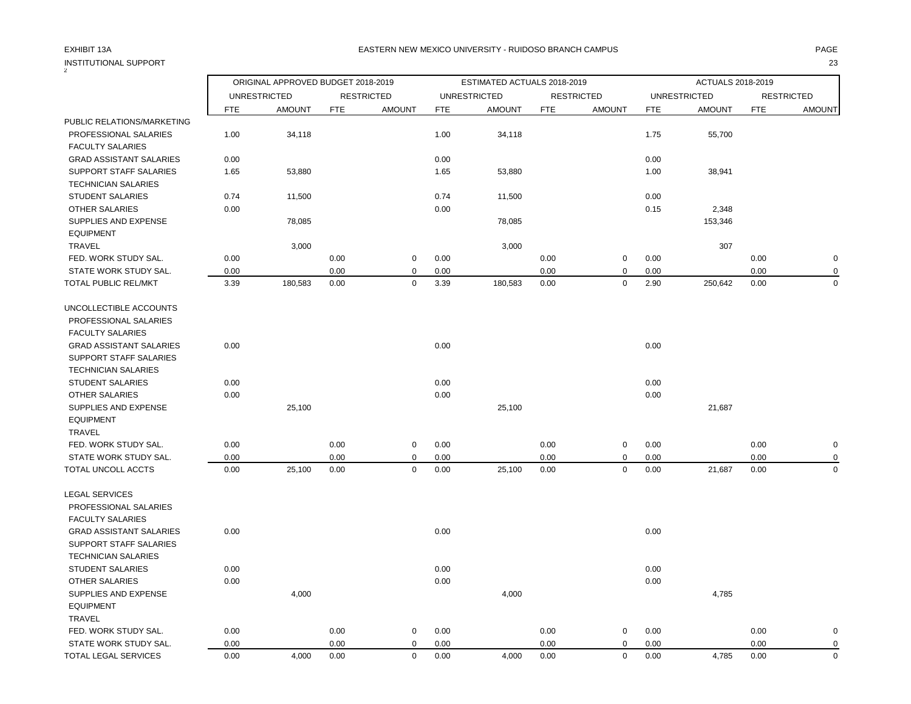EXHIBIT 13A

INSTITUTIONAL SUPPORT

EASTERN NEW MEXICO UNIVERSITY - RUIDOSO BRANCH CAMPUS

| | ORIGINAL APPROVED BUDGET 2018-2019 | | | | ESTIMATED ACTUALS 2018-2019 | | | | ACTUALS 2018-2019 | | | |
|---|---|---|---|---|---|---|---|---|---|---|---|---|
| | UNRESTRICTED | | RESTRICTED | | UNRESTRICTED | | RESTRICTED | | UNRESTRICTED | | RESTRICTED | |
| | FTE | AMOUNT | FTE | AMOUNT | FTE | AMOUNT | FTE | AMOUNT | FTE | AMOUNT | FTE | AMOUNT |
| PUBLIC RELATIONS/MARKETING | | | | | | | | | | | | |
| PROFESSIONAL SALARIES | 1.00 | 34,118 | | | 1.00 | 34,118 | | | 1.75 | 55,700 | | |
| FACULTY SALARIES | | | | | | | | | | | | |
| GRAD ASSISTANT SALARIES | 0.00 | | | | 0.00 | | | | 0.00 | | | |
| SUPPORT STAFF SALARIES | 1.65 | 53,880 | | | 1.65 | 53,880 | | | 1.00 | 38,941 | | |
| TECHNICIAN SALARIES | | | | | | | | | | | | |
| STUDENT SALARIES | 0.74 | 11,500 | | | 0.74 | 11,500 | | | 0.00 | | | |
| OTHER SALARIES | 0.00 | | | | 0.00 | | | | 0.15 | 2,348 | | |
| SUPPLIES AND EXPENSE | | 78,085 | | | | 78,085 | | | | 153,346 | | |
| EQUIPMENT | | | | | | | | | | | | |
| TRAVEL | | 3,000 | | | | 3,000 | | | | 307 | | |
| FED. WORK STUDY SAL. | 0.00 | | 0.00 | 0 | 0.00 | | 0.00 | 0 | 0.00 | | 0.00 | 0 |
| STATE WORK STUDY SAL. | 0.00 | | 0.00 | 0 | 0.00 | | 0.00 | 0 | 0.00 | | 0.00 | 0 |
| TOTAL PUBLIC REL/MKT | 3.39 | 180,583 | 0.00 | 0 | 3.39 | 180,583 | 0.00 | 0 | 2.90 | 250,642 | 0.00 | 0 |
| UNCOLLECTIBLE ACCOUNTS | | | | | | | | | | | | |
| PROFESSIONAL SALARIES | | | | | | | | | | | | |
| FACULTY SALARIES | | | | | | | | | | | | |
| GRAD ASSISTANT SALARIES | 0.00 | | | | 0.00 | | | | 0.00 | | | |
| SUPPORT STAFF SALARIES | | | | | | | | | | | | |
| TECHNICIAN SALARIES | | | | | | | | | | | | |
| STUDENT SALARIES | 0.00 | | | | 0.00 | | | | 0.00 | | | |
| OTHER SALARIES | 0.00 | | | | 0.00 | | | | 0.00 | | | |
| SUPPLIES AND EXPENSE | | 25,100 | | | | 25,100 | | | | 21,687 | | |
| EQUIPMENT | | | | | | | | | | | | |
| TRAVEL | | | | | | | | | | | | |
| FED. WORK STUDY SAL. | 0.00 | | 0.00 | 0 | 0.00 | | 0.00 | 0 | 0.00 | | 0.00 | 0 |
| STATE WORK STUDY SAL. | 0.00 | | 0.00 | 0 | 0.00 | | 0.00 | 0 | 0.00 | | 0.00 | 0 |
| TOTAL UNCOLL ACCTS | 0.00 | 25,100 | 0.00 | 0 | 0.00 | 25,100 | 0.00 | 0 | 0.00 | 21,687 | 0.00 | 0 |
| LEGAL SERVICES | | | | | | | | | | | | |
| PROFESSIONAL SALARIES | | | | | | | | | | | | |
| FACULTY SALARIES | | | | | | | | | | | | |
| GRAD ASSISTANT SALARIES | 0.00 | | | | 0.00 | | | | 0.00 | | | |
| SUPPORT STAFF SALARIES | | | | | | | | | | | | |
| TECHNICIAN SALARIES | | | | | | | | | | | | |
| STUDENT SALARIES | 0.00 | | | | 0.00 | | | | 0.00 | | | |
| OTHER SALARIES | 0.00 | | | | 0.00 | | | | 0.00 | | | |
| SUPPLIES AND EXPENSE | | 4,000 | | | | 4,000 | | | | 4,785 | | |
| EQUIPMENT | | | | | | | | | | | | |
| TRAVEL | | | | | | | | | | | | |
| FED. WORK STUDY SAL. | 0.00 | | 0.00 | 0 | 0.00 | | 0.00 | 0 | 0.00 | | 0.00 | 0 |
| STATE WORK STUDY SAL. | 0.00 | | 0.00 | 0 | 0.00 | | 0.00 | 0 | 0.00 | | 0.00 | 0 |
| TOTAL LEGAL SERVICES | 0.00 | 4,000 | 0.00 | 0 | 0.00 | 4,000 | 0.00 | 0 | 0.00 | 4,785 | 0.00 | 0 |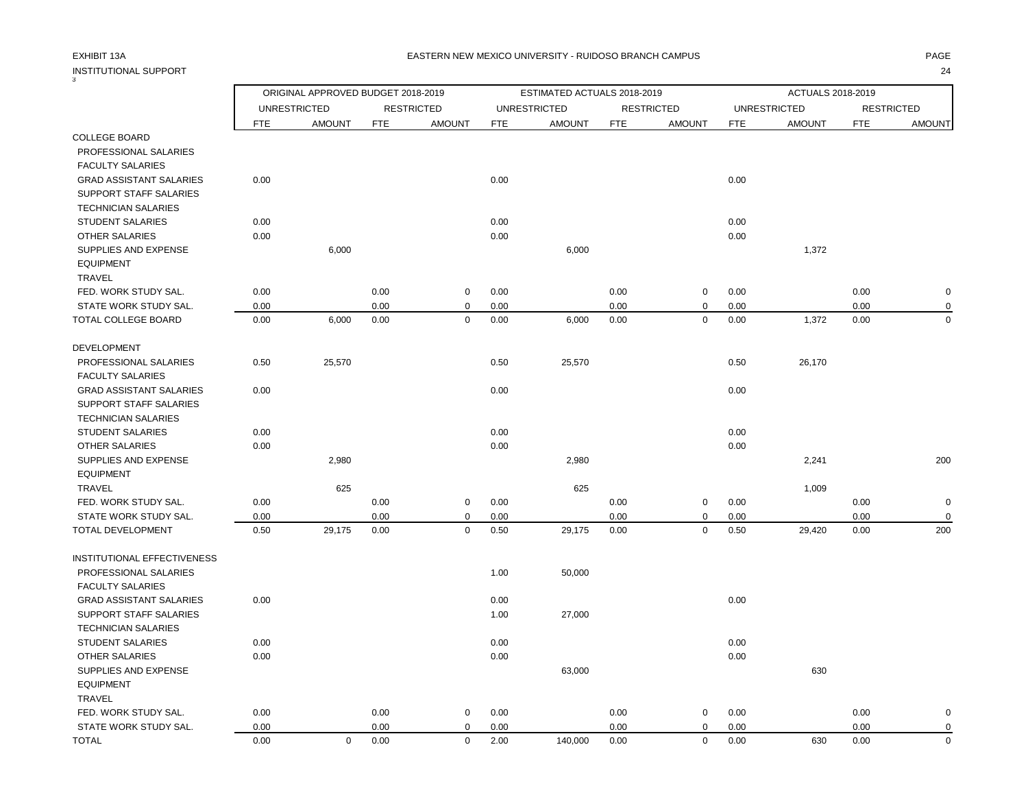EXHIBIT 13A

INSTITUTIONAL SUPPORT

EASTERN NEW MEXICO UNIVERSITY - RUIDOSO BRANCH CAMPUS

| | ORIGINAL APPROVED BUDGET 2018-2019 | | | | ESTIMATED ACTUALS 2018-2019 | | | | ACTUALS 2018-2019 | | | |
|---|---|---|---|---|---|---|---|---|---|---|---|---|
| | UNRESTRICTED | | RESTRICTED | | UNRESTRICTED | | RESTRICTED | | UNRESTRICTED | | RESTRICTED | |
| | FTE | AMOUNT | FTE | AMOUNT | FTE | AMOUNT | FTE | AMOUNT | FTE | AMOUNT | FTE | AMOUNT |
| COLLEGE BOARD | | | | | | | | | | | | |
| PROFESSIONAL SALARIES | | | | | | | | | | | | |
| FACULTY SALARIES | | | | | | | | | | | | |
| GRAD ASSISTANT SALARIES | 0.00 | | | | 0.00 | | | | 0.00 | | | |
| SUPPORT STAFF SALARIES | | | | | | | | | | | | |
| TECHNICIAN SALARIES | | | | | | | | | | | | |
| STUDENT SALARIES | 0.00 | | | | 0.00 | | | | 0.00 | | | |
| OTHER SALARIES | 0.00 | | | | 0.00 | | | | 0.00 | | | |
| SUPPLIES AND EXPENSE | | 6,000 | | | | 6,000 | | | | 1,372 | | |
| EQUIPMENT | | | | | | | | | | | | |
| TRAVEL | | | | | | | | | | | | |
| FED. WORK STUDY SAL. | 0.00 | | 0.00 | 0 | 0.00 | | 0.00 | 0 | 0.00 | | 0.00 | 0 |
| STATE WORK STUDY SAL. | 0.00 | | 0.00 | 0 | 0.00 | | 0.00 | 0 | 0.00 | | 0.00 | 0 |
| TOTAL COLLEGE BOARD | 0.00 | 6,000 | 0.00 | 0 | 0.00 | 6,000 | 0.00 | 0 | 0.00 | 1,372 | 0.00 | 0 |
| DEVELOPMENT | | | | | | | | | | | | |
| PROFESSIONAL SALARIES | 0.50 | 25,570 | | | 0.50 | 25,570 | | | 0.50 | 26,170 | | |
| FACULTY SALARIES | | | | | | | | | | | | |
| GRAD ASSISTANT SALARIES | 0.00 | | | | 0.00 | | | | 0.00 | | | |
| SUPPORT STAFF SALARIES | | | | | | | | | | | | |
| TECHNICIAN SALARIES | | | | | | | | | | | | |
| STUDENT SALARIES | 0.00 | | | | 0.00 | | | | 0.00 | | | |
| OTHER SALARIES | 0.00 | | | | 0.00 | | | | 0.00 | | | |
| SUPPLIES AND EXPENSE | | 2,980 | | | | 2,980 | | | | 2,241 | | 200 |
| EQUIPMENT | | | | | | | | | | | | |
| TRAVEL | | 625 | | | | 625 | | | | 1,009 | | |
| FED. WORK STUDY SAL. | 0.00 | | 0.00 | 0 | 0.00 | | 0.00 | 0 | 0.00 | | 0.00 | 0 |
| STATE WORK STUDY SAL. | 0.00 | | 0.00 | 0 | 0.00 | | 0.00 | 0 | 0.00 | | 0.00 | 0 |
| TOTAL DEVELOPMENT | 0.50 | 29,175 | 0.00 | 0 | 0.50 | 29,175 | 0.00 | 0 | 0.50 | 29,420 | 0.00 | 200 |
| INSTITUTIONAL EFFECTIVENESS | | | | | | | | | | | | |
| PROFESSIONAL SALARIES | | | | | 1.00 | 50,000 | | | | | | |
| FACULTY SALARIES | | | | | | | | | | | | |
| GRAD ASSISTANT SALARIES | 0.00 | | | | 0.00 | | | | 0.00 | | | |
| SUPPORT STAFF SALARIES | | | | | 1.00 | 27,000 | | | | | | |
| TECHNICIAN SALARIES | | | | | | | | | | | | |
| STUDENT SALARIES | 0.00 | | | | 0.00 | | | | 0.00 | | | |
| OTHER SALARIES | 0.00 | | | | 0.00 | | | | 0.00 | | | |
| SUPPLIES AND EXPENSE | | | | | | 63,000 | | | | 630 | | |
| EQUIPMENT | | | | | | | | | | | | |
| TRAVEL | | | | | | | | | | | | |
| FED. WORK STUDY SAL. | 0.00 | | 0.00 | 0 | 0.00 | | 0.00 | 0 | 0.00 | | 0.00 | 0 |
| STATE WORK STUDY SAL. | 0.00 | | 0.00 | 0 | 0.00 | | 0.00 | 0 | 0.00 | | 0.00 | 0 |
| TOTAL | 0.00 | 0 | 0.00 | 0 | 2.00 | 140,000 | 0.00 | 0 | 0.00 | 630 | 0.00 | 0 |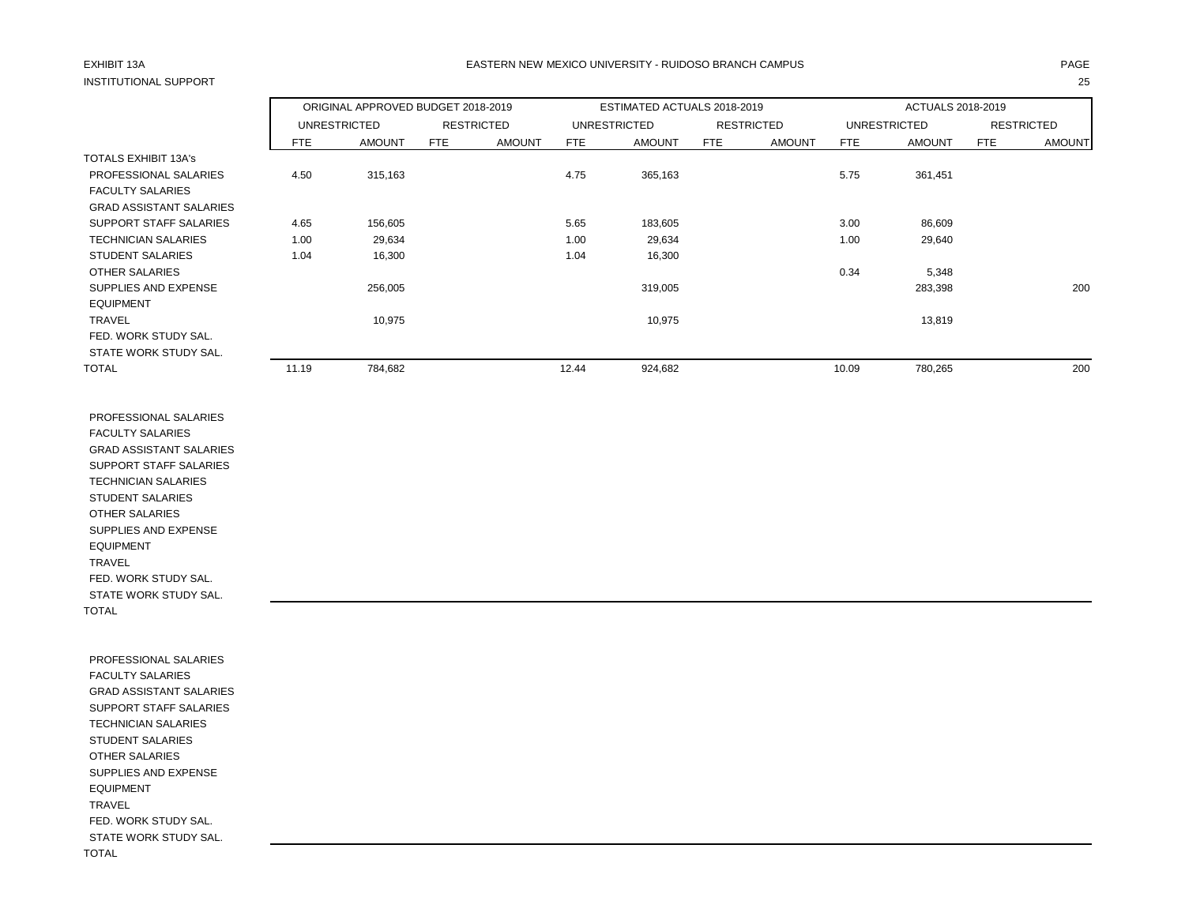EXHIBIT 13A

INSTITUTIONAL SUPPORT

EASTERN NEW MEXICO UNIVERSITY - RUIDOSO BRANCH CAMPUS

| | ORIGINAL APPROVED BUDGET 2018-2019 | | | | ESTIMATED ACTUALS 2018-2019 | | | | ACTUALS 2018-2019 | | | |
|---|---|---|---|---|---|---|---|---|---|---|---|---|
| | UNRESTRICTED | | RESTRICTED | | UNRESTRICTED | | RESTRICTED | | UNRESTRICTED | | RESTRICTED | |
| | FTE | AMOUNT | FTE | AMOUNT | FTE | AMOUNT | FTE | AMOUNT | FTE | AMOUNT | FTE | AMOUNT |
| TOTALS EXHIBIT 13A's | | | | | | | | | | | | |
| PROFESSIONAL SALARIES | 4.50 | 315,163 | | | 4.75 | 365,163 | | | 5.75 | 361,451 | | |
| FACULTY SALARIES | | | | | | | | | | | | |
| GRAD ASSISTANT SALARIES | | | | | | | | | | | | |
| SUPPORT STAFF SALARIES | 4.65 | 156,605 | | | 5.65 | 183,605 | | | 3.00 | 86,609 | | |
| TECHNICIAN SALARIES | 1.00 | 29,634 | | | 1.00 | 29,634 | | | 1.00 | 29,640 | | |
| STUDENT SALARIES | 1.04 | 16,300 | | | 1.04 | 16,300 | | | | | | |
| OTHER SALARIES | | | | | | | | | 0.34 | 5,348 | | |
| SUPPLIES AND EXPENSE | | 256,005 | | | | 319,005 | | | | 283,398 | | 200 |
| EQUIPMENT | | | | | | | | | | | | |
| TRAVEL | | 10,975 | | | | 10,975 | | | | 13,819 | | |
| FED. WORK STUDY SAL. | | | | | | | | | | | | |
| STATE WORK STUDY SAL. | | | | | | | | | | | | |
| TOTAL | 11.19 | 784,682 | | | 12.44 | 924,682 | | | 10.09 | 780,265 | | 200 |

| | | | | | | | | | | | | |
|---|---|---|---|---|---|---|---|---|---|---|---|---|
| PROFESSIONAL SALARIES | | | | | | | | | | | | |
| FACULTY SALARIES | | | | | | | | | | | | |
| GRAD ASSISTANT SALARIES | | | | | | | | | | | | |
| SUPPORT STAFF SALARIES | | | | | | | | | | | | |
| TECHNICIAN SALARIES | | | | | | | | | | | | |
| STUDENT SALARIES | | | | | | | | | | | | |
| OTHER SALARIES | | | | | | | | | | | | |
| SUPPLIES AND EXPENSE | | | | | | | | | | | | |
| EQUIPMENT | | | | | | | | | | | | |
| TRAVEL | | | | | | | | | | | | |
| FED. WORK STUDY SAL. | | | | | | | | | | | | |
| STATE WORK STUDY SAL. | | | | | | | | | | | | |
| TOTAL | | | | | | | | | | | | |

| | | | | | | | | | | | | |
|---|---|---|---|---|---|---|---|---|---|---|---|---|
| PROFESSIONAL SALARIES | | | | | | | | | | | | |
| FACULTY SALARIES | | | | | | | | | | | | |
| GRAD ASSISTANT SALARIES | | | | | | | | | | | | |
| SUPPORT STAFF SALARIES | | | | | | | | | | | | |
| TECHNICIAN SALARIES | | | | | | | | | | | | |
| STUDENT SALARIES | | | | | | | | | | | | |
| OTHER SALARIES | | | | | | | | | | | | |
| SUPPLIES AND EXPENSE | | | | | | | | | | | | |
| EQUIPMENT | | | | | | | | | | | | |
| TRAVEL | | | | | | | | | | | | |
| FED. WORK STUDY SAL. | | | | | | | | | | | | |
| STATE WORK STUDY SAL. | | | | | | | | | | | | |
| TOTAL | | | | | | | | | | | | |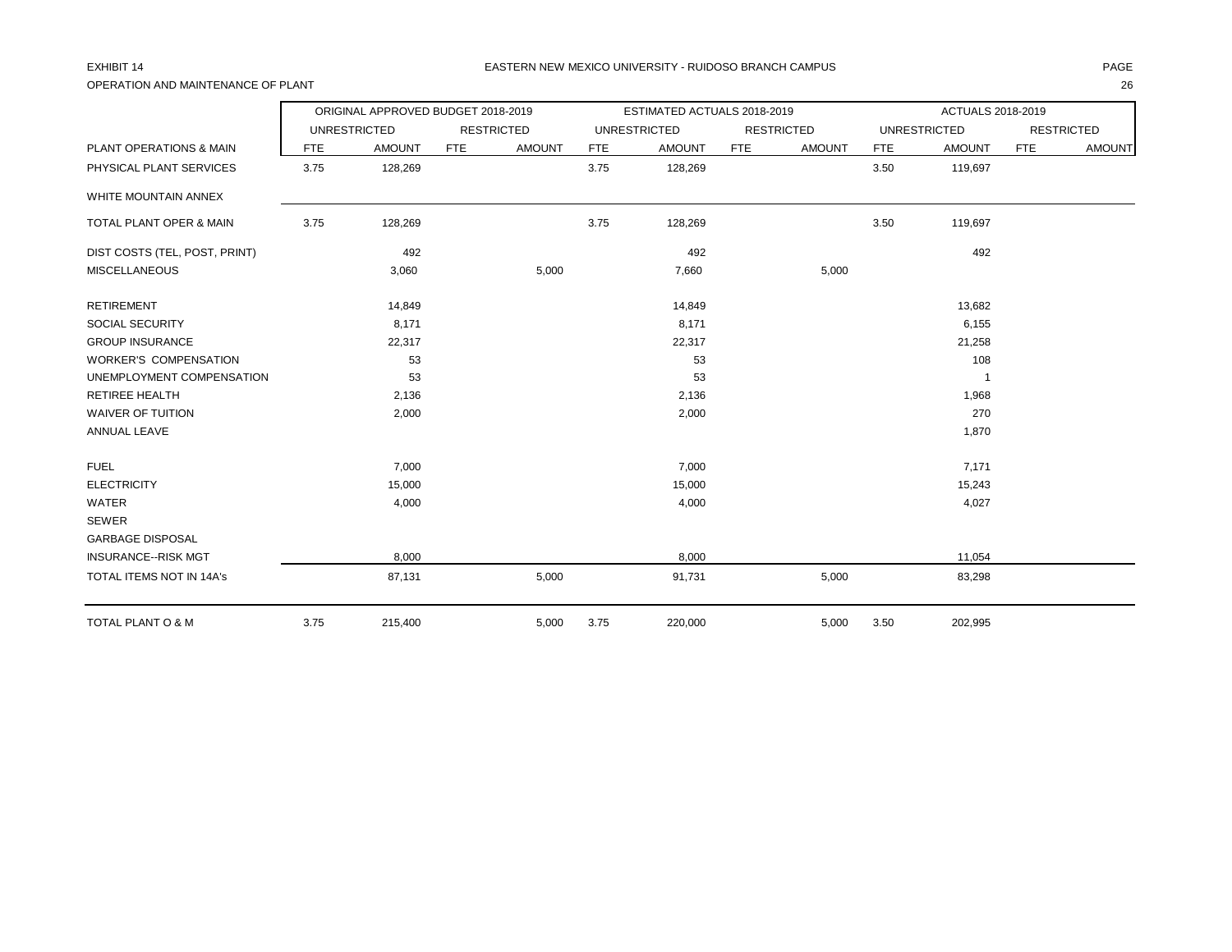EXHIBIT 14

EASTERN NEW MEXICO UNIVERSITY - RUIDOSO BRANCH CAMPUS

OPERATION AND MAINTENANCE OF PLANT

| | ORIGINAL APPROVED BUDGET 2018-2019 | | | | ESTIMATED ACTUALS 2018-2019 | | | | ACTUALS 2018-2019 | | | |
|---|---|---|---|---|---|---|---|---|---|---|---|---|
| | UNRESTRICTED | | RESTRICTED | | UNRESTRICTED | | RESTRICTED | | UNRESTRICTED | | RESTRICTED | |
| PLANT OPERATIONS & MAIN | FTE | AMOUNT | FTE | AMOUNT | FTE | AMOUNT | FTE | AMOUNT | FTE | AMOUNT | FTE | AMOUNT |
| PHYSICAL PLANT SERVICES | 3.75 | 128,269 | | | 3.75 | 128,269 | | | 3.50 | 119,697 | | |
| WHITE MOUNTAIN ANNEX | | | | | | | | | | | | |
| TOTAL PLANT OPER & MAIN | 3.75 | 128,269 | | | 3.75 | 128,269 | | | 3.50 | 119,697 | | |
| DIST COSTS (TEL, POST, PRINT) | | 492 | | | | 492 | | | | 492 | | |
| MISCELLANEOUS | | 3,060 | | 5,000 | | 7,660 | | 5,000 | | | | |
| RETIREMENT | | 14,849 | | | | 14,849 | | | | 13,682 | | |
| SOCIAL SECURITY | | 8,171 | | | | 8,171 | | | | 6,155 | | |
| GROUP INSURANCE | | 22,317 | | | | 22,317 | | | | 21,258 | | |
| WORKER'S COMPENSATION | | 53 | | | | 53 | | | | 108 | | |
| UNEMPLOYMENT COMPENSATION | | 53 | | | | 53 | | | | 1 | | |
| RETIREE HEALTH | | 2,136 | | | | 2,136 | | | | 1,968 | | |
| WAIVER OF TUITION | | 2,000 | | | | 2,000 | | | | 270 | | |
| ANNUAL LEAVE | | | | | | | | | | 1,870 | | |
| FUEL | | 7,000 | | | | 7,000 | | | | 7,171 | | |
| ELECTRICITY | | 15,000 | | | | 15,000 | | | | 15,243 | | |
| WATER | | 4,000 | | | | 4,000 | | | | 4,027 | | |
| SEWER | | | | | | | | | | | | |
| GARBAGE DISPOSAL | | | | | | | | | | | | |
| INSURANCE--RISK MGT | | 8,000 | | | | 8,000 | | | | 11,054 | | |
| TOTAL ITEMS NOT IN 14A's | | 87,131 | | 5,000 | | 91,731 | | 5,000 | | 83,298 | | |
| TOTAL PLANT O & M | 3.75 | 215,400 | | 5,000 | 3.75 | 220,000 | | 5,000 | 3.50 | 202,995 | | |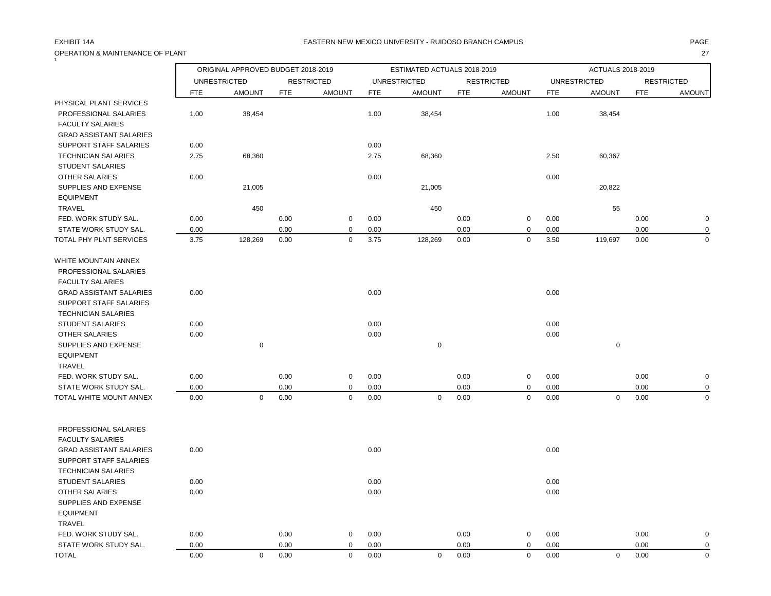EXHIBIT 14A

EASTERN NEW MEXICO UNIVERSITY - RUIDOSO BRANCH CAMPUS

OPERATION & MAINTENANCE OF PLANT

| | ORIGINAL APPROVED BUDGET 2018-2019 | | | | ESTIMATED ACTUALS 2018-2019 | | | | ACTUALS 2018-2019 | | | |
|---|---|---|---|---|---|---|---|---|---|---|---|---|
| | UNRESTRICTED | | RESTRICTED | | UNRESTRICTED | | RESTRICTED | | UNRESTRICTED | | RESTRICTED | |
| | FTE | AMOUNT | FTE | AMOUNT | FTE | AMOUNT | FTE | AMOUNT | FTE | AMOUNT | FTE | AMOUNT |
| PHYSICAL PLANT SERVICES | | | | | | | | | | | | |
| PROFESSIONAL SALARIES | 1.00 | 38,454 | | | 1.00 | 38,454 | | | 1.00 | 38,454 | | |
| FACULTY SALARIES | | | | | | | | | | | | |
| GRAD ASSISTANT SALARIES | | | | | | | | | | | | |
| SUPPORT STAFF SALARIES | 0.00 | | | | 0.00 | | | | | | | |
| TECHNICIAN SALARIES | 2.75 | 68,360 | | | 2.75 | 68,360 | | | 2.50 | 60,367 | | |
| STUDENT SALARIES | | | | | | | | | | | | |
| OTHER SALARIES | 0.00 | | | | 0.00 | | | | 0.00 | | | |
| SUPPLIES AND EXPENSE | | 21,005 | | | | 21,005 | | | | 20,822 | | |
| EQUIPMENT | | | | | | | | | | | | |
| TRAVEL | | 450 | | | | 450 | | | | 55 | | |
| FED. WORK STUDY SAL. | 0.00 | | 0.00 | 0 | 0.00 | | 0.00 | 0 | 0.00 | | 0.00 | 0 |
| STATE WORK STUDY SAL. | 0.00 | | 0.00 | 0 | 0.00 | | 0.00 | 0 | 0.00 | | 0.00 | 0 |
| TOTAL PHY PLNT SERVICES | 3.75 | 128,269 | 0.00 | 0 | 3.75 | 128,269 | 0.00 | 0 | 3.50 | 119,697 | 0.00 | 0 |
| WHITE MOUNTAIN ANNEX | | | | | | | | | | | | |
| PROFESSIONAL SALARIES | | | | | | | | | | | | |
| FACULTY SALARIES | | | | | | | | | | | | |
| GRAD ASSISTANT SALARIES | 0.00 | | | | 0.00 | | | | 0.00 | | | |
| SUPPORT STAFF SALARIES | | | | | | | | | | | | |
| TECHNICIAN SALARIES | | | | | | | | | | | | |
| STUDENT SALARIES | 0.00 | | | | 0.00 | | | | 0.00 | | | |
| OTHER SALARIES | 0.00 | | | | 0.00 | | | | 0.00 | | | |
| SUPPLIES AND EXPENSE | | 0 | | | | 0 | | | | 0 | | |
| EQUIPMENT | | | | | | | | | | | | |
| TRAVEL | | | | | | | | | | | | |
| FED. WORK STUDY SAL. | 0.00 | | 0.00 | 0 | 0.00 | | 0.00 | 0 | 0.00 | | 0.00 | 0 |
| STATE WORK STUDY SAL. | 0.00 | | 0.00 | 0 | 0.00 | | 0.00 | 0 | 0.00 | | 0.00 | 0 |
| TOTAL WHITE MOUNT ANNEX | 0.00 | 0 | 0.00 | 0 | 0.00 | 0 | 0.00 | 0 | 0.00 | 0 | 0.00 | 0 |
| PROFESSIONAL SALARIES | | | | | | | | | | | | |
| FACULTY SALARIES | | | | | | | | | | | | |
| GRAD ASSISTANT SALARIES | 0.00 | | | | 0.00 | | | | 0.00 | | | |
| SUPPORT STAFF SALARIES | | | | | | | | | | | | |
| TECHNICIAN SALARIES | | | | | | | | | | | | |
| STUDENT SALARIES | 0.00 | | | | 0.00 | | | | 0.00 | | | |
| OTHER SALARIES | 0.00 | | | | 0.00 | | | | 0.00 | | | |
| SUPPLIES AND EXPENSE | | | | | | | | | | | | |
| EQUIPMENT | | | | | | | | | | | | |
| TRAVEL | | | | | | | | | | | | |
| FED. WORK STUDY SAL. | 0.00 | | 0.00 | 0 | 0.00 | | 0.00 | 0 | 0.00 | | 0.00 | 0 |
| STATE WORK STUDY SAL. | 0.00 | | 0.00 | 0 | 0.00 | | 0.00 | 0 | 0.00 | | 0.00 | 0 |
| TOTAL | 0.00 | 0 | 0.00 | 0 | 0.00 | 0 | 0.00 | 0 | 0.00 | 0 | 0.00 | 0 |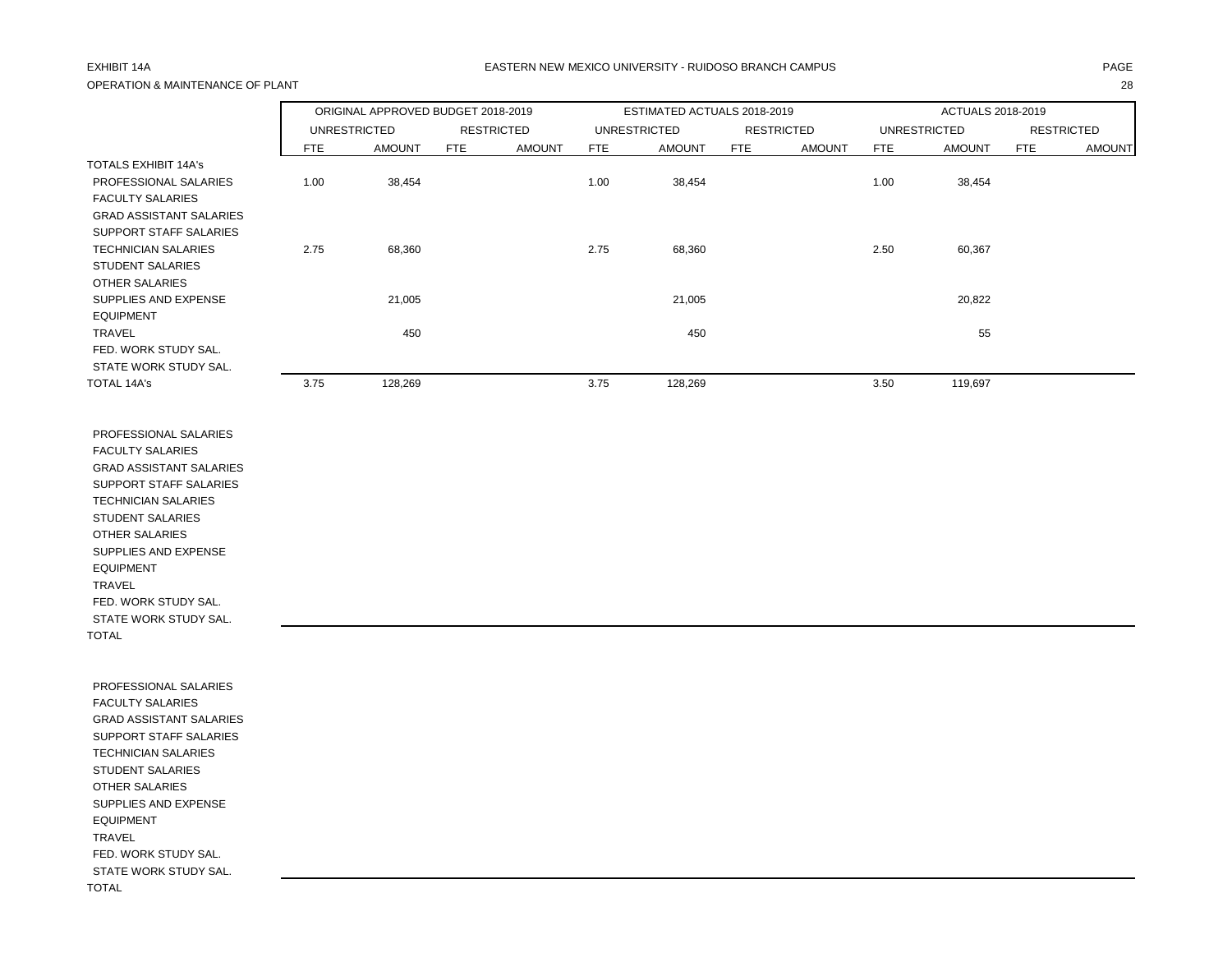EXHIBIT 14A

EASTERN NEW MEXICO UNIVERSITY - RUIDOSO BRANCH CAMPUS

OPERATION & MAINTENANCE OF PLANT

| | ORIGINAL APPROVED BUDGET 2018-2019 | | | | ESTIMATED ACTUALS 2018-2019 | | | | ACTUALS 2018-2019 | | | |
|---|---|---|---|---|---|---|---|---|---|---|---|---|
| | UNRESTRICTED | | RESTRICTED | | UNRESTRICTED | | RESTRICTED | | UNRESTRICTED | | RESTRICTED | |
| | FTE | AMOUNT | FTE | AMOUNT | FTE | AMOUNT | FTE | AMOUNT | FTE | AMOUNT | FTE | AMOUNT |
| TOTALS EXHIBIT 14A's | | | | | | | | | | | | |
| PROFESSIONAL SALARIES | 1.00 | 38,454 | | | 1.00 | 38,454 | | | 1.00 | 38,454 | | |
| FACULTY SALARIES | | | | | | | | | | | | |
| GRAD ASSISTANT SALARIES | | | | | | | | | | | | |
| SUPPORT STAFF SALARIES | | | | | | | | | | | | |
| TECHNICIAN SALARIES | 2.75 | 68,360 | | | 2.75 | 68,360 | | | 2.50 | 60,367 | | |
| STUDENT SALARIES | | | | | | | | | | | | |
| OTHER SALARIES | | | | | | | | | | | | |
| SUPPLIES AND EXPENSE | | 21,005 | | | | 21,005 | | | | 20,822 | | |
| EQUIPMENT | | | | | | | | | | | | |
| TRAVEL | | 450 | | | | 450 | | | | 55 | | |
| FED. WORK STUDY SAL. | | | | | | | | | | | | |
| STATE WORK STUDY SAL. | | | | | | | | | | | | |
| TOTAL 14A's | 3.75 | 128,269 | | | 3.75 | 128,269 | | | 3.50 | 119,697 | | |
| | | | | | | | | | | | | |
| PROFESSIONAL SALARIES | | | | | | | | | | | | |
| FACULTY SALARIES | | | | | | | | | | | | |
| GRAD ASSISTANT SALARIES | | | | | | | | | | | | |
| SUPPORT STAFF SALARIES | | | | | | | | | | | | |
| TECHNICIAN SALARIES | | | | | | | | | | | | |
| STUDENT SALARIES | | | | | | | | | | | | |
| OTHER SALARIES | | | | | | | | | | | | |
| SUPPLIES AND EXPENSE | | | | | | | | | | | | |
| EQUIPMENT | | | | | | | | | | | | |
| TRAVEL | | | | | | | | | | | | |
| FED. WORK STUDY SAL. | | | | | | | | | | | | |
| STATE WORK STUDY SAL. | | | | | | | | | | | | |
| TOTAL | | | | | | | | | | | | |
| | | | | | | | | | | | | |
| PROFESSIONAL SALARIES | | | | | | | | | | | | |
| FACULTY SALARIES | | | | | | | | | | | | |
| GRAD ASSISTANT SALARIES | | | | | | | | | | | | |
| SUPPORT STAFF SALARIES | | | | | | | | | | | | |
| TECHNICIAN SALARIES | | | | | | | | | | | | |
| STUDENT SALARIES | | | | | | | | | | | | |
| OTHER SALARIES | | | | | | | | | | | | |
| SUPPLIES AND EXPENSE | | | | | | | | | | | | |
| EQUIPMENT | | | | | | | | | | | | |
| TRAVEL | | | | | | | | | | | | |
| FED. WORK STUDY SAL. | | | | | | | | | | | | |
| STATE WORK STUDY SAL. | | | | | | | | | | | | |
| TOTAL | | | | | | | | | | | | |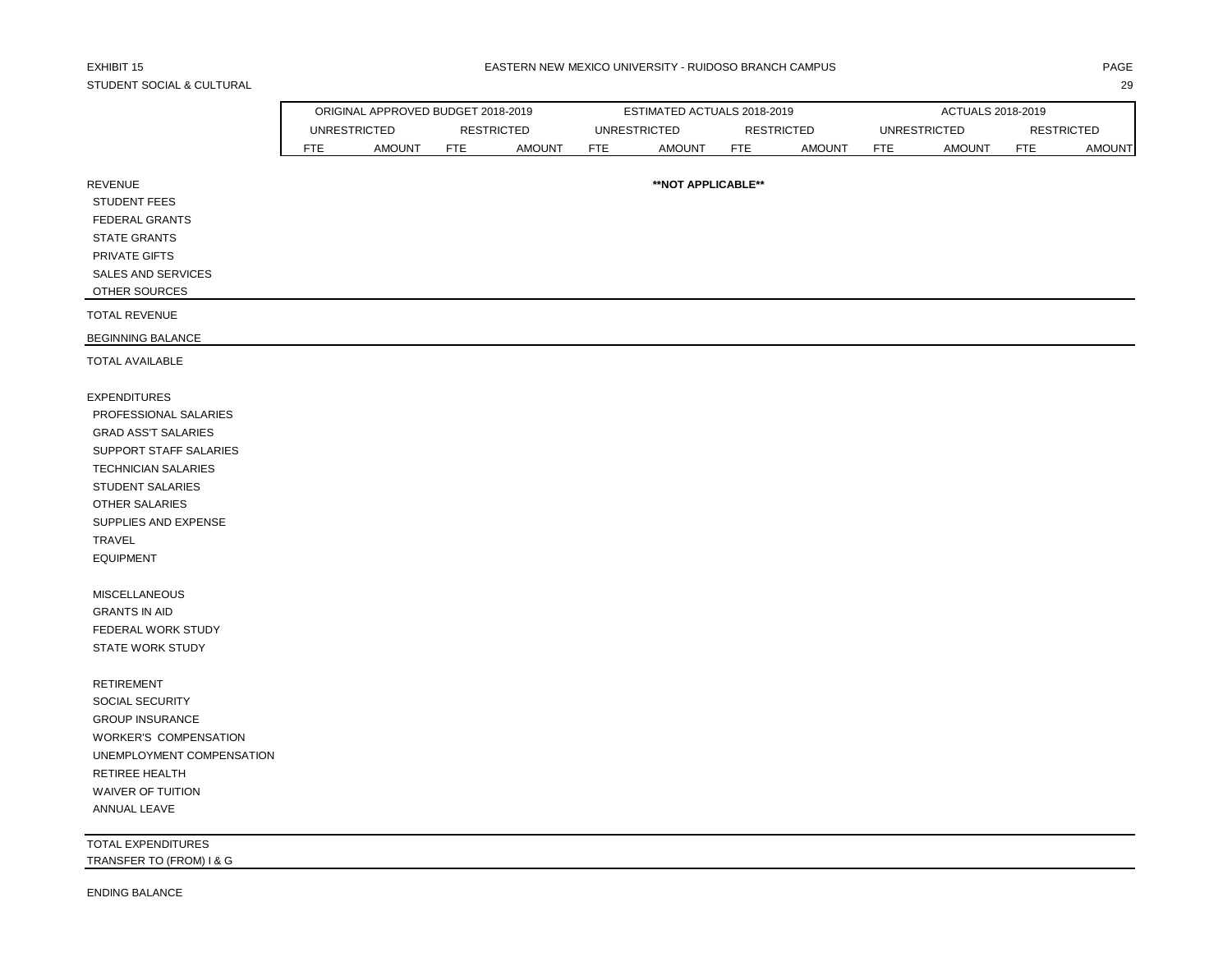EXHIBIT 15

STUDENT SOCIAL & CULTURAL

EASTERN NEW MEXICO UNIVERSITY - RUIDOSO BRANCH CAMPUS

| | ORIGINAL APPROVED BUDGET 2018-2019 | | | | ESTIMATED ACTUALS 2018-2019 | | | | ACTUALS 2018-2019 | | | |
|---|---|---|---|---|---|---|---|---|---|---|---|---|
| | UNRESTRICTED | | RESTRICTED | | UNRESTRICTED | | RESTRICTED | | UNRESTRICTED | | RESTRICTED | |
| | FTE | AMOUNT | FTE | AMOUNT | FTE | AMOUNT | FTE | AMOUNT | FTE | AMOUNT | FTE | AMOUNT |
| REVENUE | | | | | | **NOT APPLICABLE** | | | | | | |
| STUDENT FEES | | | | | | | | | | | | |
| FEDERAL GRANTS | | | | | | | | | | | | |
| STATE GRANTS | | | | | | | | | | | | |
| PRIVATE GIFTS | | | | | | | | | | | | |
| SALES AND SERVICES | | | | | | | | | | | | |
| OTHER SOURCES | | | | | | | | | | | | |
| TOTAL REVENUE | | | | | | | | | | | | |
| BEGINNING BALANCE | | | | | | | | | | | | |
| TOTAL AVAILABLE | | | | | | | | | | | | |
| EXPENDITURES | | | | | | | | | | | | |
| PROFESSIONAL SALARIES | | | | | | | | | | | | |
| GRAD ASS'T SALARIES | | | | | | | | | | | | |
| SUPPORT STAFF SALARIES | | | | | | | | | | | | |
| TECHNICIAN SALARIES | | | | | | | | | | | | |
| STUDENT SALARIES | | | | | | | | | | | | |
| OTHER SALARIES | | | | | | | | | | | | |
| SUPPLIES AND EXPENSE | | | | | | | | | | | | |
| TRAVEL | | | | | | | | | | | | |
| EQUIPMENT | | | | | | | | | | | | |
| MISCELLANEOUS | | | | | | | | | | | | |
| GRANTS IN AID | | | | | | | | | | | | |
| FEDERAL WORK STUDY | | | | | | | | | | | | |
| STATE WORK STUDY | | | | | | | | | | | | |
| RETIREMENT | | | | | | | | | | | | |
| SOCIAL SECURITY | | | | | | | | | | | | |
| GROUP INSURANCE | | | | | | | | | | | | |
| WORKER'S COMPENSATION | | | | | | | | | | | | |
| UNEMPLOYMENT COMPENSATION | | | | | | | | | | | | |
| RETIREE HEALTH | | | | | | | | | | | | |
| WAIVER OF TUITION | | | | | | | | | | | | |
| ANNUAL LEAVE | | | | | | | | | | | | |
| TOTAL EXPENDITURES | | | | | | | | | | | | |
| TRANSFER TO (FROM) I & G | | | | | | | | | | | | |
| ENDING BALANCE | | | | | | | | | | | | |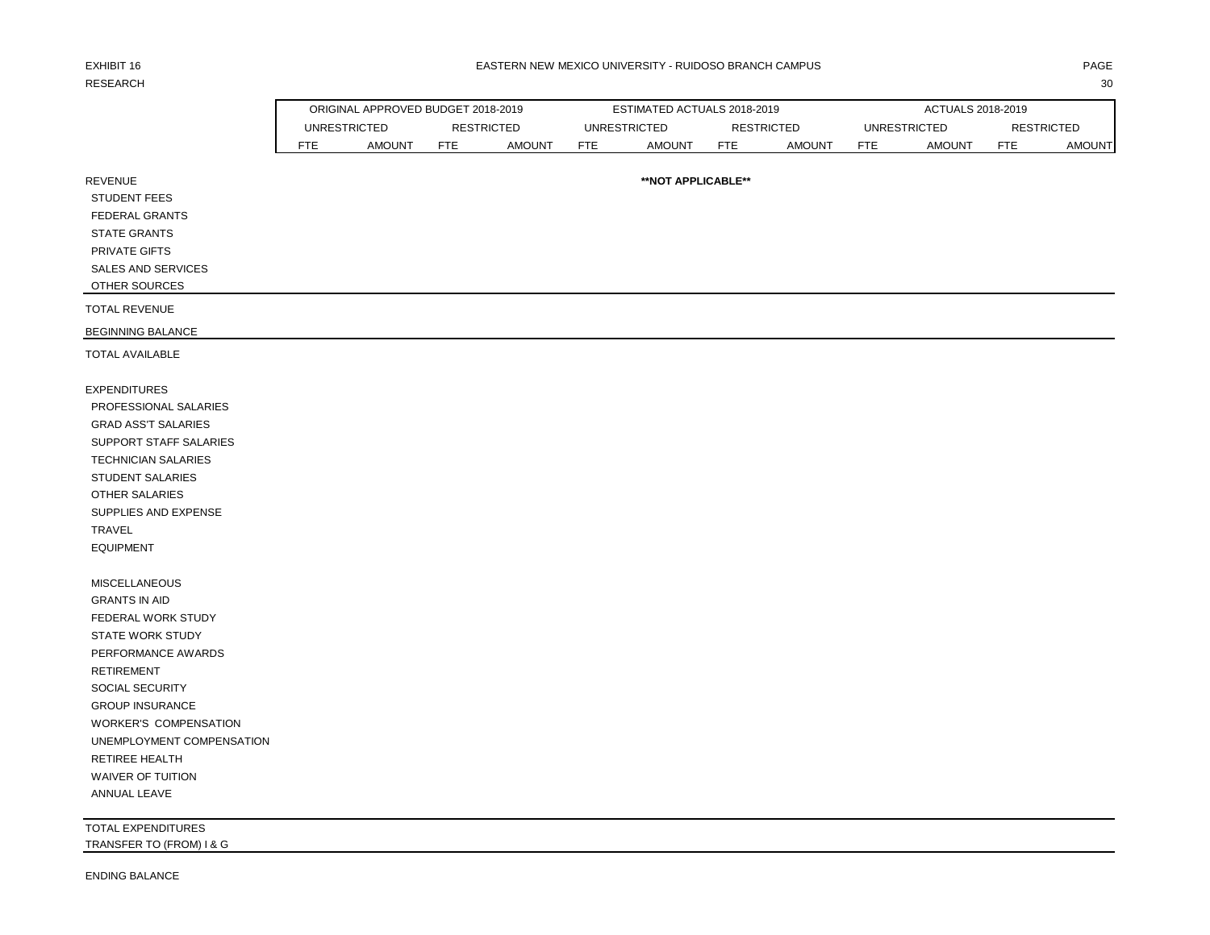EXHIBIT 16

RESEARCH

EASTERN NEW MEXICO UNIVERSITY - RUIDOSO BRANCH CAMPUS

| | ORIGINAL APPROVED BUDGET 2018-2019 | | | | ESTIMATED ACTUALS 2018-2019 | | | | ACTUALS 2018-2019 | | | |
|---|---|---|---|---|---|---|---|---|---|---|---|---|
| | UNRESTRICTED | | RESTRICTED | | UNRESTRICTED | | RESTRICTED | | UNRESTRICTED | | RESTRICTED | |
| | FTE | AMOUNT | FTE | AMOUNT | FTE | AMOUNT | FTE | AMOUNT | FTE | AMOUNT | FTE | AMOUNT |
| REVENUE | | | | | | **NOT APPLICABLE** | | | | | | |
| STUDENT FEES | | | | | | | | | | | | |
| FEDERAL GRANTS | | | | | | | | | | | | |
| STATE GRANTS | | | | | | | | | | | | |
| PRIVATE GIFTS | | | | | | | | | | | | |
| SALES AND SERVICES | | | | | | | | | | | | |
| OTHER SOURCES | | | | | | | | | | | | |
| TOTAL REVENUE | | | | | | | | | | | | |
| BEGINNING BALANCE | | | | | | | | | | | | |
| TOTAL AVAILABLE | | | | | | | | | | | | |
| EXPENDITURES | | | | | | | | | | | | |
| PROFESSIONAL SALARIES | | | | | | | | | | | | |
| GRAD ASS'T SALARIES | | | | | | | | | | | | |
| SUPPORT STAFF SALARIES | | | | | | | | | | | | |
| TECHNICIAN SALARIES | | | | | | | | | | | | |
| STUDENT SALARIES | | | | | | | | | | | | |
| OTHER SALARIES | | | | | | | | | | | | |
| SUPPLIES AND EXPENSE | | | | | | | | | | | | |
| TRAVEL | | | | | | | | | | | | |
| EQUIPMENT | | | | | | | | | | | | |
| MISCELLANEOUS | | | | | | | | | | | | |
| GRANTS IN AID | | | | | | | | | | | | |
| FEDERAL WORK STUDY | | | | | | | | | | | | |
| STATE WORK STUDY | | | | | | | | | | | | |
| PERFORMANCE AWARDS | | | | | | | | | | | | |
| RETIREMENT | | | | | | | | | | | | |
| SOCIAL SECURITY | | | | | | | | | | | | |
| GROUP INSURANCE | | | | | | | | | | | | |
| WORKER'S COMPENSATION | | | | | | | | | | | | |
| UNEMPLOYMENT COMPENSATION | | | | | | | | | | | | |
| RETIREE HEALTH | | | | | | | | | | | | |
| WAIVER OF TUITION | | | | | | | | | | | | |
| ANNUAL LEAVE | | | | | | | | | | | | |
| TOTAL EXPENDITURES | | | | | | | | | | | | |
| TRANSFER TO (FROM) I & G | | | | | | | | | | | | |
| ENDING BALANCE | | | | | | | | | | | | |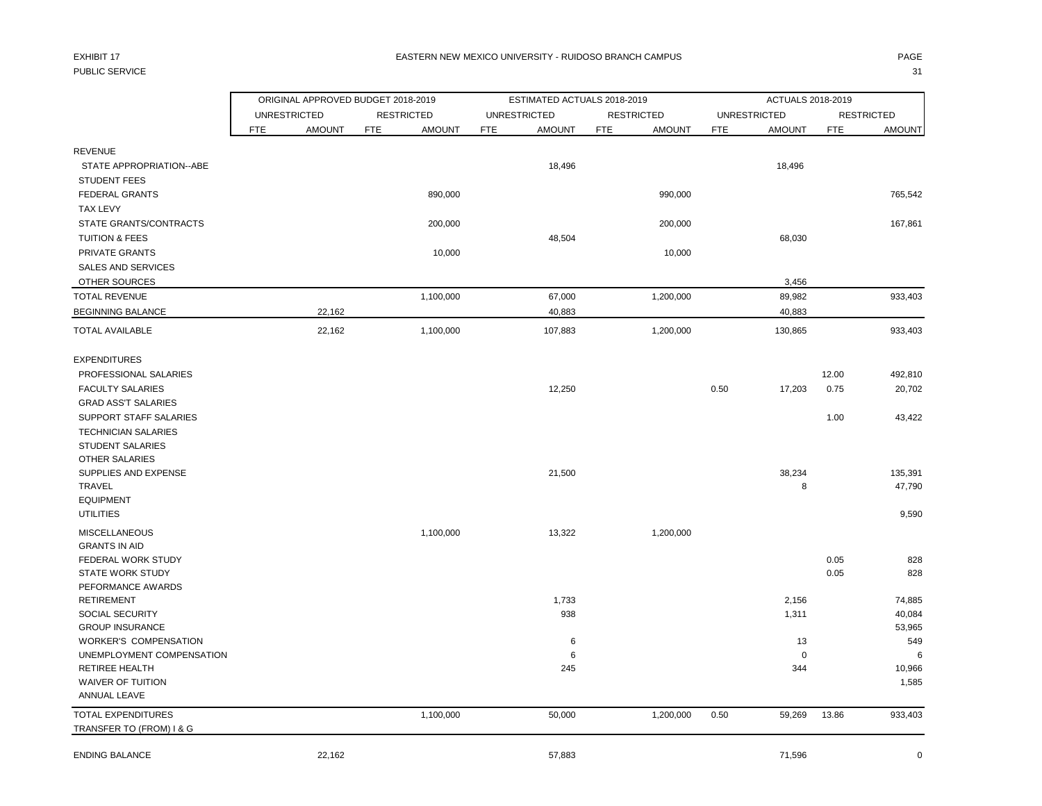EXHIBIT 17

PUBLIC SERVICE

EASTERN NEW MEXICO UNIVERSITY - RUIDOSO BRANCH CAMPUS

| | ORIGINAL APPROVED BUDGET 2018-2019 | | | | ESTIMATED ACTUALS 2018-2019 | | | | ACTUALS 2018-2019 | | | |
|---|---|---|---|---|---|---|---|---|---|---|---|---|
| | UNRESTRICTED | | RESTRICTED | | UNRESTRICTED | | RESTRICTED | | UNRESTRICTED | | RESTRICTED | |
| | FTE | AMOUNT | FTE | AMOUNT | FTE | AMOUNT | FTE | AMOUNT | FTE | AMOUNT | FTE | AMOUNT |
| REVENUE | | | | | | | | | | | | |
| STATE APPROPRIATION--ABE | | | | | | 18,496 | | | | 18,496 | | |
| STUDENT FEES | | | | | | | | | | | | |
| FEDERAL GRANTS | | | | 890,000 | | | | 990,000 | | | | 765,542 |
| TAX LEVY | | | | | | | | | | | | |
| STATE GRANTS/CONTRACTS | | | | 200,000 | | | | 200,000 | | | | 167,861 |
| TUITION & FEES | | | | | | 48,504 | | | | 68,030 | | |
| PRIVATE GRANTS | | | | 10,000 | | | | 10,000 | | | | |
| SALES AND SERVICES | | | | | | | | | | | | |
| OTHER SOURCES | | | | | | | | | | 3,456 | | |
| TOTAL REVENUE | | | | 1,100,000 | | 67,000 | | 1,200,000 | | 89,982 | | 933,403 |
| BEGINNING BALANCE | | 22,162 | | | | 40,883 | | | | 40,883 | | |
| TOTAL AVAILABLE | | 22,162 | | 1,100,000 | | 107,883 | | 1,200,000 | | 130,865 | | 933,403 |
| EXPENDITURES | | | | | | | | | | | | |
| PROFESSIONAL SALARIES | | | | | | | | | | | 12.00 | 492,810 |
| FACULTY SALARIES | | | | | | 12,250 | | | 0.50 | 17,203 | 0.75 | 20,702 |
| GRAD ASS'T SALARIES | | | | | | | | | | | | |
| SUPPORT STAFF SALARIES | | | | | | | | | | | 1.00 | 43,422 |
| TECHNICIAN SALARIES | | | | | | | | | | | | |
| STUDENT SALARIES | | | | | | | | | | | | |
| OTHER SALARIES | | | | | | | | | | | | |
| SUPPLIES AND EXPENSE | | | | | | 21,500 | | | | 38,234 | | 135,391 |
| TRAVEL | | | | | | | | | | 8 | | 47,790 |
| EQUIPMENT | | | | | | | | | | | | |
| UTILITIES | | | | | | | | | | | | 9,590 |
| MISCELLANEOUS | | | | 1,100,000 | | 13,322 | | 1,200,000 | | | | |
| GRANTS IN AID | | | | | | | | | | | | |
| FEDERAL WORK STUDY | | | | | | | | | | | 0.05 | 828 |
| STATE WORK STUDY | | | | | | | | | | | 0.05 | 828 |
| PEFORMANCE AWARDS | | | | | | | | | | | | |
| RETIREMENT | | | | | | 1,733 | | | | 2,156 | | 74,885 |
| SOCIAL SECURITY | | | | | | 938 | | | | 1,311 | | 40,084 |
| GROUP INSURANCE | | | | | | | | | | | | 53,965 |
| WORKER'S COMPENSATION | | | | | | 6 | | | | 13 | | 549 |
| UNEMPLOYMENT COMPENSATION | | | | | | 6 | | | | 0 | | 6 |
| RETIREE HEALTH | | | | | | 245 | | | | 344 | | 10,966 |
| WAIVER OF TUITION | | | | | | | | | | | | 1,585 |
| ANNUAL LEAVE | | | | | | | | | | | | |
| TOTAL EXPENDITURES | | | | 1,100,000 | | 50,000 | | 1,200,000 | 0.50 | 59,269 | 13.86 | 933,403 |
| TRANSFER TO (FROM) I & G | | | | | | | | | | | | |
| ENDING BALANCE | | 22,162 | | | | 57,883 | | | | 71,596 | | 0 |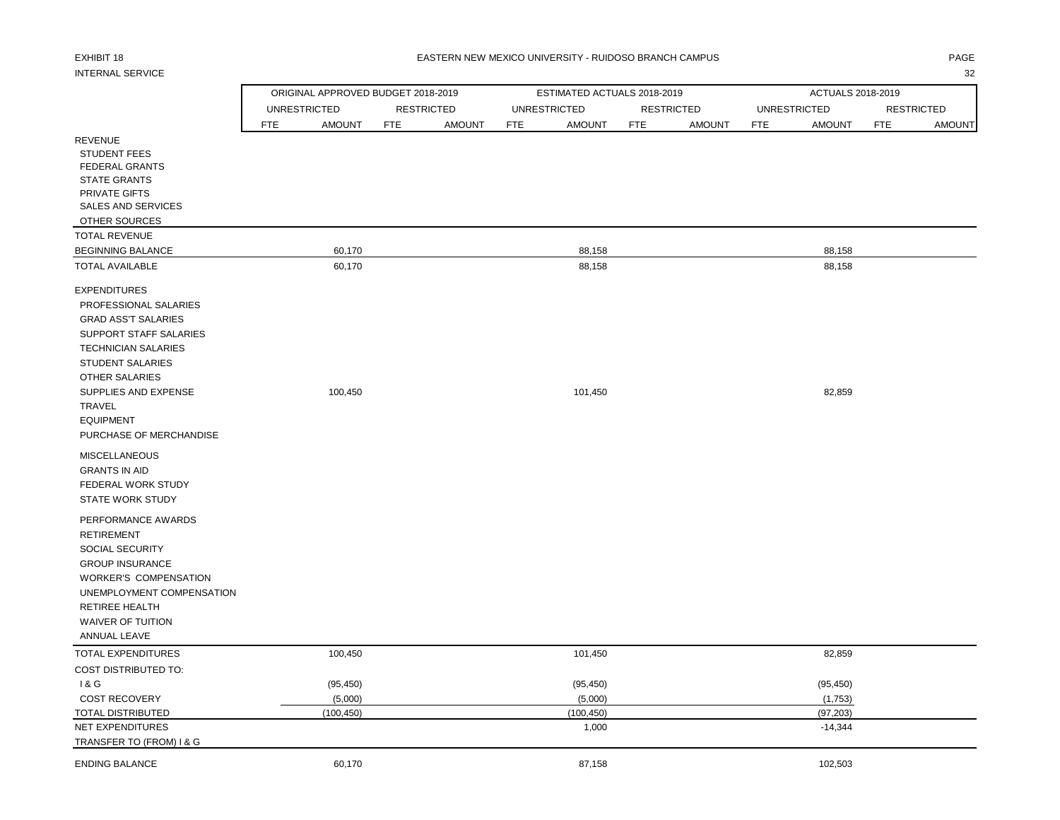EXHIBIT 18

INTERNAL SERVICE

## EASTERN NEW MEXICO UNIVERSITY - RUIDOSO BRANCH CAMPUS

| | ORIGINAL APPROVED BUDGET 2018-2019 | | | | ESTIMATED ACTUALS 2018-2019 | | | | ACTUALS 2018-2019 | | | |
|---|---|---|---|---|---|---|---|---|---|---|---|---|
| | UNRESTRICTED | | RESTRICTED | | UNRESTRICTED | | RESTRICTED | | UNRESTRICTED | | RESTRICTED | |
| | FTE | AMOUNT | FTE | AMOUNT | FTE | AMOUNT | FTE | AMOUNT | FTE | AMOUNT | FTE | AMOUNT |
| REVENUE | | | | | | | | | | | | |
| STUDENT FEES | | | | | | | | | | | | |
| FEDERAL GRANTS | | | | | | | | | | | | |
| STATE GRANTS | | | | | | | | | | | | |
| PRIVATE GIFTS | | | | | | | | | | | | |
| SALES AND SERVICES | | | | | | | | | | | | |
| OTHER SOURCES | | | | | | | | | | | | |
| TOTAL REVENUE | | | | | | | | | | | | |
| BEGINNING BALANCE | | 60,170 | | | | 88,158 | | | | 88,158 | | |
| TOTAL AVAILABLE | | 60,170 | | | | 88,158 | | | | 88,158 | | |
| EXPENDITURES | | | | | | | | | | | | |
| PROFESSIONAL SALARIES | | | | | | | | | | | | |
| GRAD ASS'T SALARIES | | | | | | | | | | | | |
| SUPPORT STAFF SALARIES | | | | | | | | | | | | |
| TECHNICIAN SALARIES | | | | | | | | | | | | |
| STUDENT SALARIES | | | | | | | | | | | | |
| OTHER SALARIES | | | | | | | | | | | | |
| SUPPLIES AND EXPENSE | | 100,450 | | | | 101,450 | | | | 82,859 | | |
| TRAVEL | | | | | | | | | | | | |
| EQUIPMENT | | | | | | | | | | | | |
| PURCHASE OF MERCHANDISE | | | | | | | | | | | | |
| MISCELLANEOUS | | | | | | | | | | | | |
| GRANTS IN AID | | | | | | | | | | | | |
| FEDERAL WORK STUDY | | | | | | | | | | | | |
| STATE WORK STUDY | | | | | | | | | | | | |
| PERFORMANCE AWARDS | | | | | | | | | | | | |
| RETIREMENT | | | | | | | | | | | | |
| SOCIAL SECURITY | | | | | | | | | | | | |
| GROUP INSURANCE | | | | | | | | | | | | |
| WORKER'S COMPENSATION | | | | | | | | | | | | |
| UNEMPLOYMENT COMPENSATION | | | | | | | | | | | | |
| RETIREE HEALTH | | | | | | | | | | | | |
| WAIVER OF TUITION | | | | | | | | | | | | |
| ANNUAL LEAVE | | | | | | | | | | | | |
| TOTAL EXPENDITURES | | 100,450 | | | | 101,450 | | | | 82,859 | | |
| COST DISTRIBUTED TO: | | | | | | | | | | | | |
| I & G | | (95,450) | | | | (95,450) | | | | (95,450) | | |
| COST RECOVERY | | (5,000) | | | | (5,000) | | | | (1,753) | | |
| TOTAL DISTRIBUTED | | (100,450) | | | | (100,450) | | | | (97,203) | | |
| NET EXPENDITURES | | | | | | 1,000 | | | | -14,344 | | |
| TRANSFER TO (FROM) I & G | | | | | | | | | | | | |
| ENDING BALANCE | | 60,170 | | | | 87,158 | | | | 102,503 | | |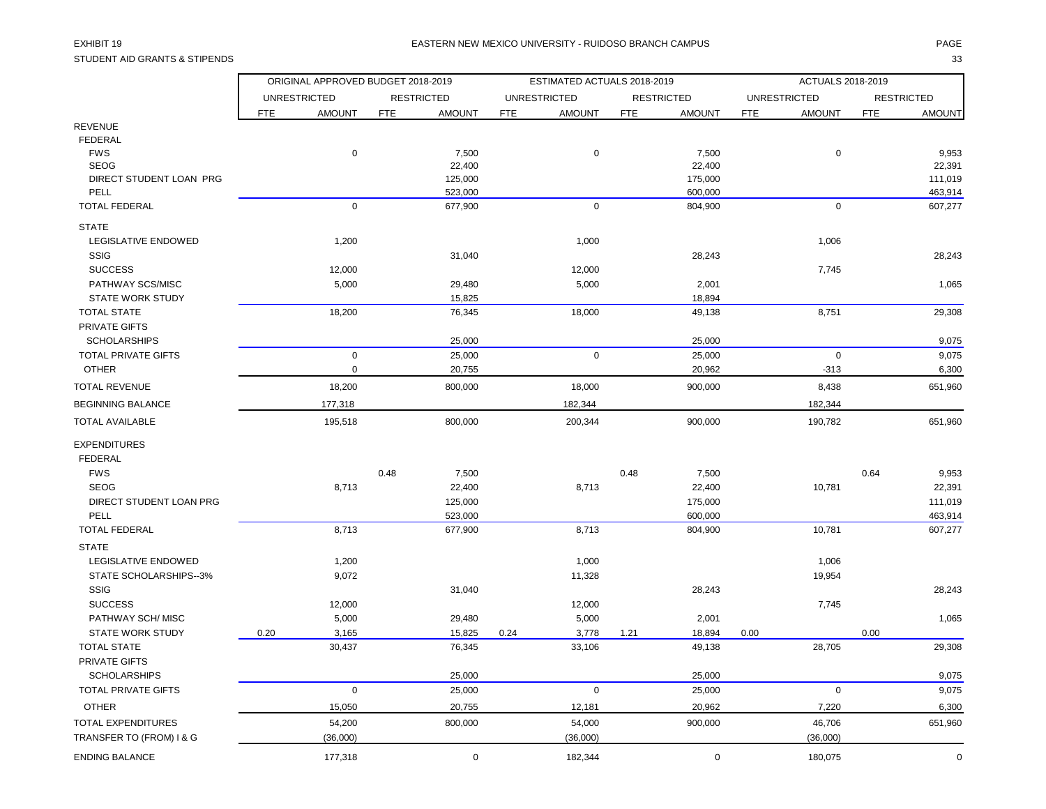EXHIBIT 19

STUDENT AID GRANTS & STIPENDS

EASTERN NEW MEXICO UNIVERSITY - RUIDOSO BRANCH CAMPUS

| | ORIGINAL APPROVED BUDGET 2018-2019 | | | | ESTIMATED ACTUALS 2018-2019 | | | | ACTUALS 2018-2019 | | | |
|---|---|---|---|---|---|---|---|---|---|---|---|---|
| | UNRESTRICTED | | RESTRICTED | | UNRESTRICTED | | RESTRICTED | | UNRESTRICTED | | RESTRICTED | |
| | FTE | AMOUNT | FTE | AMOUNT | FTE | AMOUNT | FTE | AMOUNT | FTE | AMOUNT | FTE | AMOUNT |
| REVENUE | | | | | | | | | | | | |
| FEDERAL | | | | | | | | | | | | |
| FWS | | 0 | | 7,500 | | 0 | | 7,500 | | 0 | | 9,953 |
| SEOG | | | | 22,400 | | | | 22,400 | | | | 22,391 |
| DIRECT STUDENT LOAN PRG | | | | 125,000 | | | | 175,000 | | | | 111,019 |
| PELL | | | | 523,000 | | | | 600,000 | | | | 463,914 |
| TOTAL FEDERAL | | 0 | | 677,900 | | 0 | | 804,900 | | 0 | | 607,277 |
| STATE | | | | | | | | | | | | |
| LEGISLATIVE ENDOWED | | 1,200 | | | | 1,000 | | | | 1,006 | | |
| SSIG | | | | 31,040 | | | | 28,243 | | | | 28,243 |
| SUCCESS | | 12,000 | | | | 12,000 | | | | 7,745 | | |
| PATHWAY SCS/MISC | | 5,000 | | 29,480 | | 5,000 | | 2,001 | | | | 1,065 |
| STATE WORK STUDY | | | | 15,825 | | | | 18,894 | | | | |
| TOTAL STATE | | 18,200 | | 76,345 | | 18,000 | | 49,138 | | 8,751 | | 29,308 |
| PRIVATE GIFTS | | | | | | | | | | | | |
| SCHOLARSHIPS | | | | 25,000 | | | | 25,000 | | | | 9,075 |
| TOTAL PRIVATE GIFTS | | 0 | | 25,000 | | 0 | | 25,000 | | 0 | | 9,075 |
| OTHER | | 0 | | 20,755 | | | | 20,962 | | -313 | | 6,300 |
| TOTAL REVENUE | | 18,200 | | 800,000 | | 18,000 | | 900,000 | | 8,438 | | 651,960 |
| BEGINNING BALANCE | | 177,318 | | | | 182,344 | | | | 182,344 | | |
| TOTAL AVAILABLE | | 195,518 | | 800,000 | | 200,344 | | 900,000 | | 190,782 | | 651,960 |
| EXPENDITURES | | | | | | | | | | | | |
| FEDERAL | | | | | | | | | | | | |
| FWS | | | 0.48 | 7,500 | | | 0.48 | 7,500 | | | 0.64 | 9,953 |
| SEOG | | 8,713 | | 22,400 | | 8,713 | | 22,400 | | 10,781 | | 22,391 |
| DIRECT STUDENT LOAN PRG | | | | 125,000 | | | | 175,000 | | | | 111,019 |
| PELL | | | | 523,000 | | | | 600,000 | | | | 463,914 |
| TOTAL FEDERAL | | 8,713 | | 677,900 | | 8,713 | | 804,900 | | 10,781 | | 607,277 |
| STATE | | | | | | | | | | | | |
| LEGISLATIVE ENDOWED | | 1,200 | | | | 1,000 | | | | 1,006 | | |
| STATE SCHOLARSHIPS--3% | | 9,072 | | | | 11,328 | | | | 19,954 | | |
| SSIG | | | | 31,040 | | | | 28,243 | | | | 28,243 |
| SUCCESS | | 12,000 | | | | 12,000 | | | | 7,745 | | |
| PATHWAY SCH/ MISC | | 5,000 | | 29,480 | | 5,000 | | 2,001 | | | | 1,065 |
| STATE WORK STUDY | 0.20 | 3,165 | | 15,825 | 0.24 | 3,778 | 1.21 | 18,894 | 0.00 | | 0.00 | |
| TOTAL STATE | | 30,437 | | 76,345 | | 33,106 | | 49,138 | | 28,705 | | 29,308 |
| PRIVATE GIFTS | | | | | | | | | | | | |
| SCHOLARSHIPS | | | | 25,000 | | | | 25,000 | | | | 9,075 |
| TOTAL PRIVATE GIFTS | | 0 | | 25,000 | | 0 | | 25,000 | | 0 | | 9,075 |
| OTHER | | 15,050 | | 20,755 | | 12,181 | | 20,962 | | 7,220 | | 6,300 |
| TOTAL EXPENDITURES | | 54,200 | | 800,000 | | 54,000 | | 900,000 | | 46,706 | | 651,960 |
| TRANSFER TO (FROM) I & G | | (36,000) | | | | (36,000) | | | | (36,000) | | |
| ENDING BALANCE | | 177,318 | | 0 | | 182,344 | | 0 | | 180,075 | | 0 |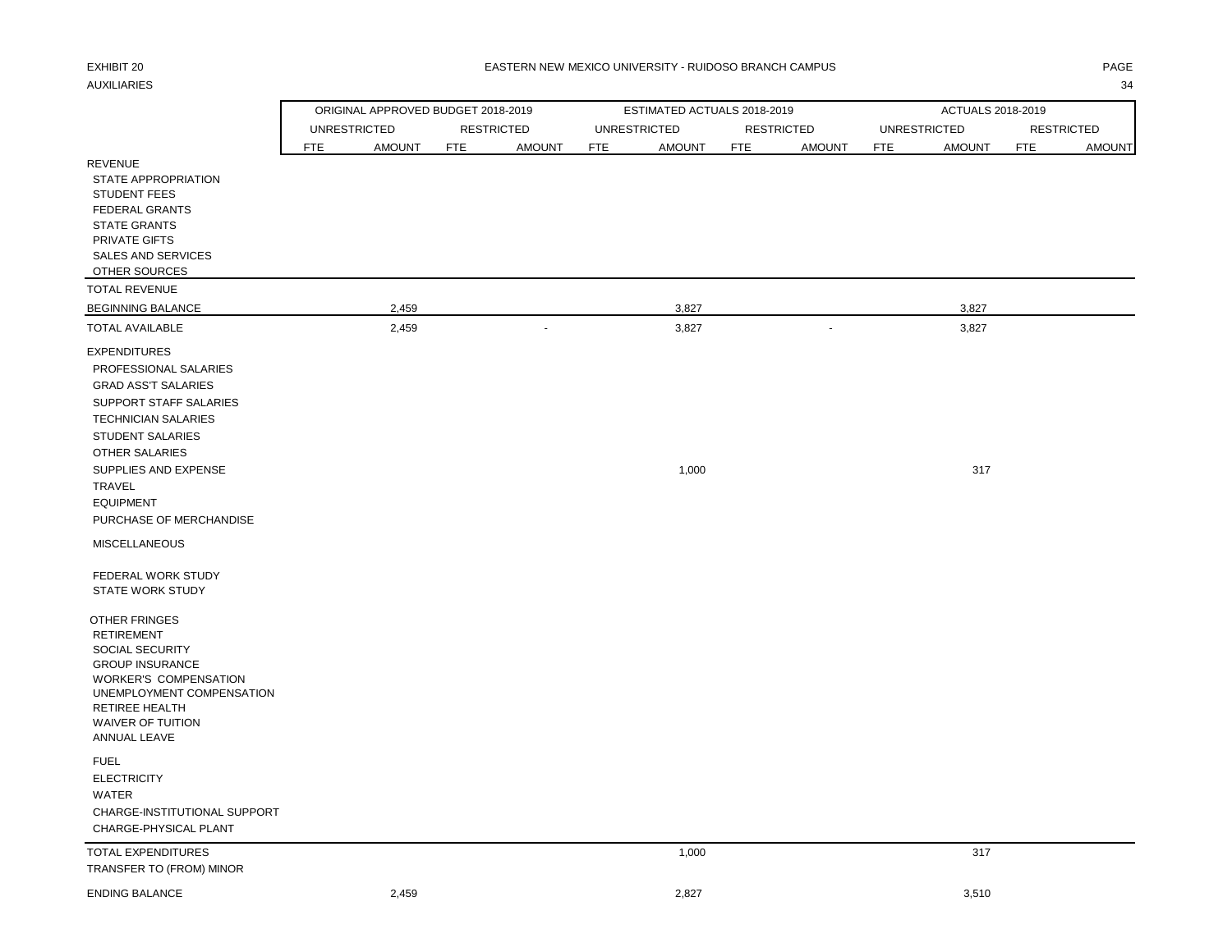EXHIBIT 20

AUXILIARIES

# EASTERN NEW MEXICO UNIVERSITY - RUIDOSO BRANCH CAMPUS

| | ORIGINAL APPROVED BUDGET 2018-2019 | | | | ESTIMATED ACTUALS 2018-2019 | | | | ACTUALS 2018-2019 | | | |
|---|---|---|---|---|---|---|---|---|---|---|---|---|
| | UNRESTRICTED | | RESTRICTED | | UNRESTRICTED | | RESTRICTED | | UNRESTRICTED | | RESTRICTED | |
| | FTE | AMOUNT | FTE | AMOUNT | FTE | AMOUNT | FTE | AMOUNT | FTE | AMOUNT | FTE | AMOUNT |
| REVENUE | | | | | | | | | | | | |
| STATE APPROPRIATION | | | | | | | | | | | | |
| STUDENT FEES | | | | | | | | | | | | |
| FEDERAL GRANTS | | | | | | | | | | | | |
| STATE GRANTS | | | | | | | | | | | | |
| PRIVATE GIFTS | | | | | | | | | | | | |
| SALES AND SERVICES | | | | | | | | | | | | |
| OTHER SOURCES | | | | | | | | | | | | |
| TOTAL REVENUE | | | | | | | | | | | | |
| BEGINNING BALANCE | | 2,459 | | | | 3,827 | | | | 3,827 | | |
| TOTAL AVAILABLE | | 2,459 | | - | | 3,827 | | - | | 3,827 | | |
| EXPENDITURES | | | | | | | | | | | | |
| PROFESSIONAL SALARIES | | | | | | | | | | | | |
| GRAD ASS'T SALARIES | | | | | | | | | | | | |
| SUPPORT STAFF SALARIES | | | | | | | | | | | | |
| TECHNICIAN SALARIES | | | | | | | | | | | | |
| STUDENT SALARIES | | | | | | | | | | | | |
| OTHER SALARIES | | | | | | | | | | | | |
| SUPPLIES AND EXPENSE | | | | | | 1,000 | | | | 317 | | |
| TRAVEL | | | | | | | | | | | | |
| EQUIPMENT | | | | | | | | | | | | |
| PURCHASE OF MERCHANDISE | | | | | | | | | | | | |
| MISCELLANEOUS | | | | | | | | | | | | |
| FEDERAL WORK STUDY | | | | | | | | | | | | |
| STATE WORK STUDY | | | | | | | | | | | | |
| OTHER FRINGES | | | | | | | | | | | | |
| RETIREMENT | | | | | | | | | | | | |
| SOCIAL SECURITY | | | | | | | | | | | | |
| GROUP INSURANCE | | | | | | | | | | | | |
| WORKER'S COMPENSATION | | | | | | | | | | | | |
| UNEMPLOYMENT COMPENSATION | | | | | | | | | | | | |
| RETIREE HEALTH | | | | | | | | | | | | |
| WAIVER OF TUITION | | | | | | | | | | | | |
| ANNUAL LEAVE | | | | | | | | | | | | |
| FUEL | | | | | | | | | | | | |
| ELECTRICITY | | | | | | | | | | | | |
| WATER | | | | | | | | | | | | |
| CHARGE-INSTITUTIONAL SUPPORT | | | | | | | | | | | | |
| CHARGE-PHYSICAL PLANT | | | | | | | | | | | | |
| TOTAL EXPENDITURES | | | | | | 1,000 | | | | 317 | | |
| TRANSFER TO (FROM) MINOR | | | | | | | | | | | | |
| ENDING BALANCE | | 2,459 | | | | 2,827 | | | | 3,510 | | |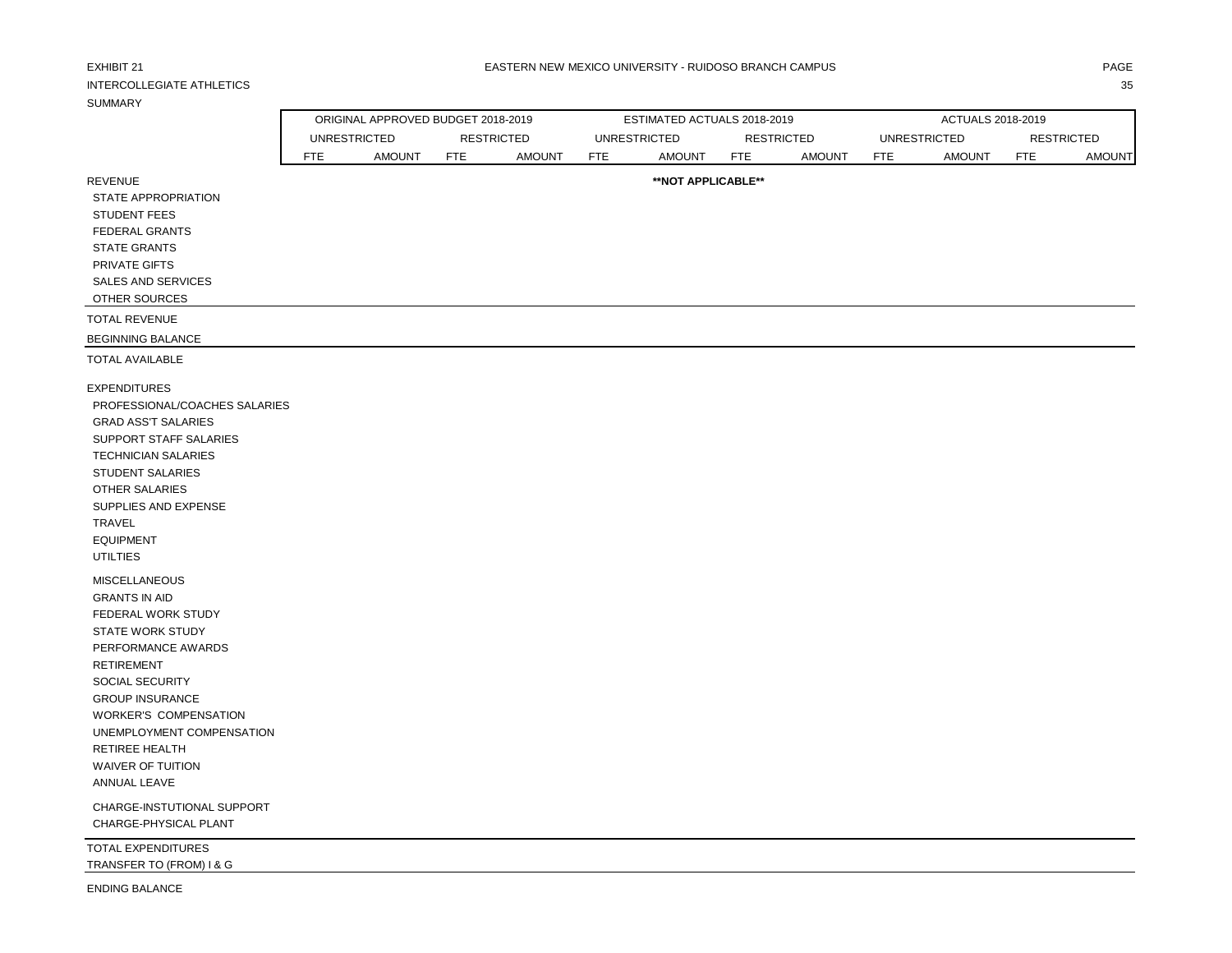EXHIBIT 21

EASTERN NEW MEXICO UNIVERSITY - RUIDOSO BRANCH CAMPUS

INTERCOLLEGIATE ATHLETICS

SUMMARY

| | ORIGINAL APPROVED BUDGET 2018-2019 | | | | ESTIMATED ACTUALS 2018-2019 | | | | ACTUALS 2018-2019 | | | |
|---|---|---|---|---|---|---|---|---|---|---|---|---|
| | UNRESTRICTED | | RESTRICTED | | UNRESTRICTED | | RESTRICTED | | UNRESTRICTED | | RESTRICTED | |
| | FTE | AMOUNT | FTE | AMOUNT | FTE | AMOUNT | FTE | AMOUNT | FTE | AMOUNT | FTE | AMOUNT |
| REVENUE | | | | | | **NOT APPLICABLE** | | | | | | |
| STATE APPROPRIATION | | | | | | | | | | | | |
| STUDENT FEES | | | | | | | | | | | | |
| FEDERAL GRANTS | | | | | | | | | | | | |
| STATE GRANTS | | | | | | | | | | | | |
| PRIVATE GIFTS | | | | | | | | | | | | |
| SALES AND SERVICES | | | | | | | | | | | | |
| OTHER SOURCES | | | | | | | | | | | | |
| TOTAL REVENUE | | | | | | | | | | | | |
| BEGINNING BALANCE | | | | | | | | | | | | |
| TOTAL AVAILABLE | | | | | | | | | | | | |
| EXPENDITURES | | | | | | | | | | | | |
| PROFESSIONAL/COACHES SALARIES | | | | | | | | | | | | |
| GRAD ASS'T SALARIES | | | | | | | | | | | | |
| SUPPORT STAFF SALARIES | | | | | | | | | | | | |
| TECHNICIAN SALARIES | | | | | | | | | | | | |
| STUDENT SALARIES | | | | | | | | | | | | |
| OTHER SALARIES | | | | | | | | | | | | |
| SUPPLIES AND EXPENSE | | | | | | | | | | | | |
| TRAVEL | | | | | | | | | | | | |
| EQUIPMENT | | | | | | | | | | | | |
| UTILTIES | | | | | | | | | | | | |
| MISCELLANEOUS | | | | | | | | | | | | |
| GRANTS IN AID | | | | | | | | | | | | |
| FEDERAL WORK STUDY | | | | | | | | | | | | |
| STATE WORK STUDY | | | | | | | | | | | | |
| PERFORMANCE AWARDS | | | | | | | | | | | | |
| RETIREMENT | | | | | | | | | | | | |
| SOCIAL SECURITY | | | | | | | | | | | | |
| GROUP INSURANCE | | | | | | | | | | | | |
| WORKER'S COMPENSATION | | | | | | | | | | | | |
| UNEMPLOYMENT COMPENSATION | | | | | | | | | | | | |
| RETIREE HEALTH | | | | | | | | | | | | |
| WAIVER OF TUITION | | | | | | | | | | | | |
| ANNUAL LEAVE | | | | | | | | | | | | |
| CHARGE-INSTUTIONAL SUPPORT | | | | | | | | | | | | |
| CHARGE-PHYSICAL PLANT | | | | | | | | | | | | |
| TOTAL EXPENDITURES | | | | | | | | | | | | |
| TRANSFER TO (FROM) I & G | | | | | | | | | | | | |
| ENDING BALANCE | | | | | | | | | | | | |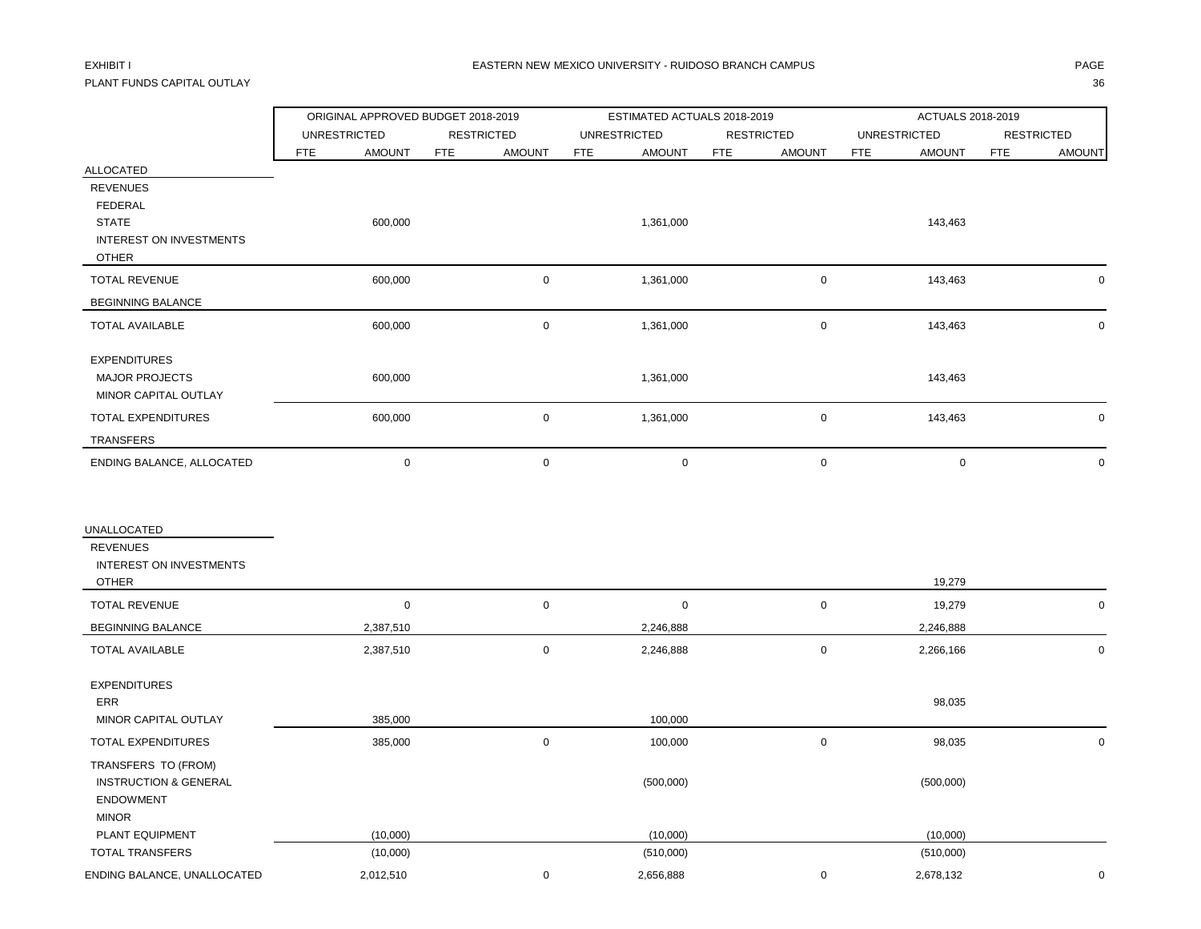EXHIBIT I

PLANT FUNDS CAPITAL OUTLAY

EASTERN NEW MEXICO UNIVERSITY - RUIDOSO BRANCH CAMPUS

| | ORIGINAL APPROVED BUDGET 2018-2019 | | | | ESTIMATED ACTUALS 2018-2019 | | | | ACTUALS 2018-2019 | | | |
|---|---|---|---|---|---|---|---|---|---|---|---|---|
| | UNRESTRICTED | | RESTRICTED | | UNRESTRICTED | | RESTRICTED | | UNRESTRICTED | | RESTRICTED | |
| | FTE | AMOUNT | FTE | AMOUNT | FTE | AMOUNT | FTE | AMOUNT | FTE | AMOUNT | FTE | AMOUNT |
| ALLOCATED | | | | | | | | | | | | |
| REVENUES | | | | | | | | | | | | |
| FEDERAL | | | | | | | | | | | | |
| STATE | | 600,000 | | | | 1,361,000 | | | | 143,463 | | |
| INTEREST ON INVESTMENTS | | | | | | | | | | | | |
| OTHER | | | | | | | | | | | | |
| TOTAL REVENUE | | 600,000 | | 0 | | 1,361,000 | | 0 | | 143,463 | | 0 |
| BEGINNING BALANCE | | | | | | | | | | | | |
| TOTAL AVAILABLE | | 600,000 | | 0 | | 1,361,000 | | 0 | | 143,463 | | 0 |
| EXPENDITURES | | | | | | | | | | | | |
| MAJOR PROJECTS | | 600,000 | | | | 1,361,000 | | | | 143,463 | | |
| MINOR CAPITAL OUTLAY | | | | | | | | | | | | |
| TOTAL EXPENDITURES | | 600,000 | | 0 | | 1,361,000 | | 0 | | 143,463 | | 0 |
| TRANSFERS | | | | | | | | | | | | |
| ENDING BALANCE, ALLOCATED | | 0 | | 0 | | 0 | | 0 | | 0 | | 0 |
| UNALLOCATED | | | | | | | | | | | | |
| REVENUES | | | | | | | | | | | | |
| INTEREST ON INVESTMENTS | | | | | | | | | | | | |
| OTHER | | | | | | | | | | 19,279 | | |
| TOTAL REVENUE | | 0 | | 0 | | 0 | | 0 | | 19,279 | | 0 |
| BEGINNING BALANCE | | 2,387,510 | | | | 2,246,888 | | | | 2,246,888 | | |
| TOTAL AVAILABLE | | 2,387,510 | | 0 | | 2,246,888 | | 0 | | 2,266,166 | | 0 |
| EXPENDITURES | | | | | | | | | | | | |
| ERR | | | | | | | | | | 98,035 | | |
| MINOR CAPITAL OUTLAY | | 385,000 | | | | 100,000 | | | | | | |
| TOTAL EXPENDITURES | | 385,000 | | 0 | | 100,000 | | 0 | | 98,035 | | 0 |
| TRANSFERS TO (FROM) | | | | | | | | | | | | |
| INSTRUCTION & GENERAL | | | | | | (500,000) | | | | (500,000) | | |
| ENDOWMENT | | | | | | | | | | | | |
| MINOR | | | | | | | | | | | | |
| PLANT EQUIPMENT | | (10,000) | | | | (10,000) | | | | (10,000) | | |
| TOTAL TRANSFERS | | (10,000) | | | | (510,000) | | | | (510,000) | | |
| ENDING BALANCE, UNALLOCATED | | 2,012,510 | | 0 | | 2,656,888 | | 0 | | 2,678,132 | | 0 |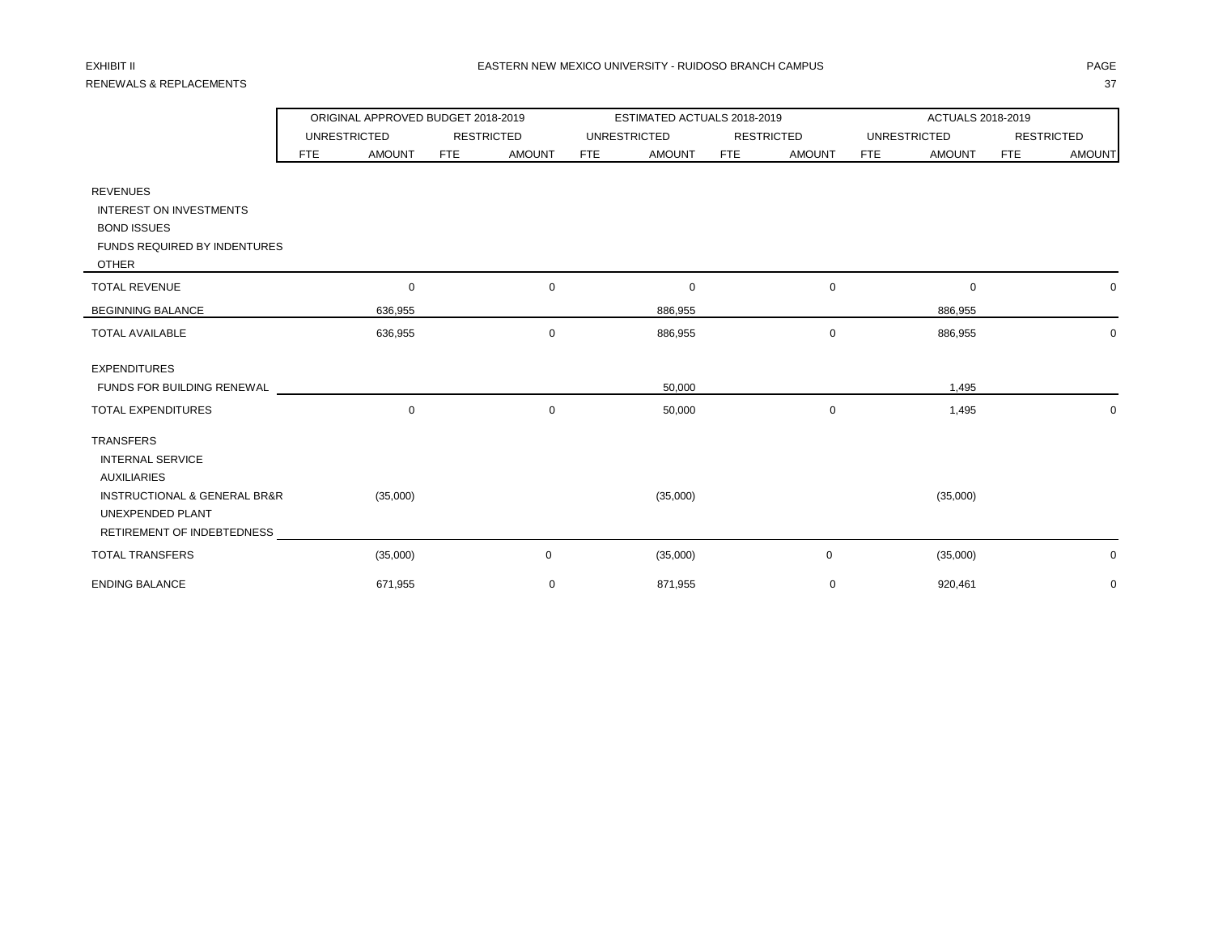EXHIBIT II
RENEWALS & REPLACEMENTS

# EASTERN NEW MEXICO UNIVERSITY - RUIDOSO BRANCH CAMPUS

| | ORIGINAL APPROVED BUDGET 2018-2019 | | | | ESTIMATED ACTUALS 2018-2019 | | | | ACTUALS 2018-2019 | | | |
|---|---|---|---|---|---|---|---|---|---|---|---|---|
| | UNRESTRICTED | | RESTRICTED | | UNRESTRICTED | | RESTRICTED | | UNRESTRICTED | | RESTRICTED | |
| | FTE | AMOUNT | FTE | AMOUNT | FTE | AMOUNT | FTE | AMOUNT | FTE | AMOUNT | FTE | AMOUNT |
| REVENUES | | | | | | | | | | | | |
| INTEREST ON INVESTMENTS | | | | | | | | | | | | |
| BOND ISSUES | | | | | | | | | | | | |
| FUNDS REQUIRED BY INDENTURES | | | | | | | | | | | | |
| OTHER | | | | | | | | | | | | |
| TOTAL REVENUE | | 0 | | 0 | | 0 | | 0 | | 0 | | 0 |
| BEGINNING BALANCE | | 636,955 | | | | 886,955 | | | | 886,955 | | |
| TOTAL AVAILABLE | | 636,955 | | 0 | | 886,955 | | 0 | | 886,955 | | 0 |
| EXPENDITURES | | | | | | | | | | | | |
| FUNDS FOR BUILDING RENEWAL | | | | | | 50,000 | | | | 1,495 | | |
| TOTAL EXPENDITURES | | 0 | | 0 | | 50,000 | | 0 | | 1,495 | | 0 |
| TRANSFERS | | | | | | | | | | | | |
| INTERNAL SERVICE | | | | | | | | | | | | |
| AUXILIARIES | | | | | | | | | | | | |
| INSTRUCTIONAL & GENERAL BR&R | | (35,000) | | | | (35,000) | | | | (35,000) | | |
| UNEXPENDED PLANT | | | | | | | | | | | | |
| RETIREMENT OF INDEBTEDNESS | | | | | | | | | | | | |
| TOTAL TRANSFERS | | (35,000) | | 0 | | (35,000) | | 0 | | (35,000) | | 0 |
| ENDING BALANCE | | 671,955 | | 0 | | 871,955 | | 0 | | 920,461 | | 0 |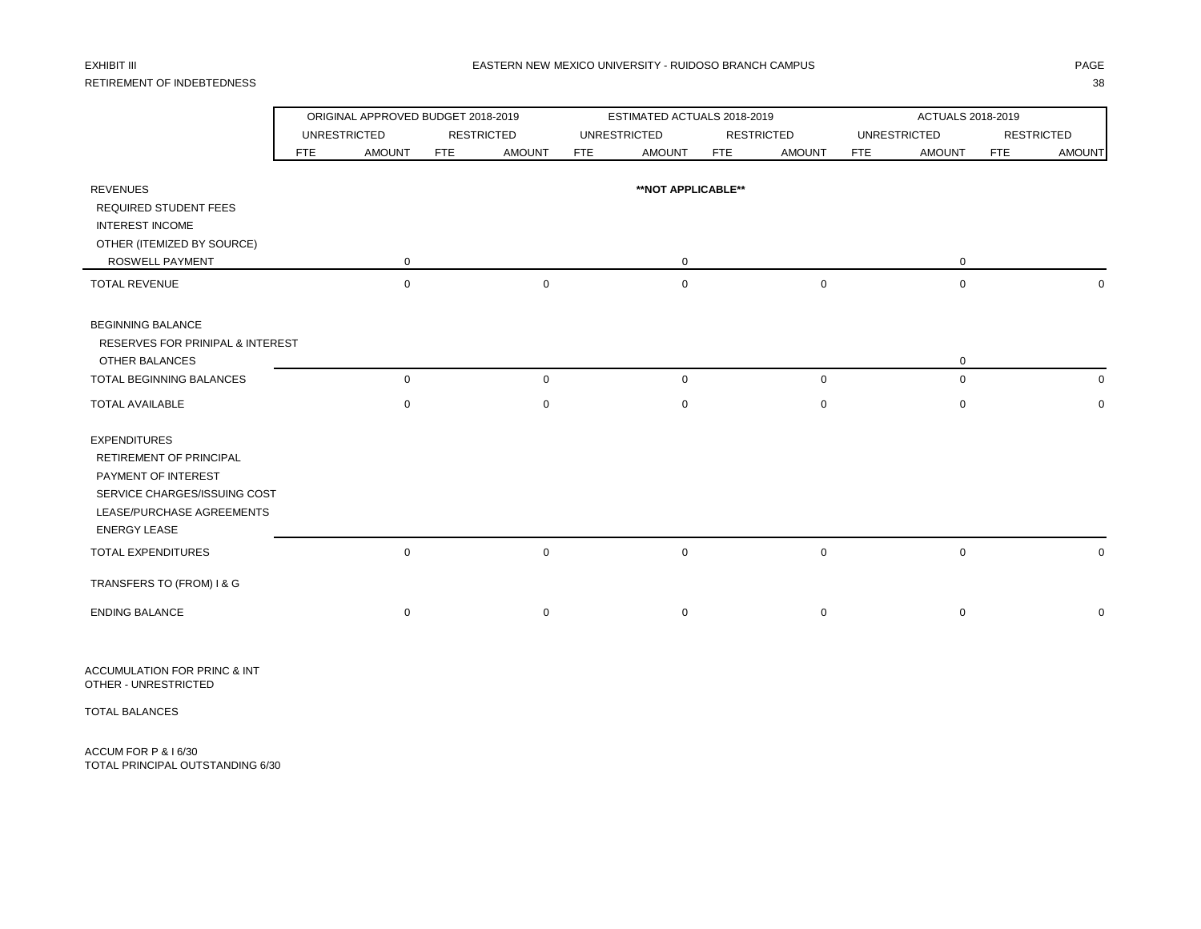EXHIBIT III

EASTERN NEW MEXICO UNIVERSITY - RUIDOSO BRANCH CAMPUS

RETIREMENT OF INDEBTEDNESS

| | ORIGINAL APPROVED BUDGET 2018-2019 | | | | ESTIMATED ACTUALS 2018-2019 | | | | ACTUALS 2018-2019 | | | |
|---|---|---|---|---|---|---|---|---|---|---|---|---|
| | UNRESTRICTED | | RESTRICTED | | UNRESTRICTED | | RESTRICTED | | UNRESTRICTED | | RESTRICTED | |
| | FTE | AMOUNT | FTE | AMOUNT | FTE | AMOUNT | FTE | AMOUNT | FTE | AMOUNT | FTE | AMOUNT |
| REVENUES | | | | | | **NOT APPLICABLE** | | | | | | |
| REQUIRED STUDENT FEES | | | | | | | | | | | | |
| INTEREST INCOME | | | | | | | | | | | | |
| OTHER (ITEMIZED BY SOURCE) | | | | | | | | | | | | |
| ROSWELL PAYMENT | | 0 | | | | 0 | | | | 0 | | |
| TOTAL REVENUE | | 0 | | 0 | | 0 | | 0 | | 0 | | 0 |
| BEGINNING BALANCE | | | | | | | | | | | | |
| RESERVES FOR PRINIPAL & INTEREST | | | | | | | | | | | | |
| OTHER BALANCES | | | | | | | | | | 0 | | |
| TOTAL BEGINNING BALANCES | | 0 | | 0 | | 0 | | 0 | | 0 | | 0 |
| TOTAL AVAILABLE | | 0 | | 0 | | 0 | | 0 | | 0 | | 0 |
| EXPENDITURES | | | | | | | | | | | | |
| RETIREMENT OF PRINCIPAL | | | | | | | | | | | | |
| PAYMENT OF INTEREST | | | | | | | | | | | | |
| SERVICE CHARGES/ISSUING COST | | | | | | | | | | | | |
| LEASE/PURCHASE AGREEMENTS | | | | | | | | | | | | |
| ENERGY LEASE | | | | | | | | | | | | |
| TOTAL EXPENDITURES | | 0 | | 0 | | 0 | | 0 | | 0 | | 0 |
| TRANSFERS TO (FROM) I & G | | | | | | | | | | | | |
| ENDING BALANCE | | 0 | | 0 | | 0 | | 0 | | 0 | | 0 |

ACCUMULATION FOR PRINC & INT
OTHER - UNRESTRICTED

TOTAL BALANCES

ACCUM FOR P & I 6/30
TOTAL PRINCIPAL OUTSTANDING 6/30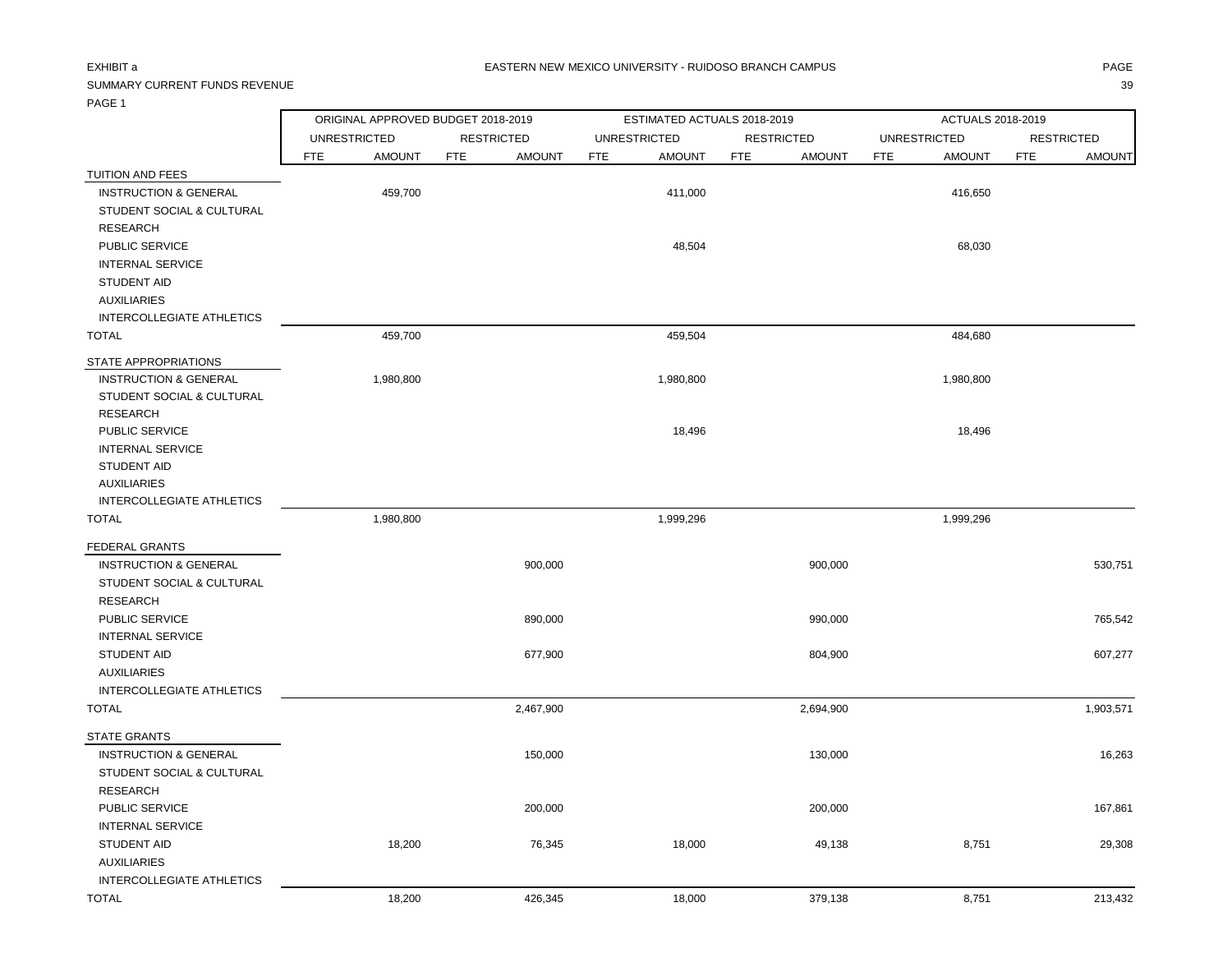EXHIBIT a

EASTERN NEW MEXICO UNIVERSITY - RUIDOSO BRANCH CAMPUS

SUMMARY CURRENT FUNDS REVENUE

PAGE 1

| | ORIGINAL APPROVED BUDGET 2018-2019 | | | | ESTIMATED ACTUALS 2018-2019 | | | | ACTUALS 2018-2019 | | | |
|---|---|---|---|---|---|---|---|---|---|---|---|---|
| | UNRESTRICTED | | RESTRICTED | | UNRESTRICTED | | RESTRICTED | | UNRESTRICTED | | RESTRICTED | |
| | FTE | AMOUNT | FTE | AMOUNT | FTE | AMOUNT | FTE | AMOUNT | FTE | AMOUNT | FTE | AMOUNT |
| TUITION AND FEES | | | | | | | | | | | | |
| INSTRUCTION & GENERAL | | 459,700 | | | | 411,000 | | | | 416,650 | | |
| STUDENT SOCIAL & CULTURAL | | | | | | | | | | | | |
| RESEARCH | | | | | | | | | | | | |
| PUBLIC SERVICE | | | | | | 48,504 | | | | 68,030 | | |
| INTERNAL SERVICE | | | | | | | | | | | | |
| STUDENT AID | | | | | | | | | | | | |
| AUXILIARIES | | | | | | | | | | | | |
| INTERCOLLEGIATE ATHLETICS | | | | | | | | | | | | |
| TOTAL | | 459,700 | | | | 459,504 | | | | 484,680 | | |
| STATE APPROPRIATIONS | | | | | | | | | | | | |
| INSTRUCTION & GENERAL | | 1,980,800 | | | | 1,980,800 | | | | 1,980,800 | | |
| STUDENT SOCIAL & CULTURAL | | | | | | | | | | | | |
| RESEARCH | | | | | | | | | | | | |
| PUBLIC SERVICE | | | | | | 18,496 | | | | 18,496 | | |
| INTERNAL SERVICE | | | | | | | | | | | | |
| STUDENT AID | | | | | | | | | | | | |
| AUXILIARIES | | | | | | | | | | | | |
| INTERCOLLEGIATE ATHLETICS | | | | | | | | | | | | |
| TOTAL | | 1,980,800 | | | | 1,999,296 | | | | 1,999,296 | | |
| FEDERAL GRANTS | | | | | | | | | | | | |
| INSTRUCTION & GENERAL | | | | 900,000 | | | | 900,000 | | | | 530,751 |
| STUDENT SOCIAL & CULTURAL | | | | | | | | | | | | |
| RESEARCH | | | | | | | | | | | | |
| PUBLIC SERVICE | | | | 890,000 | | | | 990,000 | | | | 765,542 |
| INTERNAL SERVICE | | | | | | | | | | | | |
| STUDENT AID | | | | 677,900 | | | | 804,900 | | | | 607,277 |
| AUXILIARIES | | | | | | | | | | | | |
| INTERCOLLEGIATE ATHLETICS | | | | | | | | | | | | |
| TOTAL | | | | 2,467,900 | | | | 2,694,900 | | | | 1,903,571 |
| STATE GRANTS | | | | | | | | | | | | |
| INSTRUCTION & GENERAL | | | | 150,000 | | | | 130,000 | | | | 16,263 |
| STUDENT SOCIAL & CULTURAL | | | | | | | | | | | | |
| RESEARCH | | | | | | | | | | | | |
| PUBLIC SERVICE | | | | 200,000 | | | | 200,000 | | | | 167,861 |
| INTERNAL SERVICE | | | | | | | | | | | | |
| STUDENT AID | | 18,200 | | 76,345 | | 18,000 | | 49,138 | | 8,751 | | 29,308 |
| AUXILIARIES | | | | | | | | | | | | |
| INTERCOLLEGIATE ATHLETICS | | | | | | | | | | | | |
| TOTAL | | 18,200 | | 426,345 | | 18,000 | | 379,138 | | 8,751 | | 213,432 |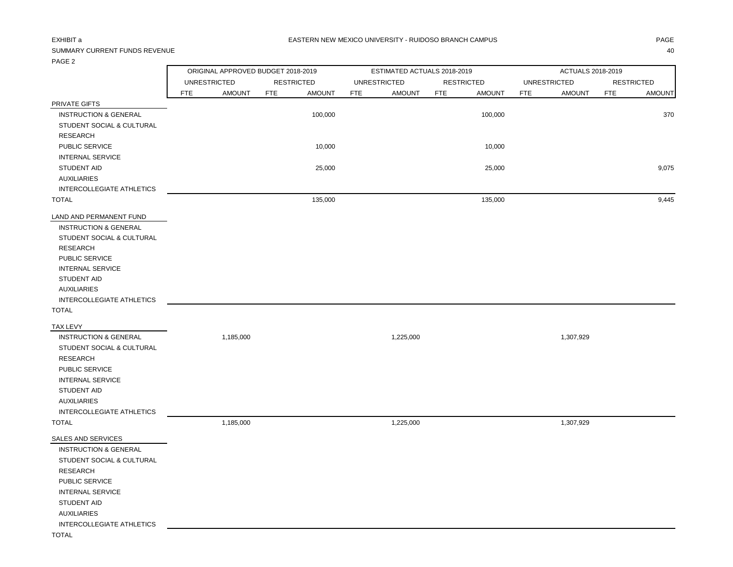EXHIBIT a

EASTERN NEW MEXICO UNIVERSITY - RUIDOSO BRANCH CAMPUS

SUMMARY CURRENT FUNDS REVENUE

PAGE 2

| | ORIGINAL APPROVED BUDGET 2018-2019 | | | | ESTIMATED ACTUALS 2018-2019 | | | | ACTUALS 2018-2019 | | | |
|---|---|---|---|---|---|---|---|---|---|---|---|---|
| | UNRESTRICTED | | RESTRICTED | | UNRESTRICTED | | RESTRICTED | | UNRESTRICTED | | RESTRICTED | |
| | FTE | AMOUNT | FTE | AMOUNT | FTE | AMOUNT | FTE | AMOUNT | FTE | AMOUNT | FTE | AMOUNT |
| PRIVATE GIFTS | | | | | | | | | | | | |
| INSTRUCTION & GENERAL | | | | 100,000 | | | | 100,000 | | | | 370 |
| STUDENT SOCIAL & CULTURAL | | | | | | | | | | | | |
| RESEARCH | | | | | | | | | | | | |
| PUBLIC SERVICE | | | | 10,000 | | | | 10,000 | | | | |
| INTERNAL SERVICE | | | | | | | | | | | | |
| STUDENT AID | | | | 25,000 | | | | 25,000 | | | | 9,075 |
| AUXILIARIES | | | | | | | | | | | | |
| INTERCOLLEGIATE ATHLETICS | | | | | | | | | | | | |
| TOTAL | | | | 135,000 | | | | 135,000 | | | | 9,445 |
| LAND AND PERMANENT FUND | | | | | | | | | | | | |
| INSTRUCTION & GENERAL | | | | | | | | | | | | |
| STUDENT SOCIAL & CULTURAL | | | | | | | | | | | | |
| RESEARCH | | | | | | | | | | | | |
| PUBLIC SERVICE | | | | | | | | | | | | |
| INTERNAL SERVICE | | | | | | | | | | | | |
| STUDENT AID | | | | | | | | | | | | |
| AUXILIARIES | | | | | | | | | | | | |
| INTERCOLLEGIATE ATHLETICS | | | | | | | | | | | | |
| TOTAL | | | | | | | | | | | | |
| TAX LEVY | | | | | | | | | | | | |
| INSTRUCTION & GENERAL | | 1,185,000 | | | | 1,225,000 | | | | 1,307,929 | | |
| STUDENT SOCIAL & CULTURAL | | | | | | | | | | | | |
| RESEARCH | | | | | | | | | | | | |
| PUBLIC SERVICE | | | | | | | | | | | | |
| INTERNAL SERVICE | | | | | | | | | | | | |
| STUDENT AID | | | | | | | | | | | | |
| AUXILIARIES | | | | | | | | | | | | |
| INTERCOLLEGIATE ATHLETICS | | | | | | | | | | | | |
| TOTAL | | 1,185,000 | | | | 1,225,000 | | | | 1,307,929 | | |
| SALES AND SERVICES | | | | | | | | | | | | |
| INSTRUCTION & GENERAL | | | | | | | | | | | | |
| STUDENT SOCIAL & CULTURAL | | | | | | | | | | | | |
| RESEARCH | | | | | | | | | | | | |
| PUBLIC SERVICE | | | | | | | | | | | | |
| INTERNAL SERVICE | | | | | | | | | | | | |
| STUDENT AID | | | | | | | | | | | | |
| AUXILIARIES | | | | | | | | | | | | |
| INTERCOLLEGIATE ATHLETICS | | | | | | | | | | | | |
| TOTAL | | | | | | | | | | | | |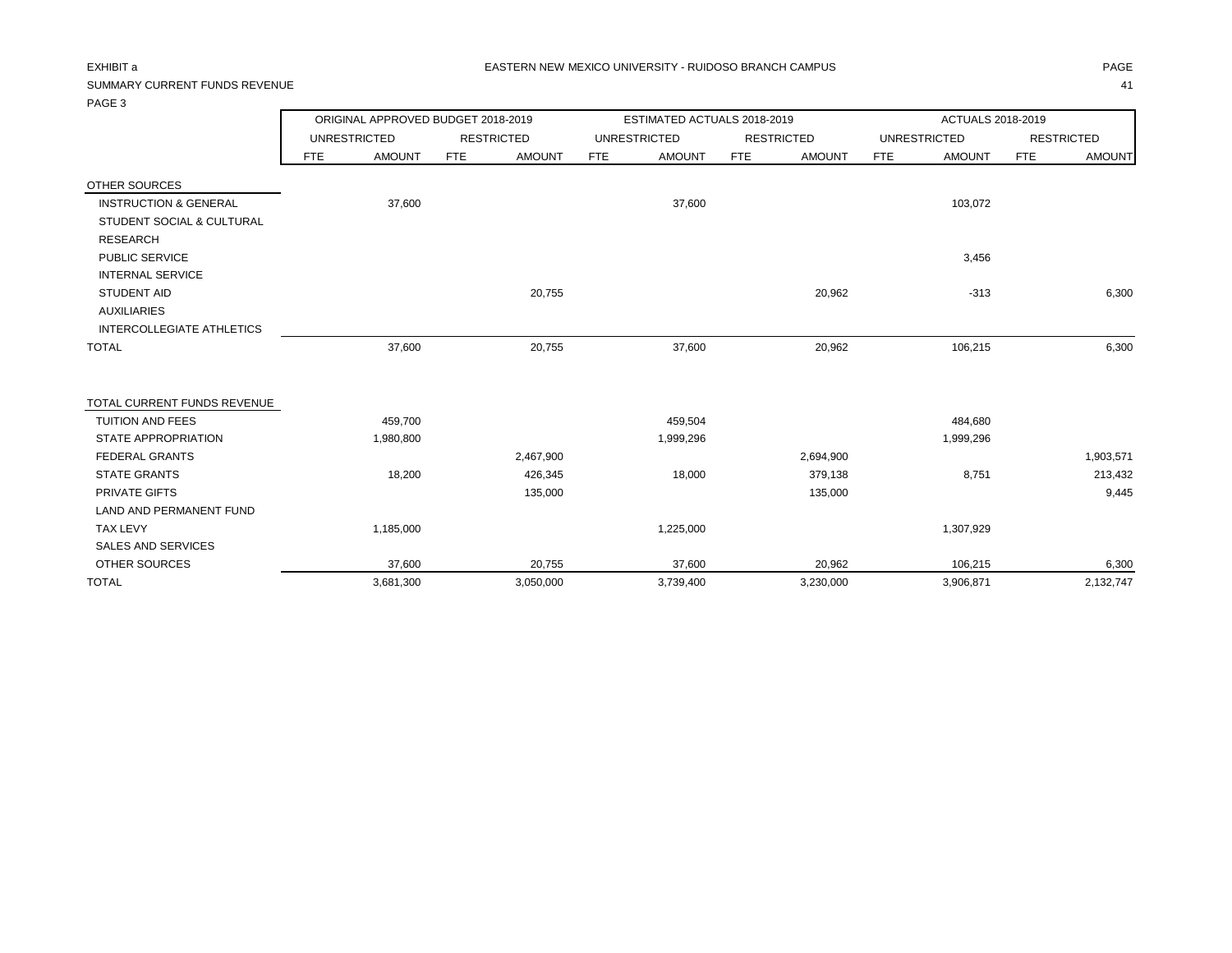EXHIBIT a

SUMMARY CURRENT FUNDS REVENUE

PAGE 3

EASTERN NEW MEXICO UNIVERSITY - RUIDOSO BRANCH CAMPUS

| | ORIGINAL APPROVED BUDGET 2018-2019 | | | | ESTIMATED ACTUALS 2018-2019 | | | | ACTUALS 2018-2019 | | | |
|---|---|---|---|---|---|---|---|---|---|---|---|---|
| | UNRESTRICTED | | RESTRICTED | | UNRESTRICTED | | RESTRICTED | | UNRESTRICTED | | RESTRICTED | |
| | FTE | AMOUNT | FTE | AMOUNT | FTE | AMOUNT | FTE | AMOUNT | FTE | AMOUNT | FTE | AMOUNT |
| OTHER SOURCES | | | | | | | | | | | | |
| INSTRUCTION & GENERAL | | 37,600 | | | | 37,600 | | | | 103,072 | | |
| STUDENT SOCIAL & CULTURAL | | | | | | | | | | | | |
| RESEARCH | | | | | | | | | | | | |
| PUBLIC SERVICE | | | | | | | | | | 3,456 | | |
| INTERNAL SERVICE | | | | | | | | | | | | |
| STUDENT AID | | | | 20,755 | | | | 20,962 | | -313 | | 6,300 |
| AUXILIARIES | | | | | | | | | | | | |
| INTERCOLLEGIATE ATHLETICS | | | | | | | | | | | | |
| TOTAL | | 37,600 | | 20,755 | | 37,600 | | 20,962 | | 106,215 | | 6,300 |
| | | | | | | | | | | | | |
| TOTAL CURRENT FUNDS REVENUE | | | | | | | | | | | | |
| TUITION AND FEES | | 459,700 | | | | 459,504 | | | | 484,680 | | |
| STATE APPROPRIATION | | 1,980,800 | | | | 1,999,296 | | | | 1,999,296 | | |
| FEDERAL GRANTS | | | | 2,467,900 | | | | 2,694,900 | | | | 1,903,571 |
| STATE GRANTS | | 18,200 | | 426,345 | | 18,000 | | 379,138 | | 8,751 | | 213,432 |
| PRIVATE GIFTS | | | | 135,000 | | | | 135,000 | | | | 9,445 |
| LAND AND PERMANENT FUND | | | | | | | | | | | | |
| TAX LEVY | | 1,185,000 | | | | 1,225,000 | | | | 1,307,929 | | |
| SALES AND SERVICES | | | | | | | | | | | | |
| OTHER SOURCES | | 37,600 | | 20,755 | | 37,600 | | 20,962 | | 106,215 | | 6,300 |
| TOTAL | | 3,681,300 | | 3,050,000 | | 3,739,400 | | 3,230,000 | | 3,906,871 | | 2,132,747 |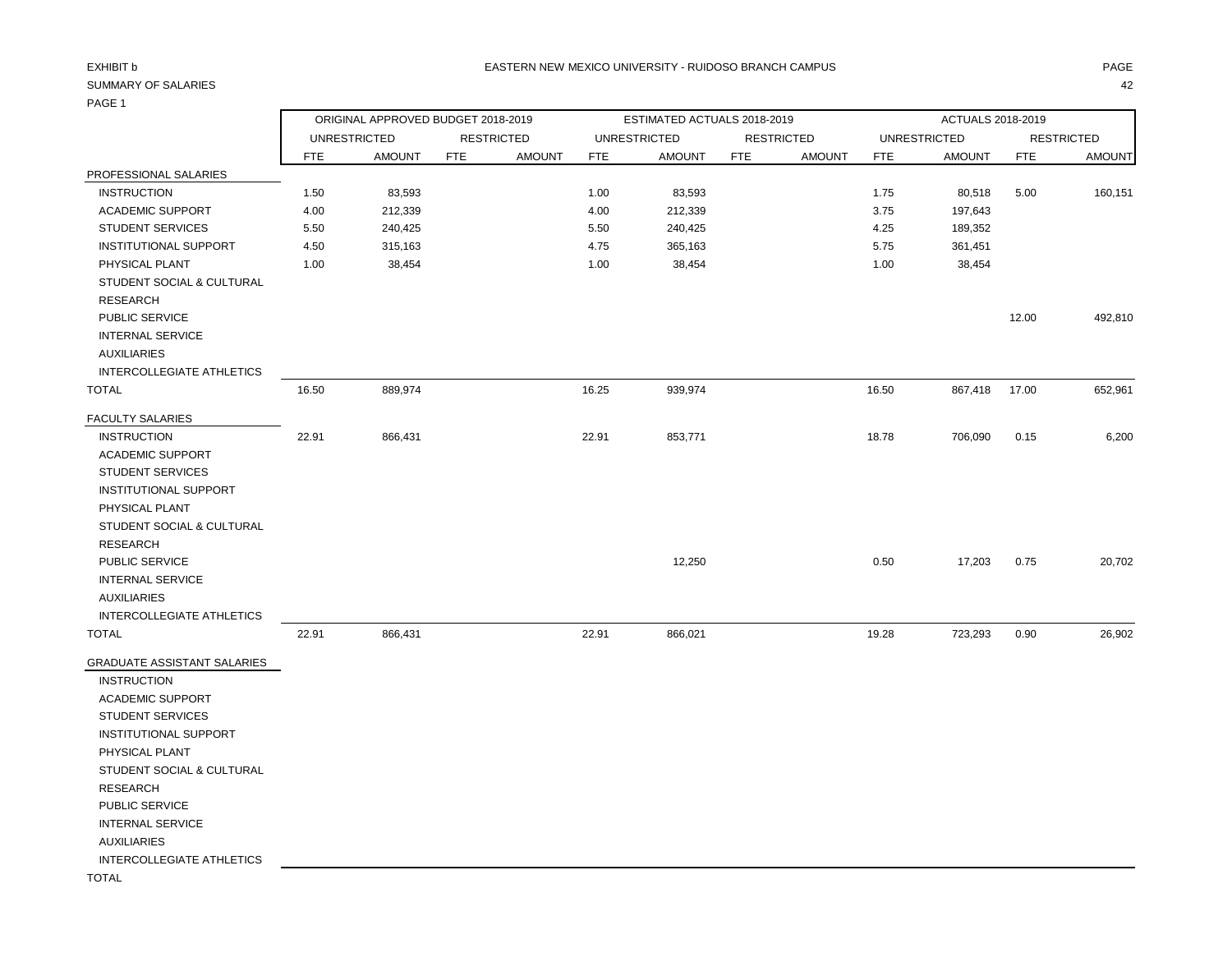EXHIBIT b

EASTERN NEW MEXICO UNIVERSITY - RUIDOSO BRANCH CAMPUS

SUMMARY OF SALARIES

PAGE 1

| | ORIGINAL APPROVED BUDGET 2018-2019 | | | | ESTIMATED ACTUALS 2018-2019 | | | | ACTUALS 2018-2019 | | | |
|---|---|---|---|---|---|---|---|---|---|---|---|---|
| | UNRESTRICTED | | RESTRICTED | | UNRESTRICTED | | RESTRICTED | | UNRESTRICTED | | RESTRICTED | |
| | FTE | AMOUNT | FTE | AMOUNT | FTE | AMOUNT | FTE | AMOUNT | FTE | AMOUNT | FTE | AMOUNT |
| PROFESSIONAL SALARIES | | | | | | | | | | | | |
| INSTRUCTION | 1.50 | 83,593 | | | 1.00 | 83,593 | | | 1.75 | 80,518 | 5.00 | 160,151 |
| ACADEMIC SUPPORT | 4.00 | 212,339 | | | 4.00 | 212,339 | | | 3.75 | 197,643 | | |
| STUDENT SERVICES | 5.50 | 240,425 | | | 5.50 | 240,425 | | | 4.25 | 189,352 | | |
| INSTITUTIONAL SUPPORT | 4.50 | 315,163 | | | 4.75 | 365,163 | | | 5.75 | 361,451 | | |
| PHYSICAL PLANT | 1.00 | 38,454 | | | 1.00 | 38,454 | | | 1.00 | 38,454 | | |
| STUDENT SOCIAL & CULTURAL | | | | | | | | | | | | |
| RESEARCH | | | | | | | | | | | | |
| PUBLIC SERVICE | | | | | | | | | | | 12.00 | 492,810 |
| INTERNAL SERVICE | | | | | | | | | | | | |
| AUXILIARIES | | | | | | | | | | | | |
| INTERCOLLEGIATE ATHLETICS | | | | | | | | | | | | |
| TOTAL | 16.50 | 889,974 | | | 16.25 | 939,974 | | | 16.50 | 867,418 | 17.00 | 652,961 |
| FACULTY SALARIES | | | | | | | | | | | | |
| INSTRUCTION | 22.91 | 866,431 | | | 22.91 | 853,771 | | | 18.78 | 706,090 | 0.15 | 6,200 |
| ACADEMIC SUPPORT | | | | | | | | | | | | |
| STUDENT SERVICES | | | | | | | | | | | | |
| INSTITUTIONAL SUPPORT | | | | | | | | | | | | |
| PHYSICAL PLANT | | | | | | | | | | | | |
| STUDENT SOCIAL & CULTURAL | | | | | | | | | | | | |
| RESEARCH | | | | | | | | | | | | |
| PUBLIC SERVICE | | | | | | 12,250 | | | 0.50 | 17,203 | 0.75 | 20,702 |
| INTERNAL SERVICE | | | | | | | | | | | | |
| AUXILIARIES | | | | | | | | | | | | |
| INTERCOLLEGIATE ATHLETICS | | | | | | | | | | | | |
| TOTAL | 22.91 | 866,431 | | | 22.91 | 866,021 | | | 19.28 | 723,293 | 0.90 | 26,902 |
| GRADUATE ASSISTANT SALARIES | | | | | | | | | | | | |
| INSTRUCTION | | | | | | | | | | | | |
| ACADEMIC SUPPORT | | | | | | | | | | | | |
| STUDENT SERVICES | | | | | | | | | | | | |
| INSTITUTIONAL SUPPORT | | | | | | | | | | | | |
| PHYSICAL PLANT | | | | | | | | | | | | |
| STUDENT SOCIAL & CULTURAL | | | | | | | | | | | | |
| RESEARCH | | | | | | | | | | | | |
| PUBLIC SERVICE | | | | | | | | | | | | |
| INTERNAL SERVICE | | | | | | | | | | | | |
| AUXILIARIES | | | | | | | | | | | | |
| INTERCOLLEGIATE ATHLETICS | | | | | | | | | | | | |
| TOTAL | | | | | | | | | | | | |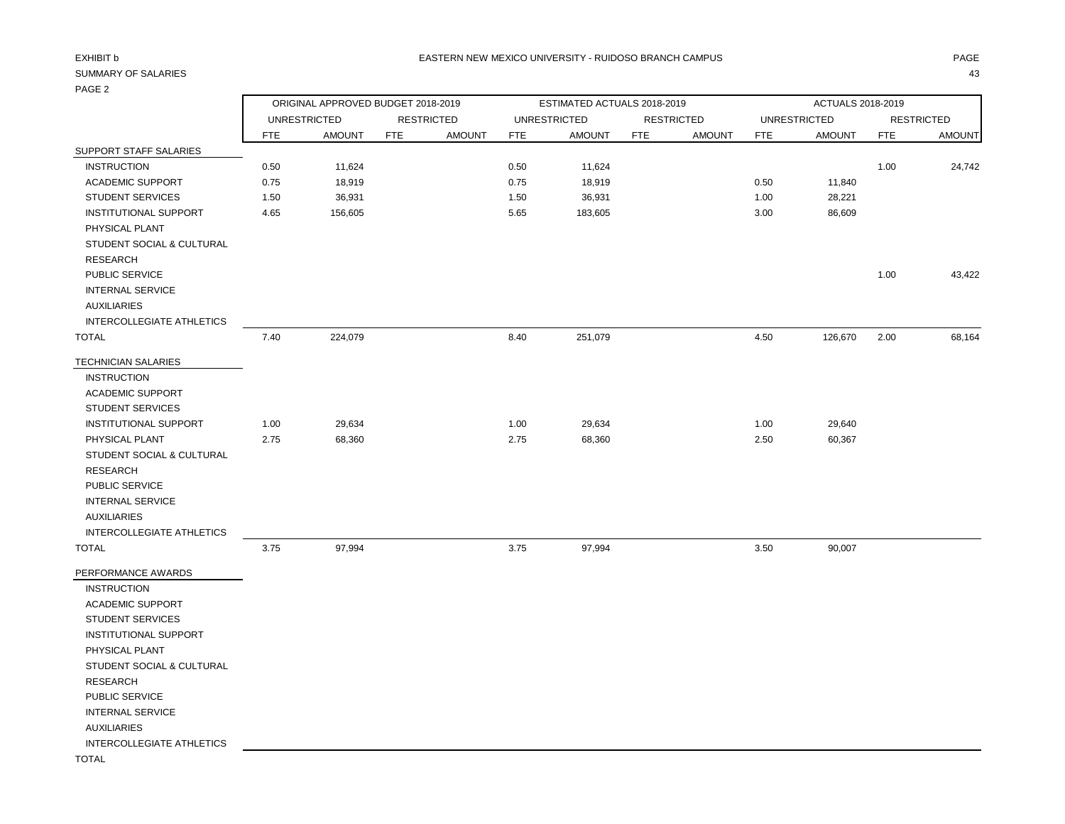EXHIBIT b

EASTERN NEW MEXICO UNIVERSITY - RUIDOSO BRANCH CAMPUS

SUMMARY OF SALARIES

PAGE 2

| | ORIGINAL APPROVED BUDGET 2018-2019 | | | | ESTIMATED ACTUALS 2018-2019 | | | | ACTUALS 2018-2019 | | | |
|---|---|---|---|---|---|---|---|---|---|---|---|---|
| | UNRESTRICTED | | RESTRICTED | | UNRESTRICTED | | RESTRICTED | | UNRESTRICTED | | RESTRICTED | |
| | FTE | AMOUNT | FTE | AMOUNT | FTE | AMOUNT | FTE | AMOUNT | FTE | AMOUNT | FTE | AMOUNT |
| SUPPORT STAFF SALARIES | | | | | | | | | | | | |
| INSTRUCTION | 0.50 | 11,624 | | | 0.50 | 11,624 | | | | | 1.00 | 24,742 |
| ACADEMIC SUPPORT | 0.75 | 18,919 | | | 0.75 | 18,919 | | | 0.50 | 11,840 | | |
| STUDENT SERVICES | 1.50 | 36,931 | | | 1.50 | 36,931 | | | 1.00 | 28,221 | | |
| INSTITUTIONAL SUPPORT | 4.65 | 156,605 | | | 5.65 | 183,605 | | | 3.00 | 86,609 | | |
| PHYSICAL PLANT | | | | | | | | | | | | |
| STUDENT SOCIAL & CULTURAL | | | | | | | | | | | | |
| RESEARCH | | | | | | | | | | | | |
| PUBLIC SERVICE | | | | | | | | | | | 1.00 | 43,422 |
| INTERNAL SERVICE | | | | | | | | | | | | |
| AUXILIARIES | | | | | | | | | | | | |
| INTERCOLLEGIATE ATHLETICS | | | | | | | | | | | | |
| TOTAL | 7.40 | 224,079 | | | 8.40 | 251,079 | | | 4.50 | 126,670 | 2.00 | 68,164 |
| TECHNICIAN SALARIES | | | | | | | | | | | | |
| INSTRUCTION | | | | | | | | | | | | |
| ACADEMIC SUPPORT | | | | | | | | | | | | |
| STUDENT SERVICES | | | | | | | | | | | | |
| INSTITUTIONAL SUPPORT | 1.00 | 29,634 | | | 1.00 | 29,634 | | | 1.00 | 29,640 | | |
| PHYSICAL PLANT | 2.75 | 68,360 | | | 2.75 | 68,360 | | | 2.50 | 60,367 | | |
| STUDENT SOCIAL & CULTURAL | | | | | | | | | | | | |
| RESEARCH | | | | | | | | | | | | |
| PUBLIC SERVICE | | | | | | | | | | | | |
| INTERNAL SERVICE | | | | | | | | | | | | |
| AUXILIARIES | | | | | | | | | | | | |
| INTERCOLLEGIATE ATHLETICS | | | | | | | | | | | | |
| TOTAL | 3.75 | 97,994 | | | 3.75 | 97,994 | | | 3.50 | 90,007 | | |
| PERFORMANCE AWARDS | | | | | | | | | | | | |
| INSTRUCTION | | | | | | | | | | | | |
| ACADEMIC SUPPORT | | | | | | | | | | | | |
| STUDENT SERVICES | | | | | | | | | | | | |
| INSTITUTIONAL SUPPORT | | | | | | | | | | | | |
| PHYSICAL PLANT | | | | | | | | | | | | |
| STUDENT SOCIAL & CULTURAL | | | | | | | | | | | | |
| RESEARCH | | | | | | | | | | | | |
| PUBLIC SERVICE | | | | | | | | | | | | |
| INTERNAL SERVICE | | | | | | | | | | | | |
| AUXILIARIES | | | | | | | | | | | | |
| INTERCOLLEGIATE ATHLETICS | | | | | | | | | | | | |
| TOTAL | | | | | | | | | | | | |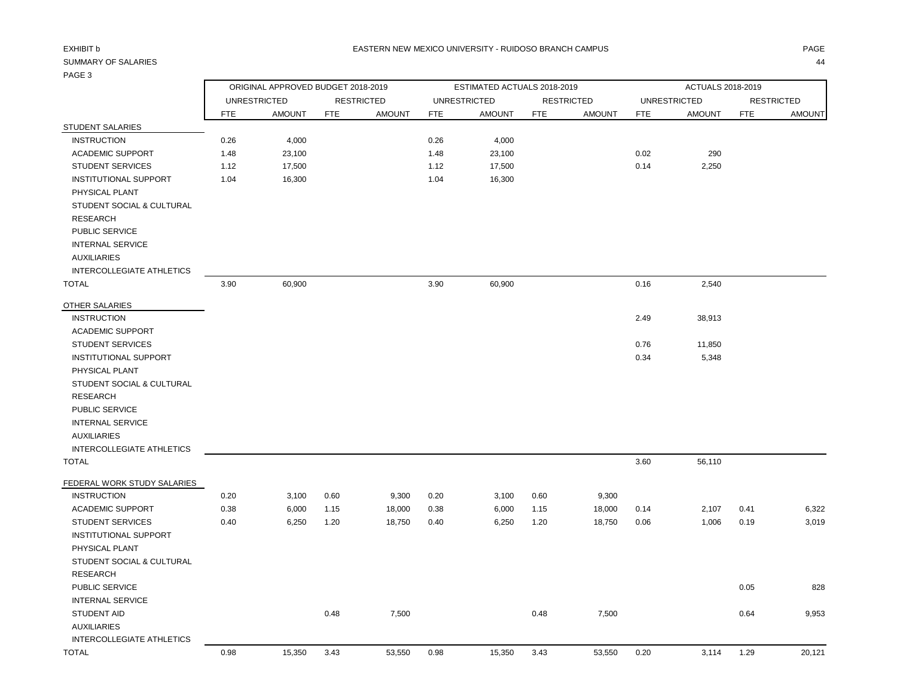EXHIBIT b

SUMMARY OF SALARIES

PAGE 3

EASTERN NEW MEXICO UNIVERSITY - RUIDOSO BRANCH CAMPUS

| | ORIGINAL APPROVED BUDGET 2018-2019 | | | | ESTIMATED ACTUALS 2018-2019 | | | | ACTUALS 2018-2019 | | | |
|---|---|---|---|---|---|---|---|---|---|---|---|---|
| | UNRESTRICTED | | RESTRICTED | | UNRESTRICTED | | RESTRICTED | | UNRESTRICTED | | RESTRICTED | |
| | FTE | AMOUNT | FTE | AMOUNT | FTE | AMOUNT | FTE | AMOUNT | FTE | AMOUNT | FTE | AMOUNT |
| STUDENT SALARIES | | | | | | | | | | | | |
| INSTRUCTION | 0.26 | 4,000 | | | 0.26 | 4,000 | | | | | | |
| ACADEMIC SUPPORT | 1.48 | 23,100 | | | 1.48 | 23,100 | | | 0.02 | 290 | | |
| STUDENT SERVICES | 1.12 | 17,500 | | | 1.12 | 17,500 | | | 0.14 | 2,250 | | |
| INSTITUTIONAL SUPPORT | 1.04 | 16,300 | | | 1.04 | 16,300 | | | | | | |
| PHYSICAL PLANT | | | | | | | | | | | | |
| STUDENT SOCIAL & CULTURAL | | | | | | | | | | | | |
| RESEARCH | | | | | | | | | | | | |
| PUBLIC SERVICE | | | | | | | | | | | | |
| INTERNAL SERVICE | | | | | | | | | | | | |
| AUXILIARIES | | | | | | | | | | | | |
| INTERCOLLEGIATE ATHLETICS | | | | | | | | | | | | |
| TOTAL | 3.90 | 60,900 | | | 3.90 | 60,900 | | | 0.16 | 2,540 | | |
| OTHER SALARIES | | | | | | | | | | | | |
| INSTRUCTION | | | | | | | | | 2.49 | 38,913 | | |
| ACADEMIC SUPPORT | | | | | | | | | | | | |
| STUDENT SERVICES | | | | | | | | | 0.76 | 11,850 | | |
| INSTITUTIONAL SUPPORT | | | | | | | | | 0.34 | 5,348 | | |
| PHYSICAL PLANT | | | | | | | | | | | | |
| STUDENT SOCIAL & CULTURAL | | | | | | | | | | | | |
| RESEARCH | | | | | | | | | | | | |
| PUBLIC SERVICE | | | | | | | | | | | | |
| INTERNAL SERVICE | | | | | | | | | | | | |
| AUXILIARIES | | | | | | | | | | | | |
| INTERCOLLEGIATE ATHLETICS | | | | | | | | | | | | |
| TOTAL | | | | | | | | | 3.60 | 56,110 | | |
| FEDERAL WORK STUDY SALARIES | | | | | | | | | | | | |
| INSTRUCTION | 0.20 | 3,100 | 0.60 | 9,300 | 0.20 | 3,100 | 0.60 | 9,300 | | | | |
| ACADEMIC SUPPORT | 0.38 | 6,000 | 1.15 | 18,000 | 0.38 | 6,000 | 1.15 | 18,000 | 0.14 | 2,107 | 0.41 | 6,322 |
| STUDENT SERVICES | 0.40 | 6,250 | 1.20 | 18,750 | 0.40 | 6,250 | 1.20 | 18,750 | 0.06 | 1,006 | 0.19 | 3,019 |
| INSTITUTIONAL SUPPORT | | | | | | | | | | | | |
| PHYSICAL PLANT | | | | | | | | | | | | |
| STUDENT SOCIAL & CULTURAL | | | | | | | | | | | | |
| RESEARCH | | | | | | | | | | | | |
| PUBLIC SERVICE | | | | | | | | | | | 0.05 | 828 |
| INTERNAL SERVICE | | | | | | | | | | | | |
| STUDENT AID | | | 0.48 | 7,500 | | | 0.48 | 7,500 | | | 0.64 | 9,953 |
| AUXILIARIES | | | | | | | | | | | | |
| INTERCOLLEGIATE ATHLETICS | | | | | | | | | | | | |
| TOTAL | 0.98 | 15,350 | 3.43 | 53,550 | 0.98 | 15,350 | 3.43 | 53,550 | 0.20 | 3,114 | 1.29 | 20,121 |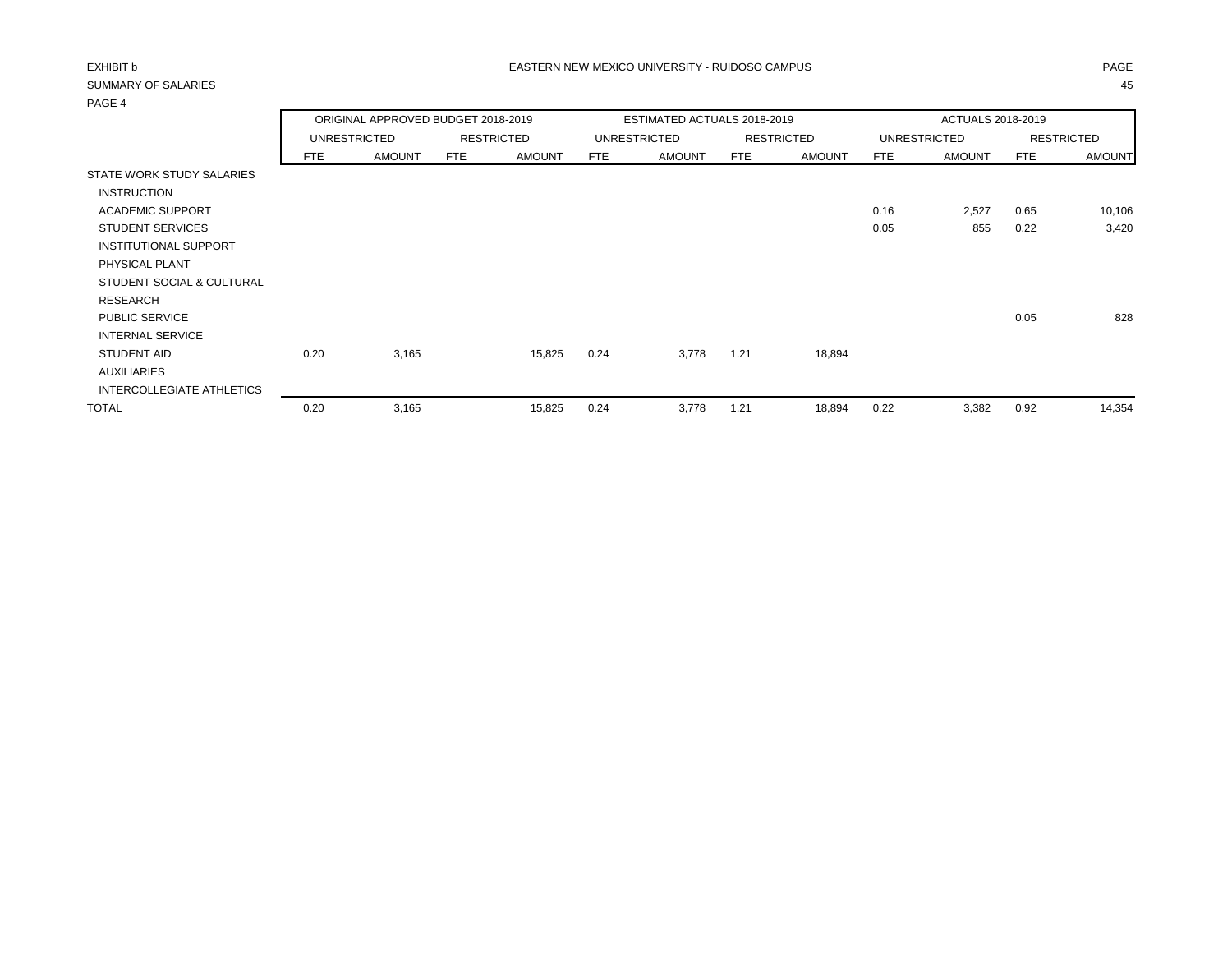EXHIBIT b

EASTERN NEW MEXICO UNIVERSITY - RUIDOSO CAMPUS

SUMMARY OF SALARIES

PAGE 4

| | ORIGINAL APPROVED BUDGET 2018-2019 | | | | ESTIMATED ACTUALS 2018-2019 | | | | ACTUALS 2018-2019 | | | |
|---|---|---|---|---|---|---|---|---|---|---|---|---|
| | UNRESTRICTED | | RESTRICTED | | UNRESTRICTED | | RESTRICTED | | UNRESTRICTED | | RESTRICTED | |
| | FTE | AMOUNT | FTE | AMOUNT | FTE | AMOUNT | FTE | AMOUNT | FTE | AMOUNT | FTE | AMOUNT |
| STATE WORK STUDY SALARIES | | | | | | | | | | | | |
| INSTRUCTION | | | | | | | | | | | | |
| ACADEMIC SUPPORT | | | | | | | | | 0.16 | 2,527 | 0.65 | 10,106 |
| STUDENT SERVICES | | | | | | | | | 0.05 | 855 | 0.22 | 3,420 |
| INSTITUTIONAL SUPPORT | | | | | | | | | | | | |
| PHYSICAL PLANT | | | | | | | | | | | | |
| STUDENT SOCIAL & CULTURAL | | | | | | | | | | | | |
| RESEARCH | | | | | | | | | | | | |
| PUBLIC SERVICE | | | | | | | | | | | 0.05 | 828 |
| INTERNAL SERVICE | | | | | | | | | | | | |
| STUDENT AID | 0.20 | 3,165 | | 15,825 | 0.24 | 3,778 | 1.21 | 18,894 | | | | |
| AUXILIARIES | | | | | | | | | | | | |
| INTERCOLLEGIATE ATHLETICS | | | | | | | | | | | | |
| TOTAL | 0.20 | 3,165 | | 15,825 | 0.24 | 3,778 | 1.21 | 18,894 | 0.22 | 3,382 | 0.92 | 14,354 |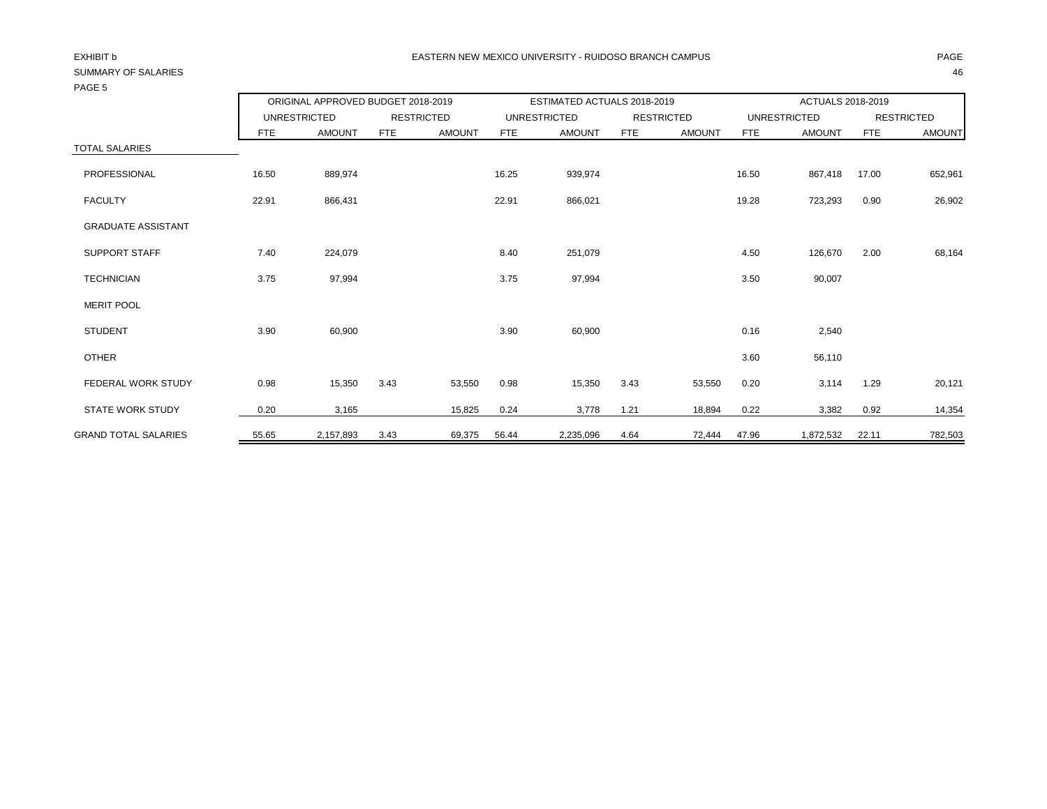EXHIBIT b

SUMMARY OF SALARIES

PAGE 5

EASTERN NEW MEXICO UNIVERSITY - RUIDOSO BRANCH CAMPUS

| | ORIGINAL APPROVED BUDGET 2018-2019 | | | | ESTIMATED ACTUALS 2018-2019 | | | | ACTUALS 2018-2019 | | | |
|---|---|---|---|---|---|---|---|---|---|---|---|---|
| | UNRESTRICTED | | RESTRICTED | | UNRESTRICTED | | RESTRICTED | | UNRESTRICTED | | RESTRICTED | |
| | FTE | AMOUNT | FTE | AMOUNT | FTE | AMOUNT | FTE | AMOUNT | FTE | AMOUNT | FTE | AMOUNT |
| TOTAL SALARIES | | | | | | | | | | | | |
| PROFESSIONAL | 16.50 | 889,974 | | | 16.25 | 939,974 | | | 16.50 | 867,418 | 17.00 | 652,961 |
| FACULTY | 22.91 | 866,431 | | | 22.91 | 866,021 | | | 19.28 | 723,293 | 0.90 | 26,902 |
| GRADUATE ASSISTANT | | | | | | | | | | | | |
| SUPPORT STAFF | 7.40 | 224,079 | | | 8.40 | 251,079 | | | 4.50 | 126,670 | 2.00 | 68,164 |
| TECHNICIAN | 3.75 | 97,994 | | | 3.75 | 97,994 | | | 3.50 | 90,007 | | |
| MERIT POOL | | | | | | | | | | | | |
| STUDENT | 3.90 | 60,900 | | | 3.90 | 60,900 | | | 0.16 | 2,540 | | |
| OTHER | | | | | | | | | 3.60 | 56,110 | | |
| FEDERAL WORK STUDY | 0.98 | 15,350 | 3.43 | 53,550 | 0.98 | 15,350 | 3.43 | 53,550 | 0.20 | 3,114 | 1.29 | 20,121 |
| STATE WORK STUDY | 0.20 | 3,165 | | 15,825 | 0.24 | 3,778 | 1.21 | 18,894 | 0.22 | 3,382 | 0.92 | 14,354 |
| GRAND TOTAL SALARIES | 55.65 | 2,157,893 | 3.43 | 69,375 | 56.44 | 2,235,096 | 4.64 | 72,444 | 47.96 | 1,872,532 | 22.11 | 782,503 |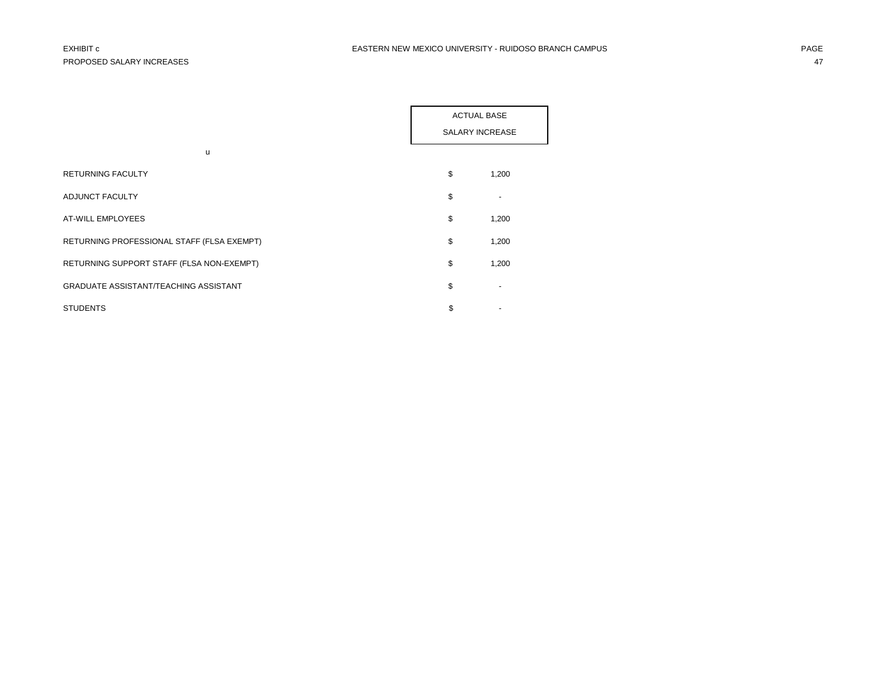EXHIBIT c

PROPOSED SALARY INCREASES

EASTERN NEW MEXICO UNIVERSITY - RUIDOSO BRANCH CAMPUS

u

| | ACTUAL BASE SALARY INCREASE |
|---|---|
| RETURNING FACULTY | $ 1,200 |
| ADJUNCT FACULTY | $ - |
| AT-WILL EMPLOYEES | $ 1,200 |
| RETURNING PROFESSIONAL STAFF (FLSA EXEMPT) | $ 1,200 |
| RETURNING SUPPORT STAFF (FLSA NON-EXEMPT) | $ 1,200 |
| GRADUATE ASSISTANT/TEACHING ASSISTANT | $ - |
| STUDENTS | $ - |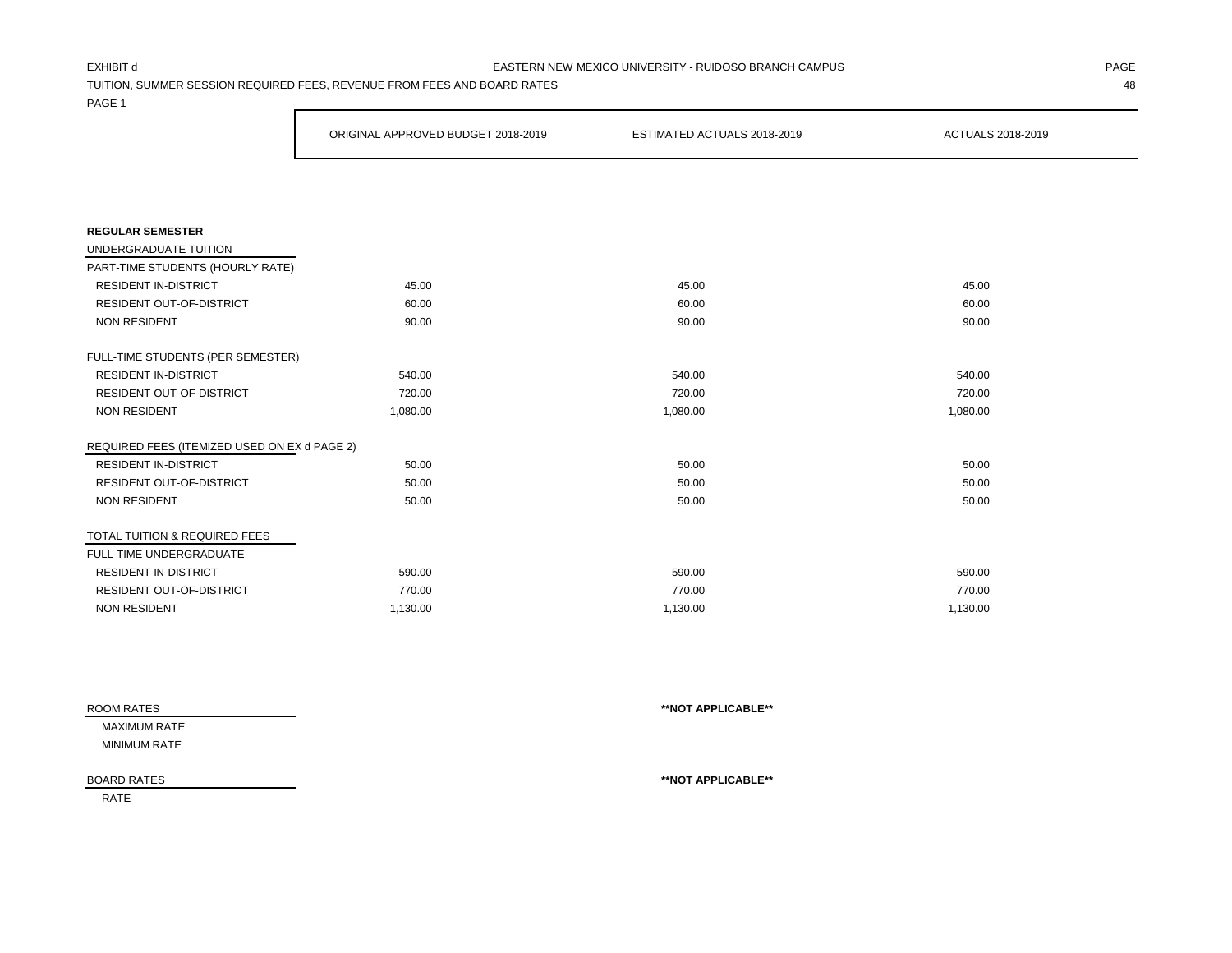EXHIBIT d

EASTERN NEW MEXICO UNIVERSITY - RUIDOSO BRANCH CAMPUS

TUITION, SUMMER SESSION REQUIRED FEES, REVENUE FROM FEES AND BOARD RATES

PAGE 1

| | ORIGINAL APPROVED BUDGET 2018-2019 | ESTIMATED ACTUALS 2018-2019 | ACTUALS 2018-2019 |
|---|---|---|---|
| **REGULAR SEMESTER** | | | |
| UNDERGRADUATE TUITION | | | |
| PART-TIME STUDENTS (HOURLY RATE) | | | |
| RESIDENT IN-DISTRICT | 45.00 | 45.00 | 45.00 |
| RESIDENT OUT-OF-DISTRICT | 60.00 | 60.00 | 60.00 |
| NON RESIDENT | 90.00 | 90.00 | 90.00 |
| FULL-TIME STUDENTS (PER SEMESTER) | | | |
| RESIDENT IN-DISTRICT | 540.00 | 540.00 | 540.00 |
| RESIDENT OUT-OF-DISTRICT | 720.00 | 720.00 | 720.00 |
| NON RESIDENT | 1,080.00 | 1,080.00 | 1,080.00 |
| REQUIRED FEES (ITEMIZED USED ON EX d PAGE 2) | | | |
| RESIDENT IN-DISTRICT | 50.00 | 50.00 | 50.00 |
| RESIDENT OUT-OF-DISTRICT | 50.00 | 50.00 | 50.00 |
| NON RESIDENT | 50.00 | 50.00 | 50.00 |
| TOTAL TUITION & REQUIRED FEES | | | |
| FULL-TIME UNDERGRADUATE | | | |
| RESIDENT IN-DISTRICT | 590.00 | 590.00 | 590.00 |
| RESIDENT OUT-OF-DISTRICT | 770.00 | 770.00 | 770.00 |
| NON RESIDENT | 1,130.00 | 1,130.00 | 1,130.00 |

| | |
|---|---|
| ROOM RATES | **\*\*NOT APPLICABLE\*\*** |
| MAXIMUM RATE | |
| MINIMUM RATE | |
| BOARD RATES | **\*\*NOT APPLICABLE\*\*** |
| RATE | |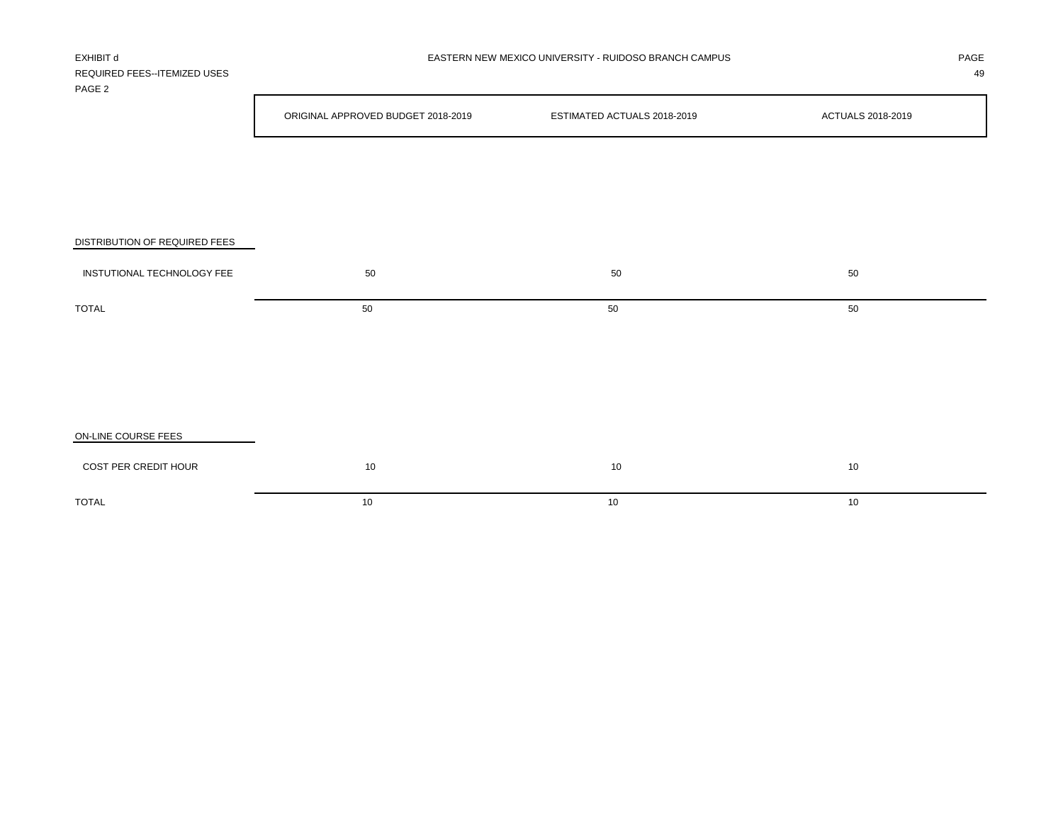EXHIBIT d

REQUIRED FEES--ITEMIZED USES

PAGE 2

EASTERN NEW MEXICO UNIVERSITY - RUIDOSO BRANCH CAMPUS

| | ORIGINAL APPROVED BUDGET 2018-2019 | ESTIMATED ACTUALS 2018-2019 | ACTUALS 2018-2019 |
|---|---|---|---|
| DISTRIBUTION OF REQUIRED FEES | | | |
| INSTUTIONAL TECHNOLOGY FEE | 50 | 50 | 50 |
| TOTAL | 50 | 50 | 50 |
| | | | |
| ON-LINE COURSE FEES | | | |
| COST PER CREDIT HOUR | 10 | 10 | 10 |
| TOTAL | 10 | 10 | 10 |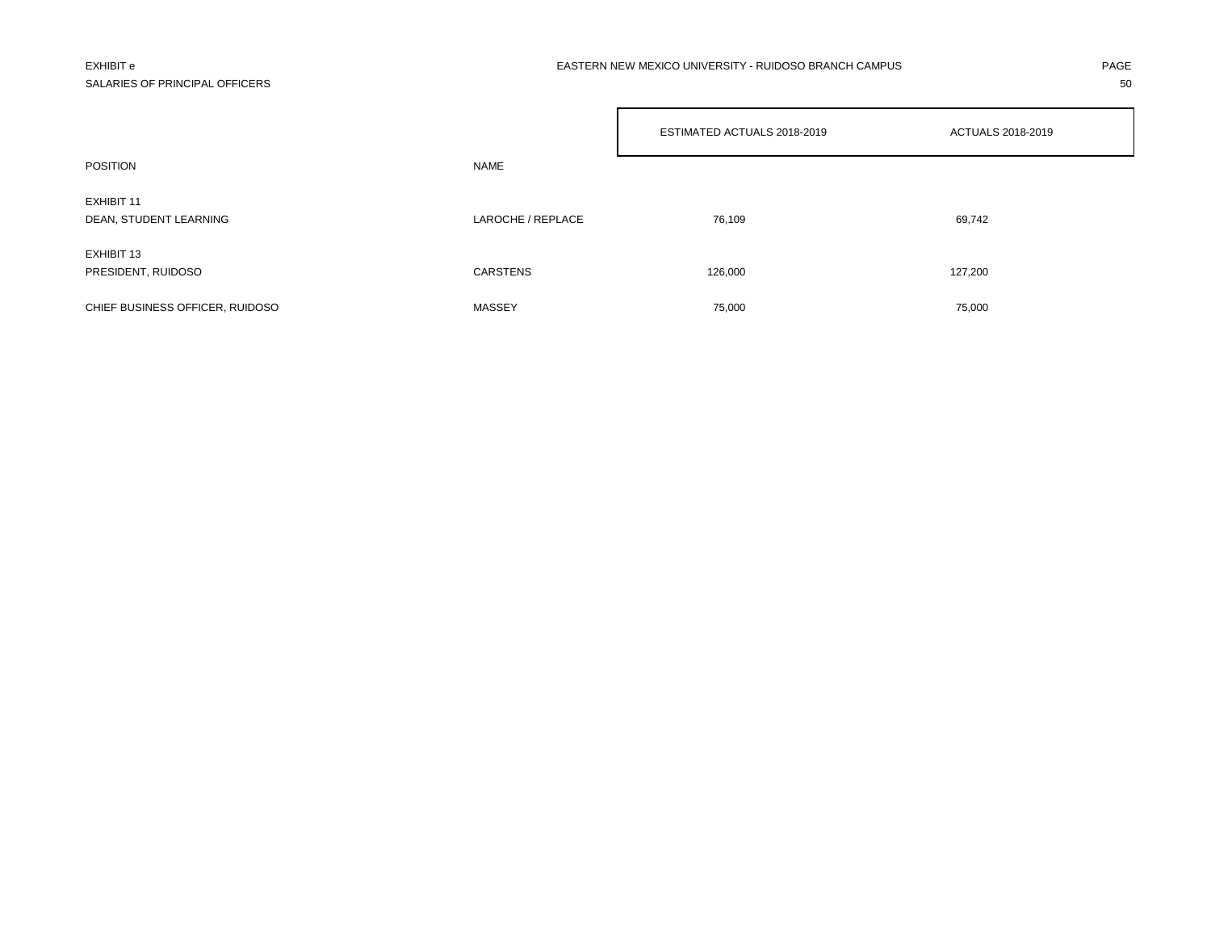EXHIBIT e

SALARIES OF PRINCIPAL OFFICERS

EASTERN NEW MEXICO UNIVERSITY - RUIDOSO BRANCH CAMPUS

| POSITION | NAME | ESTIMATED ACTUALS 2018-2019 | ACTUALS 2018-2019 |
|---|---|---|---|
| EXHIBIT 11 | | | |
| DEAN, STUDENT LEARNING | LAROCHE / REPLACE | 76,109 | 69,742 |
| EXHIBIT 13 | | | |
| PRESIDENT, RUIDOSO | CARSTENS | 126,000 | 127,200 |
| CHIEF BUSINESS OFFICER, RUIDOSO | MASSEY | 75,000 | 75,000 |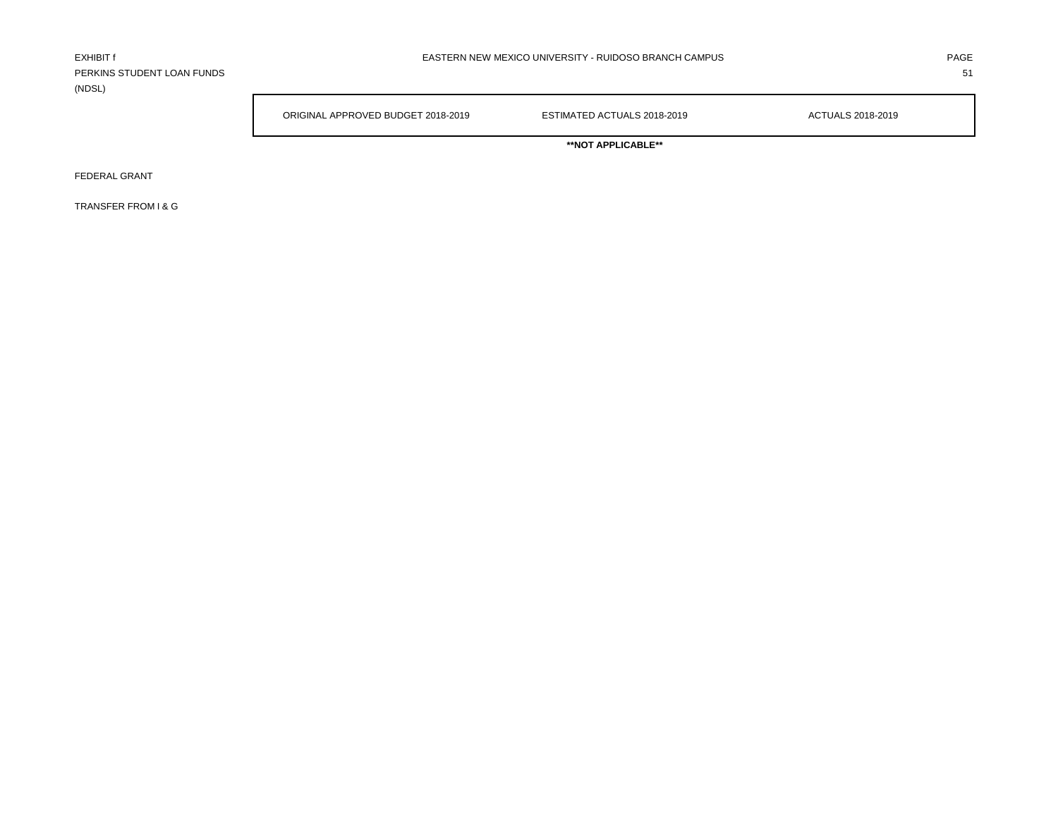EXHIBIT f
PERKINS STUDENT LOAN FUNDS
(NDSL)

EASTERN NEW MEXICO UNIVERSITY - RUIDOSO BRANCH CAMPUS

| | ORIGINAL APPROVED BUDGET 2018-2019 | ESTIMATED ACTUALS 2018-2019 | ACTUALS 2018-2019 |
|---|---|---|---|
| | | **\*\*NOT APPLICABLE\*\*** | |
| FEDERAL GRANT | | | |
| TRANSFER FROM I & G | | | |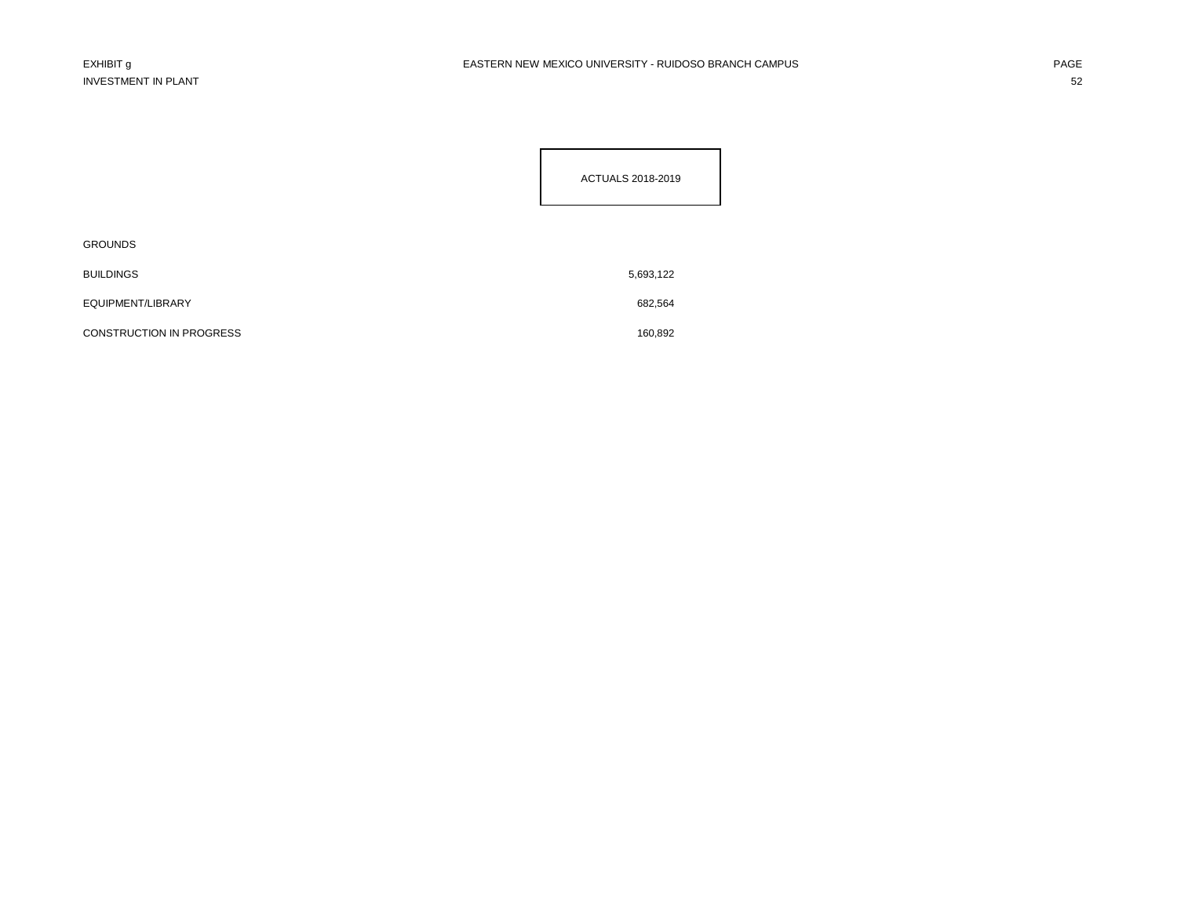EXHIBIT g
INVESTMENT IN PLANT

EASTERN NEW MEXICO UNIVERSITY - RUIDOSO BRANCH CAMPUS

| | ACTUALS 2018-2019 |
|---|---|
| GROUNDS | |
| BUILDINGS | 5,693,122 |
| EQUIPMENT/LIBRARY | 682,564 |
| CONSTRUCTION IN PROGRESS | 160,892 |